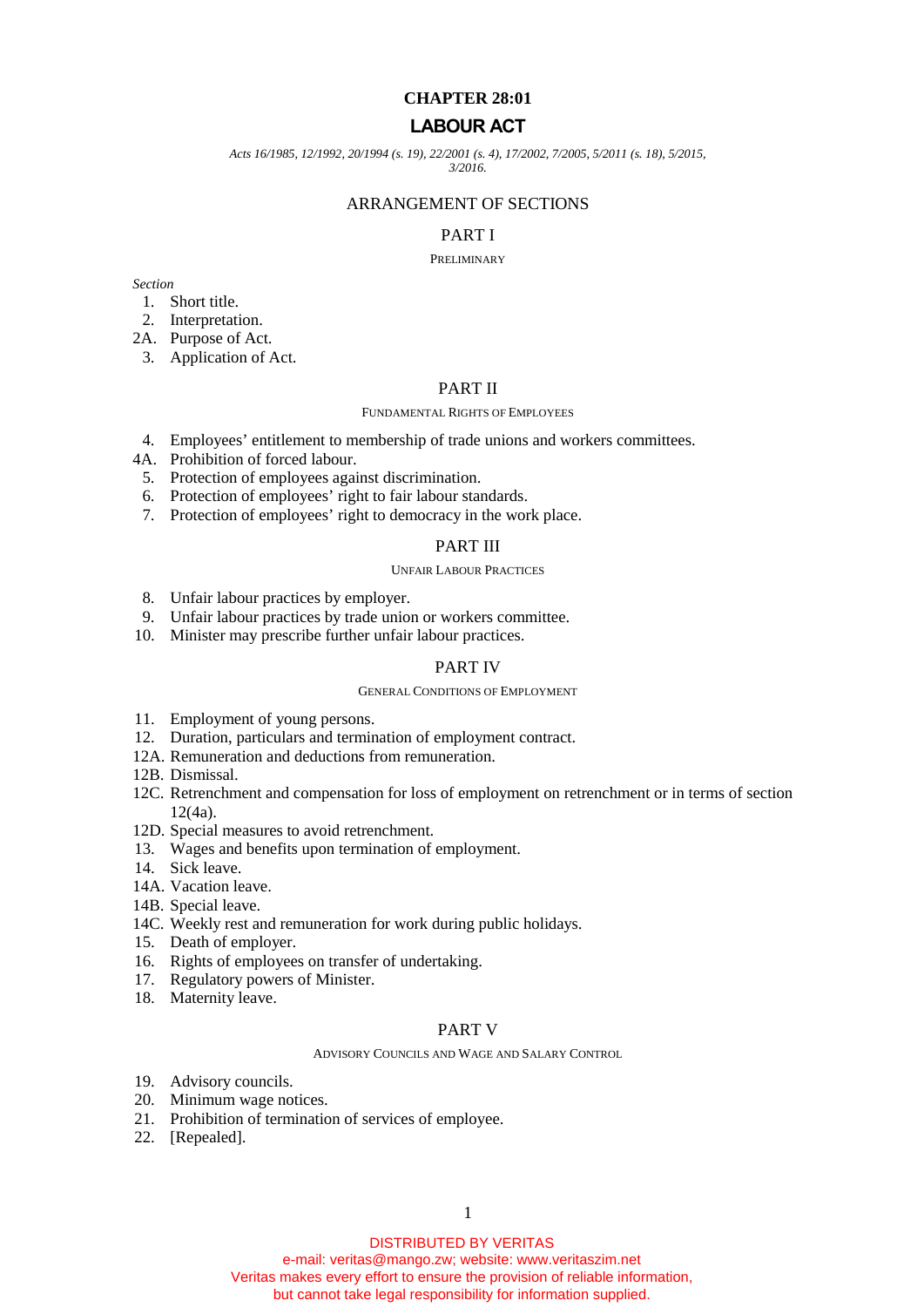**CHAPTER 28:01**

# LABOUR ACT

*Acts 16/1985, 12/1992, 20/1994 (s. 19), 22/2001 (s. 4), 17/2002, 7/2005, 5/2011 (s. 18), 5/2015, 3/2016.*

## ARRANGEMENT OF SECTIONS

## PART I

### PRELIMINARY

*Section*

1. Short title.
2. Interpretation.

2A. Purpose of Act.

3. Application of Act.

## PART II

### FUNDAMENTAL RIGHTS OF EMPLOYEES

4. Employees' entitlement to membership of trade unions and workers committees.

4A. Prohibition of forced labour.

5. Protection of employees against discrimination.
6. Protection of employees' right to fair labour standards.
7. Protection of employees' right to democracy in the work place.

## PART III

### UNFAIR LABOUR PRACTICES

8. Unfair labour practices by employer.
9. Unfair labour practices by trade union or workers committee.
10. Minister may prescribe further unfair labour practices.

## PART IV

### GENERAL CONDITIONS OF EMPLOYMENT

11. Employment of young persons.
12. Duration, particulars and termination of employment contract.

12A. Remuneration and deductions from remuneration.

12B. Dismissal.

12C. Retrenchment and compensation for loss of employment on retrenchment or in terms of section 12(4a).

12D. Special measures to avoid retrenchment.

13. Wages and benefits upon termination of employment.
14. Sick leave.

14A. Vacation leave.

14B. Special leave.

14C. Weekly rest and remuneration for work during public holidays.

15. Death of employer.
16. Rights of employees on transfer of undertaking.
17. Regulatory powers of Minister.
18. Maternity leave.

## PART V

### ADVISORY COUNCILS AND WAGE AND SALARY CONTROL

19. Advisory councils.
20. Minimum wage notices.
21. Prohibition of termination of services of employee.
22. [Repealed].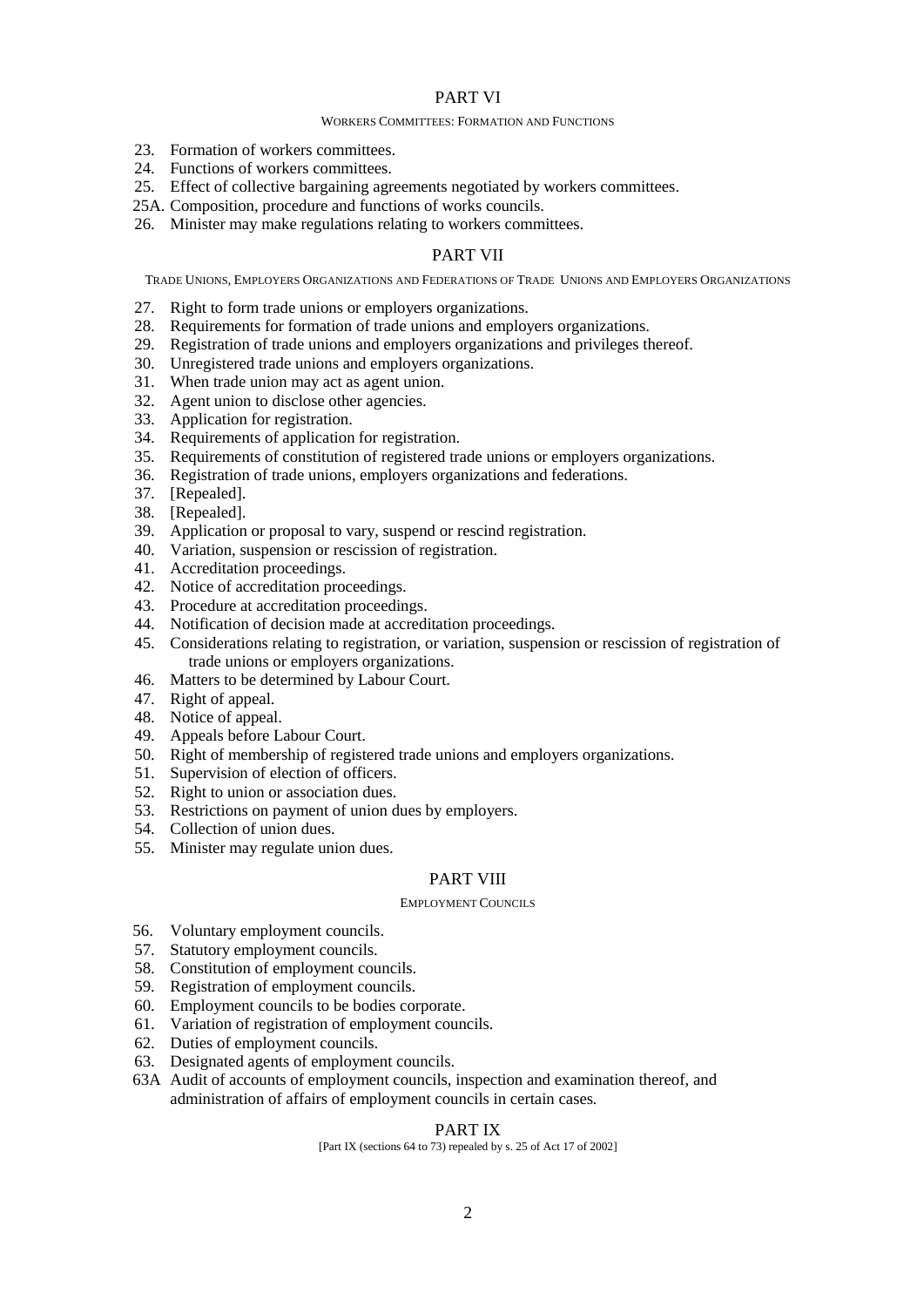## PART VI

WORKERS COMMITTEES: FORMATION AND FUNCTIONS

23. Formation of workers committees.
24. Functions of workers committees.
25. Effect of collective bargaining agreements negotiated by workers committees.
25A. Composition, procedure and functions of works councils.
26. Minister may make regulations relating to workers committees.

## PART VII

TRADE UNIONS, EMPLOYERS ORGANIZATIONS AND FEDERATIONS OF TRADE UNIONS AND EMPLOYERS ORGANIZATIONS

27. Right to form trade unions or employers organizations.
28. Requirements for formation of trade unions and employers organizations.
29. Registration of trade unions and employers organizations and privileges thereof.
30. Unregistered trade unions and employers organizations.
31. When trade union may act as agent union.
32. Agent union to disclose other agencies.
33. Application for registration.
34. Requirements of application for registration.
35. Requirements of constitution of registered trade unions or employers organizations.
36. Registration of trade unions, employers organizations and federations.
37. [Repealed].
38. [Repealed].
39. Application or proposal to vary, suspend or rescind registration.
40. Variation, suspension or rescission of registration.
41. Accreditation proceedings.
42. Notice of accreditation proceedings.
43. Procedure at accreditation proceedings.
44. Notification of decision made at accreditation proceedings.
45. Considerations relating to registration, or variation, suspension or rescission of registration of trade unions or employers organizations.
46. Matters to be determined by Labour Court.
47. Right of appeal.
48. Notice of appeal.
49. Appeals before Labour Court.
50. Right of membership of registered trade unions and employers organizations.
51. Supervision of election of officers.
52. Right to union or association dues.
53. Restrictions on payment of union dues by employers.
54. Collection of union dues.
55. Minister may regulate union dues.

## PART VIII

EMPLOYMENT COUNCILS

56. Voluntary employment councils.
57. Statutory employment councils.
58. Constitution of employment councils.
59. Registration of employment councils.
60. Employment councils to be bodies corporate.
61. Variation of registration of employment councils.
62. Duties of employment councils.
63. Designated agents of employment councils.
63A Audit of accounts of employment councils, inspection and examination thereof, and administration of affairs of employment councils in certain cases.

## PART IX

[Part IX (sections 64 to 73) repealed by s. 25 of Act 17 of 2002]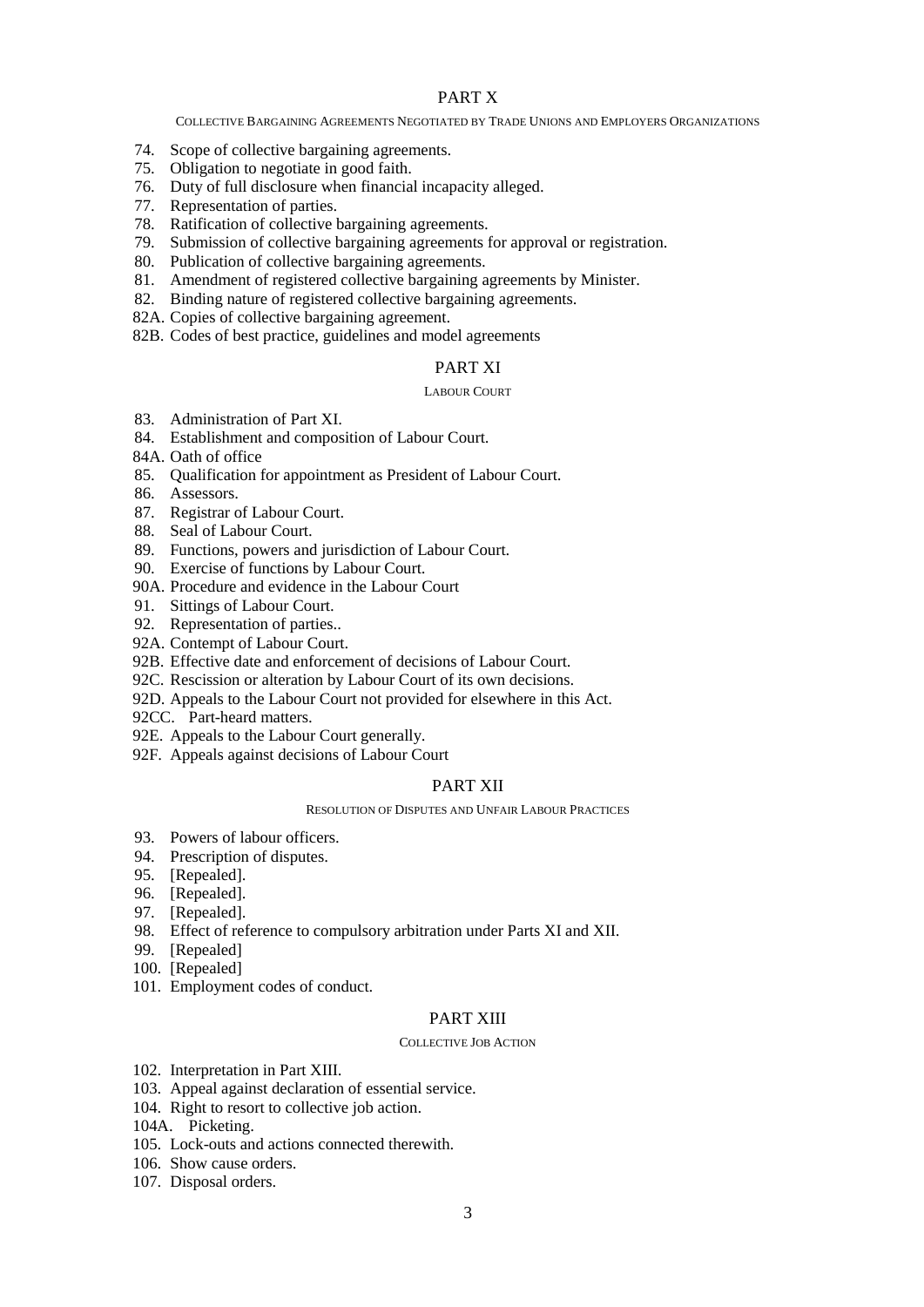## PART X

COLLECTIVE BARGAINING AGREEMENTS NEGOTIATED BY TRADE UNIONS AND EMPLOYERS ORGANIZATIONS

74. Scope of collective bargaining agreements.
75. Obligation to negotiate in good faith.
76. Duty of full disclosure when financial incapacity alleged.
77. Representation of parties.
78. Ratification of collective bargaining agreements.
79. Submission of collective bargaining agreements for approval or registration.
80. Publication of collective bargaining agreements.
81. Amendment of registered collective bargaining agreements by Minister.
82. Binding nature of registered collective bargaining agreements.

82A. Copies of collective bargaining agreement.

82B. Codes of best practice, guidelines and model agreements

## PART XI

LABOUR COURT

83. Administration of Part XI.
84. Establishment and composition of Labour Court.

84A. Oath of office

85. Qualification for appointment as President of Labour Court.
86. Assessors.
87. Registrar of Labour Court.
88. Seal of Labour Court.
89. Functions, powers and jurisdiction of Labour Court.
90. Exercise of functions by Labour Court.

90A. Procedure and evidence in the Labour Court

91. Sittings of Labour Court.
92. Representation of parties..

92A. Contempt of Labour Court.

92B. Effective date and enforcement of decisions of Labour Court.

92C. Rescission or alteration by Labour Court of its own decisions.

92D. Appeals to the Labour Court not provided for elsewhere in this Act.

92CC. Part-heard matters.

92E. Appeals to the Labour Court generally.

92F. Appeals against decisions of Labour Court

## PART XII

RESOLUTION OF DISPUTES AND UNFAIR LABOUR PRACTICES

93. Powers of labour officers.
94. Prescription of disputes.
95. [Repealed].
96. [Repealed].
97. [Repealed].
98. Effect of reference to compulsory arbitration under Parts XI and XII.
99. [Repealed]
100. [Repealed]
101. Employment codes of conduct.

## PART XIII

COLLECTIVE JOB ACTION

102. Interpretation in Part XIII.
103. Appeal against declaration of essential service.
104. Right to resort to collective job action.

104A. Picketing.

105. Lock-outs and actions connected therewith.
106. Show cause orders.
107. Disposal orders.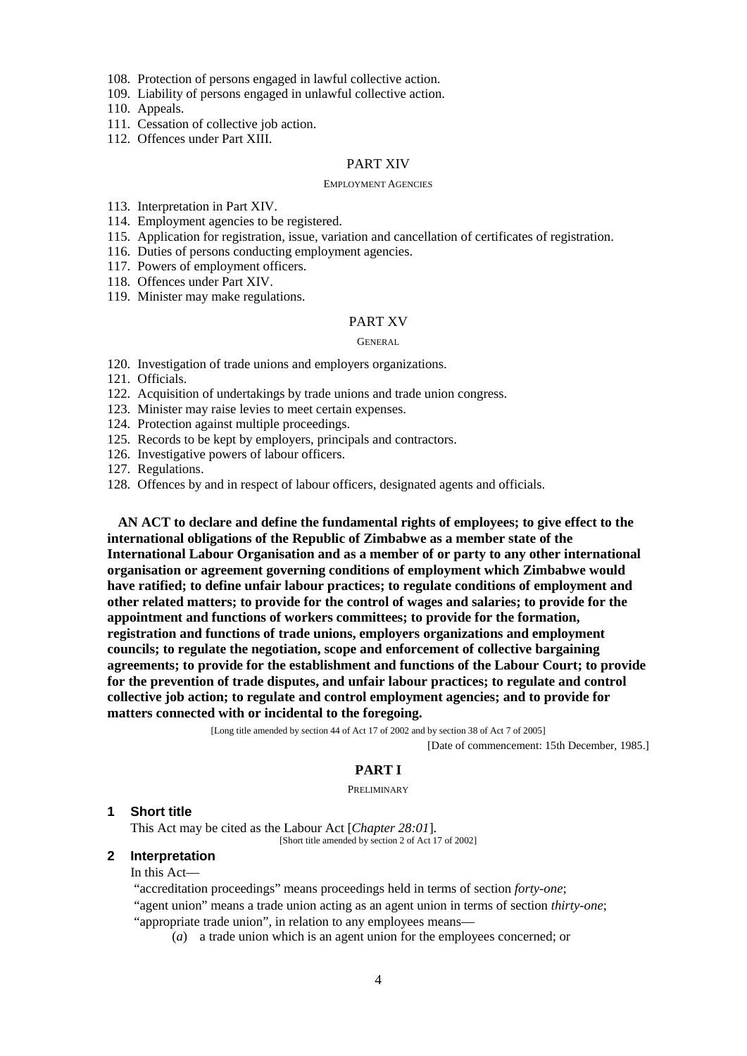108. Protection of persons engaged in lawful collective action.
109. Liability of persons engaged in unlawful collective action.
110. Appeals.
111. Cessation of collective job action.
112. Offences under Part XIII.

PART XIV

EMPLOYMENT AGENCIES

113. Interpretation in Part XIV.
114. Employment agencies to be registered.
115. Application for registration, issue, variation and cancellation of certificates of registration.
116. Duties of persons conducting employment agencies.
117. Powers of employment officers.
118. Offences under Part XIV.
119. Minister may make regulations.

PART XV

GENERAL

120. Investigation of trade unions and employers organizations.
121. Officials.
122. Acquisition of undertakings by trade unions and trade union congress.
123. Minister may raise levies to meet certain expenses.
124. Protection against multiple proceedings.
125. Records to be kept by employers, principals and contractors.
126. Investigative powers of labour officers.
127. Regulations.
128. Offences by and in respect of labour officers, designated agents and officials.

**AN ACT to declare and define the fundamental rights of employees; to give effect to the international obligations of the Republic of Zimbabwe as a member state of the International Labour Organisation and as a member of or party to any other international organisation or agreement governing conditions of employment which Zimbabwe would have ratified; to define unfair labour practices; to regulate conditions of employment and other related matters; to provide for the control of wages and salaries; to provide for the appointment and functions of workers committees; to provide for the formation, registration and functions of trade unions, employers organizations and employment councils; to regulate the negotiation, scope and enforcement of collective bargaining agreements; to provide for the establishment and functions of the Labour Court; to provide for the prevention of trade disputes, and unfair labour practices; to regulate and control collective job action; to regulate and control employment agencies; and to provide for matters connected with or incidental to the foregoing.**

[Long title amended by section 44 of Act 17 of 2002 and by section 38 of Act 7 of 2005]

[Date of commencement: 15th December, 1985.]

## PART I

PRELIMINARY

### 1 Short title

This Act may be cited as the Labour Act [*Chapter 28:01*].

[Short title amended by section 2 of Act 17 of 2002]

### 2 Interpretation

In this Act—

"accreditation proceedings" means proceedings held in terms of section *forty-one*;

"agent union" means a trade union acting as an agent union in terms of section *thirty-one*;

"appropriate trade union", in relation to any employees means—

(*a*) a trade union which is an agent union for the employees concerned; or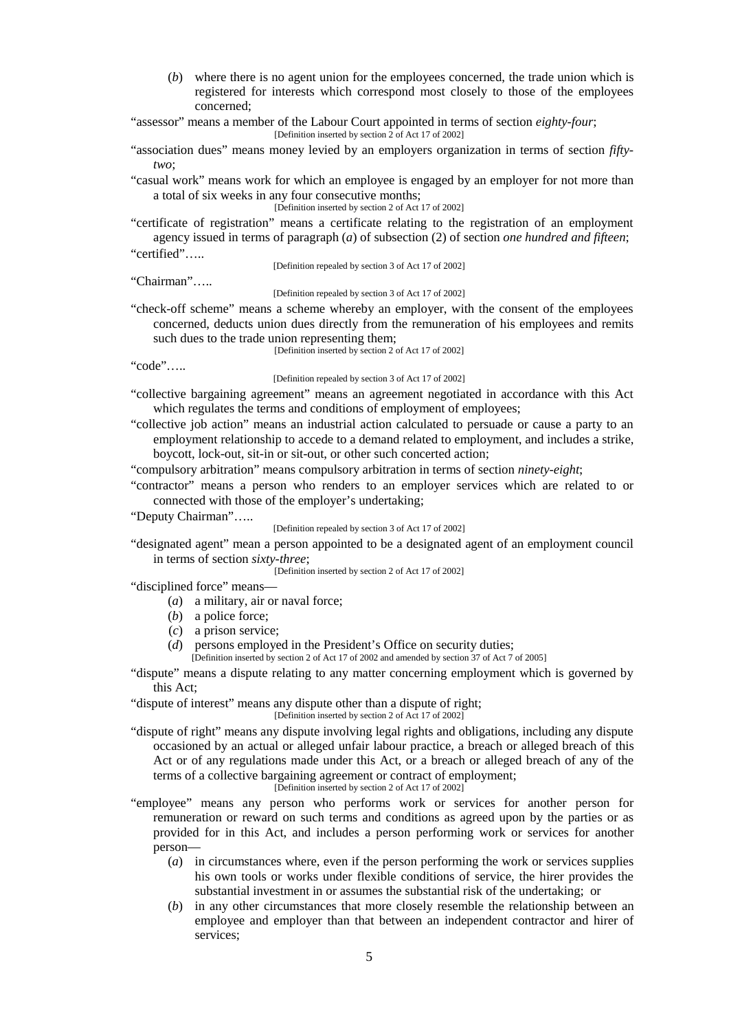(*b*) where there is no agent union for the employees concerned, the trade union which is registered for interests which correspond most closely to those of the employees concerned;

"assessor" means a member of the Labour Court appointed in terms of section *eighty-four*;
[Definition inserted by section 2 of Act 17 of 2002]

"association dues" means money levied by an employers organization in terms of section *fifty-two*;

"casual work" means work for which an employee is engaged by an employer for not more than a total of six weeks in any four consecutive months;
[Definition inserted by section 2 of Act 17 of 2002]

"certificate of registration" means a certificate relating to the registration of an employment agency issued in terms of paragraph (*a*) of subsection (2) of section *one hundred and fifteen*;

"certified"…..
[Definition repealed by section 3 of Act 17 of 2002]

"Chairman"…..
[Definition repealed by section 3 of Act 17 of 2002]

"check-off scheme" means a scheme whereby an employer, with the consent of the employees concerned, deducts union dues directly from the remuneration of his employees and remits such dues to the trade union representing them;
[Definition inserted by section 2 of Act 17 of 2002]

"code"…..
[Definition repealed by section 3 of Act 17 of 2002]

"collective bargaining agreement" means an agreement negotiated in accordance with this Act which regulates the terms and conditions of employment of employees;

"collective job action" means an industrial action calculated to persuade or cause a party to an employment relationship to accede to a demand related to employment, and includes a strike, boycott, lock-out, sit-in or sit-out, or other such concerted action;

"compulsory arbitration" means compulsory arbitration in terms of section *ninety-eight*;

"contractor" means a person who renders to an employer services which are related to or connected with those of the employer's undertaking;

"Deputy Chairman"…..
[Definition repealed by section 3 of Act 17 of 2002]

"designated agent" mean a person appointed to be a designated agent of an employment council in terms of section *sixty-three*;
[Definition inserted by section 2 of Act 17 of 2002]

"disciplined force" means—

(*a*) a military, air or naval force;

(*b*) a police force;

(*c*) a prison service;

(*d*) persons employed in the President's Office on security duties;
[Definition inserted by section 2 of Act 17 of 2002 and amended by section 37 of Act 7 of 2005]

"dispute" means a dispute relating to any matter concerning employment which is governed by this Act;

"dispute of interest" means any dispute other than a dispute of right;
[Definition inserted by section 2 of Act 17 of 2002]

"dispute of right" means any dispute involving legal rights and obligations, including any dispute occasioned by an actual or alleged unfair labour practice, a breach or alleged breach of this Act or of any regulations made under this Act, or a breach or alleged breach of any of the terms of a collective bargaining agreement or contract of employment;
[Definition inserted by section 2 of Act 17 of 2002]

"employee" means any person who performs work or services for another person for remuneration or reward on such terms and conditions as agreed upon by the parties or as provided for in this Act, and includes a person performing work or services for another person—

(*a*) in circumstances where, even if the person performing the work or services supplies his own tools or works under flexible conditions of service, the hirer provides the substantial investment in or assumes the substantial risk of the undertaking; or

(*b*) in any other circumstances that more closely resemble the relationship between an employee and employer than that between an independent contractor and hirer of services;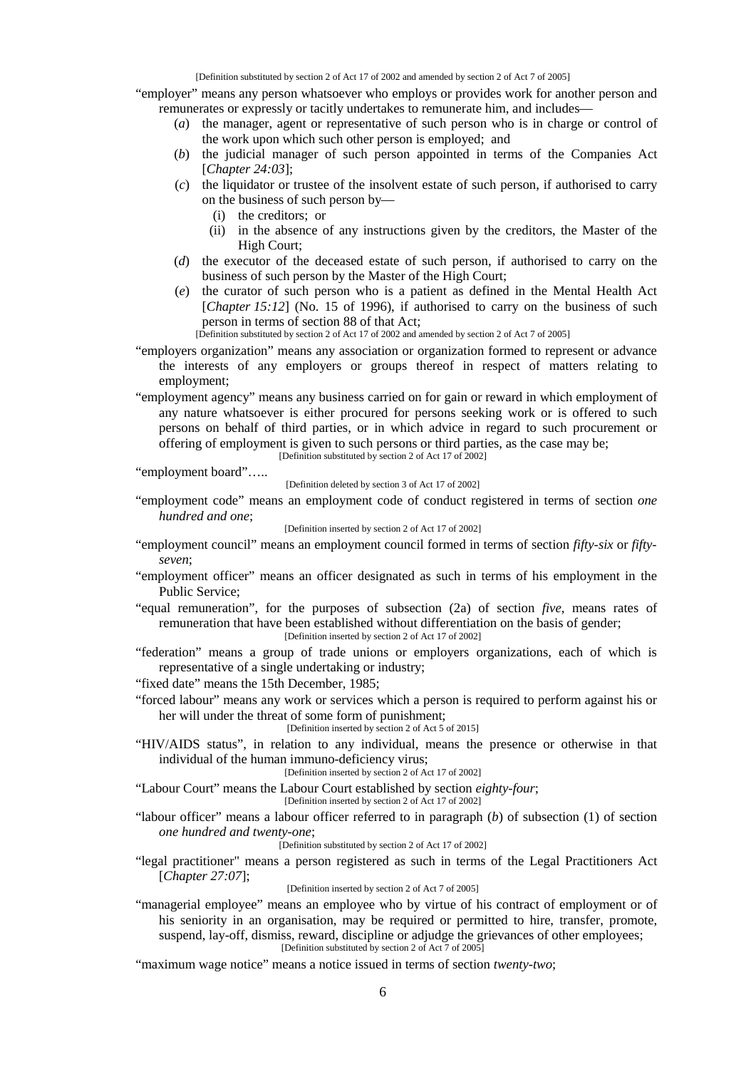[Definition substituted by section 2 of Act 17 of 2002 and amended by section 2 of Act 7 of 2005]

"employer" means any person whatsoever who employs or provides work for another person and remunerates or expressly or tacitly undertakes to remunerate him, and includes—

- (*a*) the manager, agent or representative of such person who is in charge or control of the work upon which such other person is employed; and
- (*b*) the judicial manager of such person appointed in terms of the Companies Act [*Chapter 24:03*];
- (*c*) the liquidator or trustee of the insolvent estate of such person, if authorised to carry on the business of such person by—
  - (i) the creditors; or
  - (ii) in the absence of any instructions given by the creditors, the Master of the High Court;
- (*d*) the executor of the deceased estate of such person, if authorised to carry on the business of such person by the Master of the High Court;
- (*e*) the curator of such person who is a patient as defined in the Mental Health Act [*Chapter 15:12*] (No. 15 of 1996), if authorised to carry on the business of such person in terms of section 88 of that Act;

[Definition substituted by section 2 of Act 17 of 2002 and amended by section 2 of Act 7 of 2005]

"employers organization" means any association or organization formed to represent or advance the interests of any employers or groups thereof in respect of matters relating to employment;

"employment agency" means any business carried on for gain or reward in which employment of any nature whatsoever is either procured for persons seeking work or is offered to such persons on behalf of third parties, or in which advice in regard to such procurement or offering of employment is given to such persons or third parties, as the case may be;

[Definition substituted by section 2 of Act 17 of 2002]

"employment board"…..

[Definition deleted by section 3 of Act 17 of 2002]

"employment code" means an employment code of conduct registered in terms of section *one hundred and one*;

[Definition inserted by section 2 of Act 17 of 2002]

"employment council" means an employment council formed in terms of section *fifty-six* or *fifty-seven*;

"employment officer" means an officer designated as such in terms of his employment in the Public Service;

"equal remuneration", for the purposes of subsection (2a) of section *five,* means rates of remuneration that have been established without differentiation on the basis of gender;

[Definition inserted by section 2 of Act 17 of 2002]

"federation" means a group of trade unions or employers organizations, each of which is representative of a single undertaking or industry;

"fixed date" means the 15th December, 1985;

"forced labour" means any work or services which a person is required to perform against his or her will under the threat of some form of punishment;

[Definition inserted by section 2 of Act 5 of 2015]

"HIV/AIDS status", in relation to any individual, means the presence or otherwise in that individual of the human immuno-deficiency virus;

[Definition inserted by section 2 of Act 17 of 2002]

"Labour Court" means the Labour Court established by section *eighty-four*;

[Definition inserted by section 2 of Act 17 of 2002]

"labour officer" means a labour officer referred to in paragraph (*b*) of subsection (1) of section *one hundred and twenty-one*;

[Definition substituted by section 2 of Act 17 of 2002]

"legal practitioner" means a person registered as such in terms of the Legal Practitioners Act [*Chapter 27:07*];

[Definition inserted by section 2 of Act 7 of 2005]

"managerial employee" means an employee who by virtue of his contract of employment or of his seniority in an organisation, may be required or permitted to hire, transfer, promote, suspend, lay-off, dismiss, reward, discipline or adjudge the grievances of other employees;

[Definition substituted by section 2 of Act 7 of 2005]

"maximum wage notice" means a notice issued in terms of section *twenty-two*;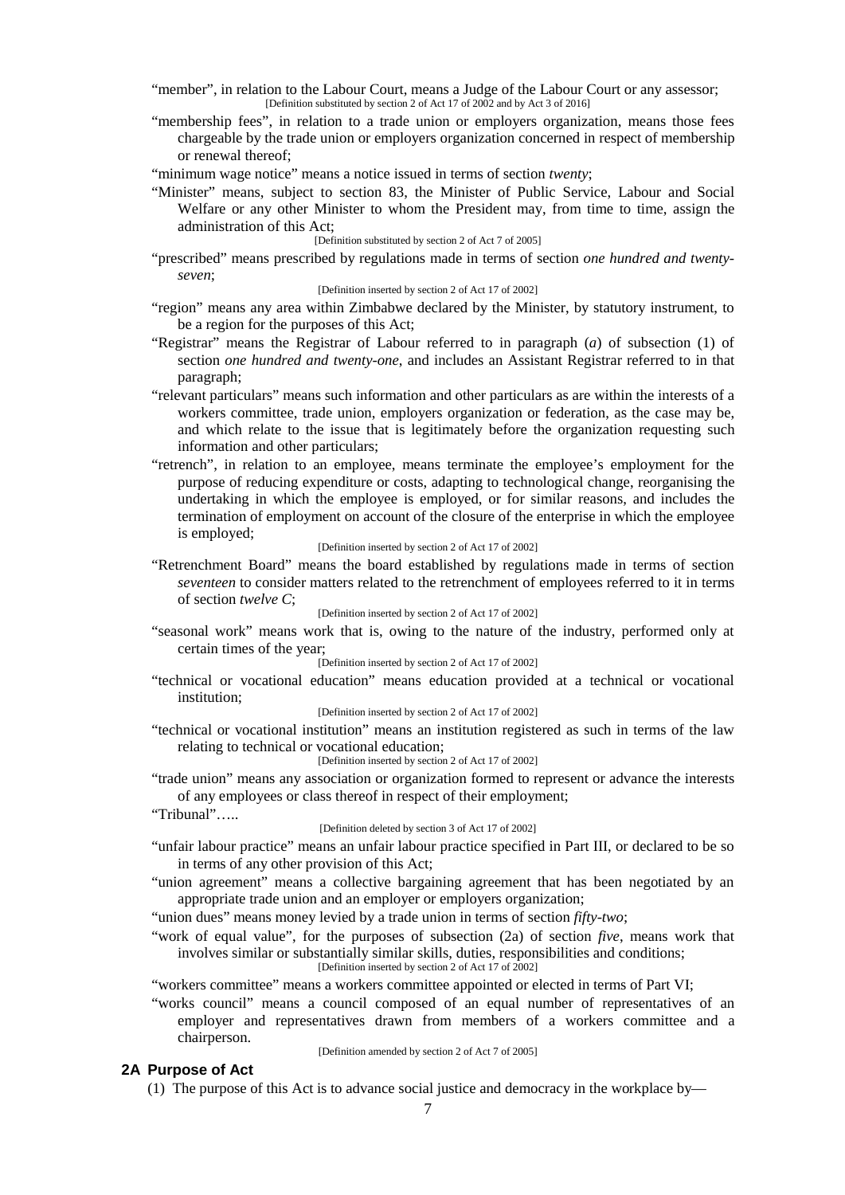"member", in relation to the Labour Court, means a Judge of the Labour Court or any assessor;

[Definition substituted by section 2 of Act 17 of 2002 and by Act 3 of 2016]

"membership fees", in relation to a trade union or employers organization, means those fees chargeable by the trade union or employers organization concerned in respect of membership or renewal thereof;

"minimum wage notice" means a notice issued in terms of section *twenty*;

"Minister" means, subject to section 83, the Minister of Public Service, Labour and Social Welfare or any other Minister to whom the President may, from time to time, assign the administration of this Act;

[Definition substituted by section 2 of Act 7 of 2005]

"prescribed" means prescribed by regulations made in terms of section *one hundred and twenty-seven*;

[Definition inserted by section 2 of Act 17 of 2002]

"region" means any area within Zimbabwe declared by the Minister, by statutory instrument, to be a region for the purposes of this Act;

"Registrar" means the Registrar of Labour referred to in paragraph (*a*) of subsection (1) of section *one hundred and twenty-one*, and includes an Assistant Registrar referred to in that paragraph;

"relevant particulars" means such information and other particulars as are within the interests of a workers committee, trade union, employers organization or federation, as the case may be, and which relate to the issue that is legitimately before the organization requesting such information and other particulars;

"retrench", in relation to an employee, means terminate the employee's employment for the purpose of reducing expenditure or costs, adapting to technological change, reorganising the undertaking in which the employee is employed, or for similar reasons, and includes the termination of employment on account of the closure of the enterprise in which the employee is employed;

[Definition inserted by section 2 of Act 17 of 2002]

"Retrenchment Board" means the board established by regulations made in terms of section *seventeen* to consider matters related to the retrenchment of employees referred to it in terms of section *twelve C*;

[Definition inserted by section 2 of Act 17 of 2002]

"seasonal work" means work that is, owing to the nature of the industry, performed only at certain times of the year;

[Definition inserted by section 2 of Act 17 of 2002]

"technical or vocational education" means education provided at a technical or vocational institution;

[Definition inserted by section 2 of Act 17 of 2002]

"technical or vocational institution" means an institution registered as such in terms of the law relating to technical or vocational education;

[Definition inserted by section 2 of Act 17 of 2002]

"trade union" means any association or organization formed to represent or advance the interests of any employees or class thereof in respect of their employment;

"Tribunal"…..

[Definition deleted by section 3 of Act 17 of 2002]

"unfair labour practice" means an unfair labour practice specified in Part III, or declared to be so in terms of any other provision of this Act;

"union agreement" means a collective bargaining agreement that has been negotiated by an appropriate trade union and an employer or employers organization;

"union dues" means money levied by a trade union in terms of section *fifty-two*;

"work of equal value", for the purposes of subsection (2a) of section *five*, means work that involves similar or substantially similar skills, duties, responsibilities and conditions;

[Definition inserted by section 2 of Act 17 of 2002]

"workers committee" means a workers committee appointed or elected in terms of Part VI;

"works council" means a council composed of an equal number of representatives of an employer and representatives drawn from members of a workers committee and a chairperson.

[Definition amended by section 2 of Act 7 of 2005]

### 2A Purpose of Act

(1) The purpose of this Act is to advance social justice and democracy in the workplace by—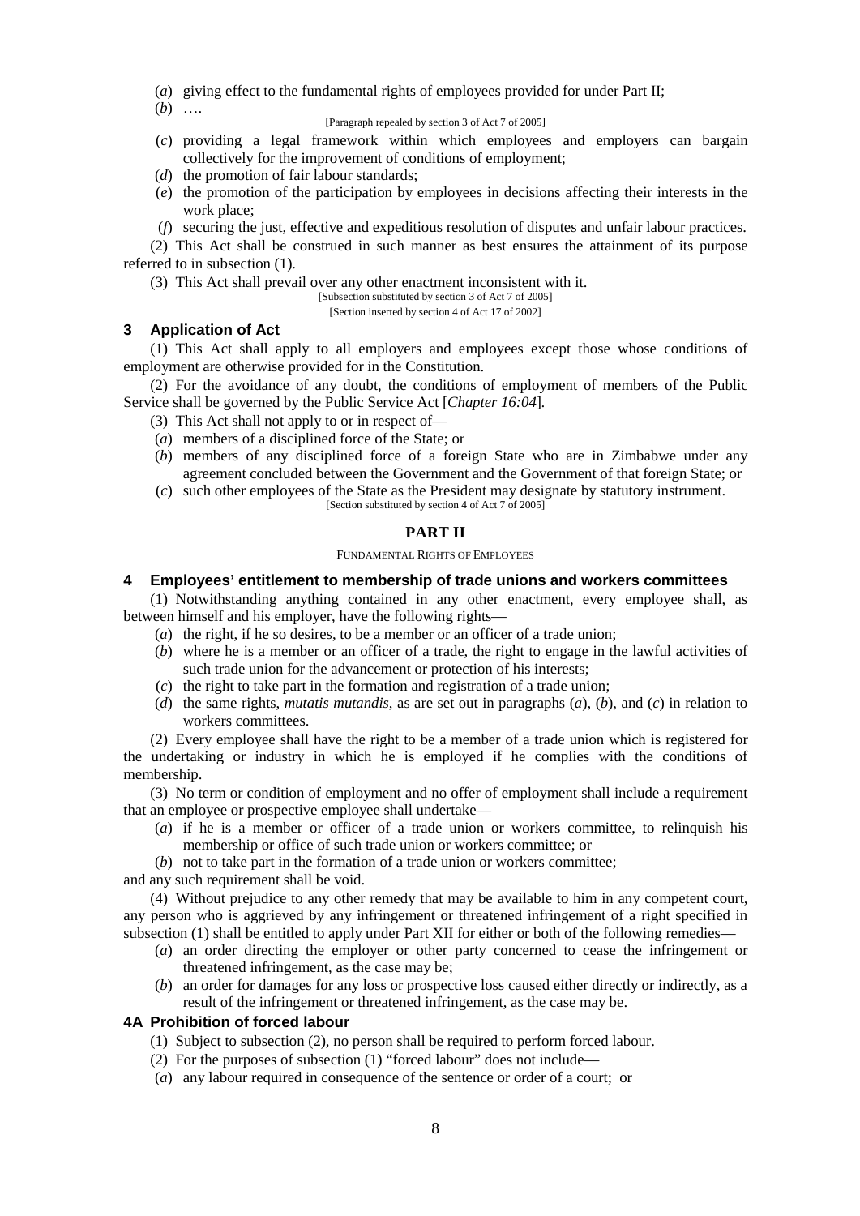(*a*) giving effect to the fundamental rights of employees provided for under Part II;

(*b*) ….

[Paragraph repealed by section 3 of Act 7 of 2005]

(*c*) providing a legal framework within which employees and employers can bargain collectively for the improvement of conditions of employment;

(*d*) the promotion of fair labour standards;

(*e*) the promotion of the participation by employees in decisions affecting their interests in the work place;

(*f*) securing the just, effective and expeditious resolution of disputes and unfair labour practices.

(2) This Act shall be construed in such manner as best ensures the attainment of its purpose referred to in subsection (1).

(3) This Act shall prevail over any other enactment inconsistent with it.

[Subsection substituted by section 3 of Act 7 of 2005]

[Section inserted by section 4 of Act 17 of 2002]

### 3 Application of Act

(1) This Act shall apply to all employers and employees except those whose conditions of employment are otherwise provided for in the Constitution.

(2) For the avoidance of any doubt, the conditions of employment of members of the Public Service shall be governed by the Public Service Act [*Chapter 16:04*].

(3) This Act shall not apply to or in respect of—

(*a*) members of a disciplined force of the State; or

(*b*) members of any disciplined force of a foreign State who are in Zimbabwe under any agreement concluded between the Government and the Government of that foreign State; or

(*c*) such other employees of the State as the President may designate by statutory instrument.

[Section substituted by section 4 of Act 7 of 2005]

## PART II

FUNDAMENTAL RIGHTS OF EMPLOYEES

### 4 Employees' entitlement to membership of trade unions and workers committees

(1) Notwithstanding anything contained in any other enactment, every employee shall, as between himself and his employer, have the following rights—

(*a*) the right, if he so desires, to be a member or an officer of a trade union;

(*b*) where he is a member or an officer of a trade, the right to engage in the lawful activities of such trade union for the advancement or protection of his interests;

(*c*) the right to take part in the formation and registration of a trade union;

(*d*) the same rights, *mutatis mutandis*, as are set out in paragraphs (*a*), (*b*), and (*c*) in relation to workers committees.

(2) Every employee shall have the right to be a member of a trade union which is registered for the undertaking or industry in which he is employed if he complies with the conditions of membership.

(3) No term or condition of employment and no offer of employment shall include a requirement that an employee or prospective employee shall undertake—

(*a*) if he is a member or officer of a trade union or workers committee, to relinquish his membership or office of such trade union or workers committee; or

(*b*) not to take part in the formation of a trade union or workers committee;

and any such requirement shall be void.

(4) Without prejudice to any other remedy that may be available to him in any competent court, any person who is aggrieved by any infringement or threatened infringement of a right specified in subsection (1) shall be entitled to apply under Part XII for either or both of the following remedies—

(*a*) an order directing the employer or other party concerned to cease the infringement or threatened infringement, as the case may be;

(*b*) an order for damages for any loss or prospective loss caused either directly or indirectly, as a result of the infringement or threatened infringement, as the case may be.

### 4A Prohibition of forced labour

(1) Subject to subsection (2), no person shall be required to perform forced labour.

(2) For the purposes of subsection (1) "forced labour" does not include—

(*a*) any labour required in consequence of the sentence or order of a court; or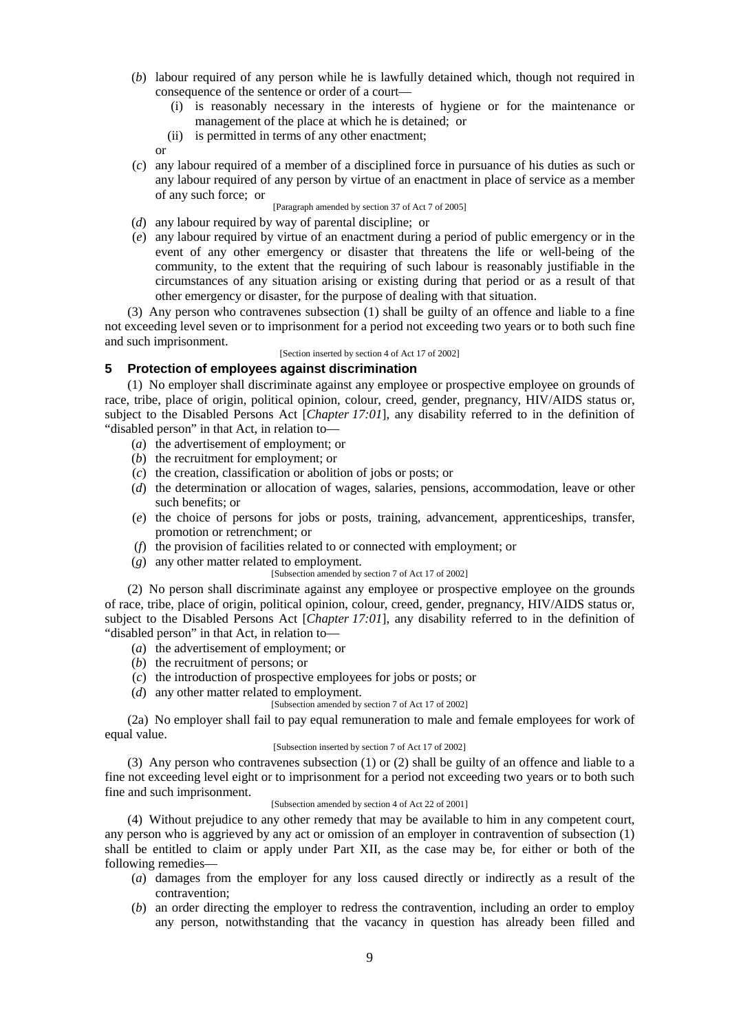(*b*) labour required of any person while he is lawfully detained which, though not required in consequence of the sentence or order of a court—

(i) is reasonably necessary in the interests of hygiene or for the maintenance or management of the place at which he is detained; or

(ii) is permitted in terms of any other enactment;

or

(*c*) any labour required of a member of a disciplined force in pursuance of his duties as such or any labour required of any person by virtue of an enactment in place of service as a member of any such force; or

[Paragraph amended by section 37 of Act 7 of 2005]

(*d*) any labour required by way of parental discipline; or

(*e*) any labour required by virtue of an enactment during a period of public emergency or in the event of any other emergency or disaster that threatens the life or well-being of the community, to the extent that the requiring of such labour is reasonably justifiable in the circumstances of any situation arising or existing during that period or as a result of that other emergency or disaster, for the purpose of dealing with that situation.

(3) Any person who contravenes subsection (1) shall be guilty of an offence and liable to a fine not exceeding level seven or to imprisonment for a period not exceeding two years or to both such fine and such imprisonment.

[Section inserted by section 4 of Act 17 of 2002]

## 5 Protection of employees against discrimination

(1) No employer shall discriminate against any employee or prospective employee on grounds of race, tribe, place of origin, political opinion, colour, creed, gender, pregnancy, HIV/AIDS status or, subject to the Disabled Persons Act [*Chapter 17:01*], any disability referred to in the definition of "disabled person" in that Act, in relation to—

(*a*) the advertisement of employment; or

(*b*) the recruitment for employment; or

(*c*) the creation, classification or abolition of jobs or posts; or

(*d*) the determination or allocation of wages, salaries, pensions, accommodation, leave or other such benefits; or

(*e*) the choice of persons for jobs or posts, training, advancement, apprenticeships, transfer, promotion or retrenchment; or

(*f*) the provision of facilities related to or connected with employment; or

(*g*) any other matter related to employment.

[Subsection amended by section 7 of Act 17 of 2002]

(2) No person shall discriminate against any employee or prospective employee on the grounds of race, tribe, place of origin, political opinion, colour, creed, gender, pregnancy, HIV/AIDS status or, subject to the Disabled Persons Act [*Chapter 17:01*], any disability referred to in the definition of "disabled person" in that Act, in relation to—

(*a*) the advertisement of employment; or

(*b*) the recruitment of persons; or

(*c*) the introduction of prospective employees for jobs or posts; or

(*d*) any other matter related to employment.

[Subsection amended by section 7 of Act 17 of 2002]

(2a) No employer shall fail to pay equal remuneration to male and female employees for work of equal value.

[Subsection inserted by section 7 of Act 17 of 2002]

(3) Any person who contravenes subsection (1) or (2) shall be guilty of an offence and liable to a fine not exceeding level eight or to imprisonment for a period not exceeding two years or to both such fine and such imprisonment.

[Subsection amended by section 4 of Act 22 of 2001]

(4) Without prejudice to any other remedy that may be available to him in any competent court, any person who is aggrieved by any act or omission of an employer in contravention of subsection (1) shall be entitled to claim or apply under Part XII, as the case may be, for either or both of the following remedies—

(*a*) damages from the employer for any loss caused directly or indirectly as a result of the contravention;

(*b*) an order directing the employer to redress the contravention, including an order to employ any person, notwithstanding that the vacancy in question has already been filled and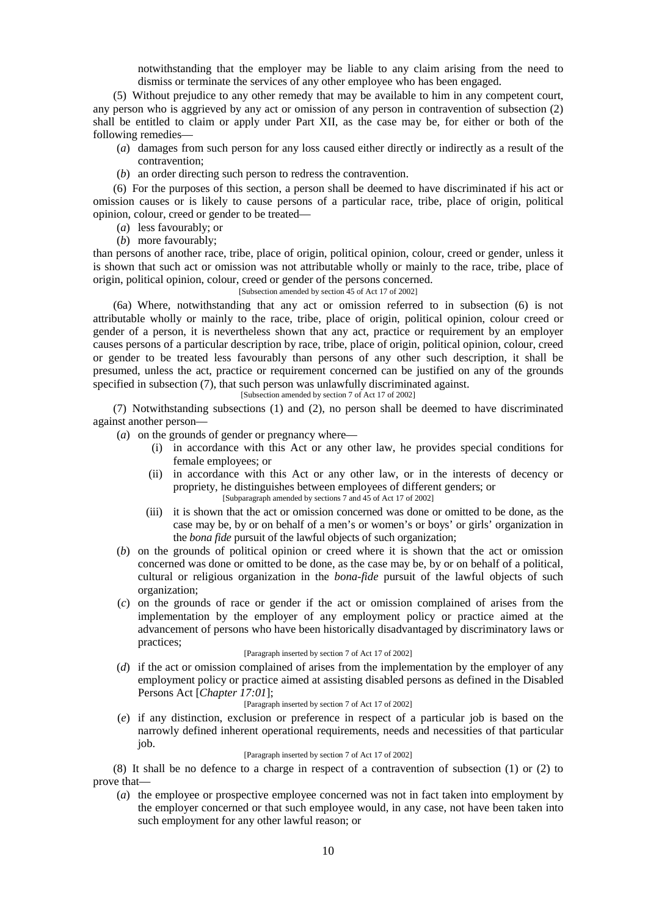notwithstanding that the employer may be liable to any claim arising from the need to dismiss or terminate the services of any other employee who has been engaged.

(5) Without prejudice to any other remedy that may be available to him in any competent court, any person who is aggrieved by any act or omission of any person in contravention of subsection (2) shall be entitled to claim or apply under Part XII, as the case may be, for either or both of the following remedies—

(*a*) damages from such person for any loss caused either directly or indirectly as a result of the contravention;

(*b*) an order directing such person to redress the contravention.

(6) For the purposes of this section, a person shall be deemed to have discriminated if his act or omission causes or is likely to cause persons of a particular race, tribe, place of origin, political opinion, colour, creed or gender to be treated—

(*a*) less favourably; or

(*b*) more favourably;

than persons of another race, tribe, place of origin, political opinion, colour, creed or gender, unless it is shown that such act or omission was not attributable wholly or mainly to the race, tribe, place of origin, political opinion, colour, creed or gender of the persons concerned.

[Subsection amended by section 45 of Act 17 of 2002]

(6a) Where, notwithstanding that any act or omission referred to in subsection (6) is not attributable wholly or mainly to the race, tribe, place of origin, political opinion, colour creed or gender of a person, it is nevertheless shown that any act, practice or requirement by an employer causes persons of a particular description by race, tribe, place of origin, political opinion, colour, creed or gender to be treated less favourably than persons of any other such description, it shall be presumed, unless the act, practice or requirement concerned can be justified on any of the grounds specified in subsection (7), that such person was unlawfully discriminated against.

[Subsection amended by section 7 of Act 17 of 2002]

(7) Notwithstanding subsections (1) and (2), no person shall be deemed to have discriminated against another person—

(*a*) on the grounds of gender or pregnancy where—

(i) in accordance with this Act or any other law, he provides special conditions for female employees; or

(ii) in accordance with this Act or any other law, or in the interests of decency or propriety, he distinguishes between employees of different genders; or

[Subparagraph amended by sections 7 and 45 of Act 17 of 2002]

(iii) it is shown that the act or omission concerned was done or omitted to be done, as the case may be, by or on behalf of a men's or women's or boys' or girls' organization in the *bona fide* pursuit of the lawful objects of such organization;

(*b*) on the grounds of political opinion or creed where it is shown that the act or omission concerned was done or omitted to be done, as the case may be, by or on behalf of a political, cultural or religious organization in the *bona-fide* pursuit of the lawful objects of such organization;

(*c*) on the grounds of race or gender if the act or omission complained of arises from the implementation by the employer of any employment policy or practice aimed at the advancement of persons who have been historically disadvantaged by discriminatory laws or practices;

[Paragraph inserted by section 7 of Act 17 of 2002]

(*d*) if the act or omission complained of arises from the implementation by the employer of any employment policy or practice aimed at assisting disabled persons as defined in the Disabled Persons Act [*Chapter 17:01*];

[Paragraph inserted by section 7 of Act 17 of 2002]

(*e*) if any distinction, exclusion or preference in respect of a particular job is based on the narrowly defined inherent operational requirements, needs and necessities of that particular job.

[Paragraph inserted by section 7 of Act 17 of 2002]

(8) It shall be no defence to a charge in respect of a contravention of subsection (1) or (2) to prove that—

(*a*) the employee or prospective employee concerned was not in fact taken into employment by the employer concerned or that such employee would, in any case, not have been taken into such employment for any other lawful reason; or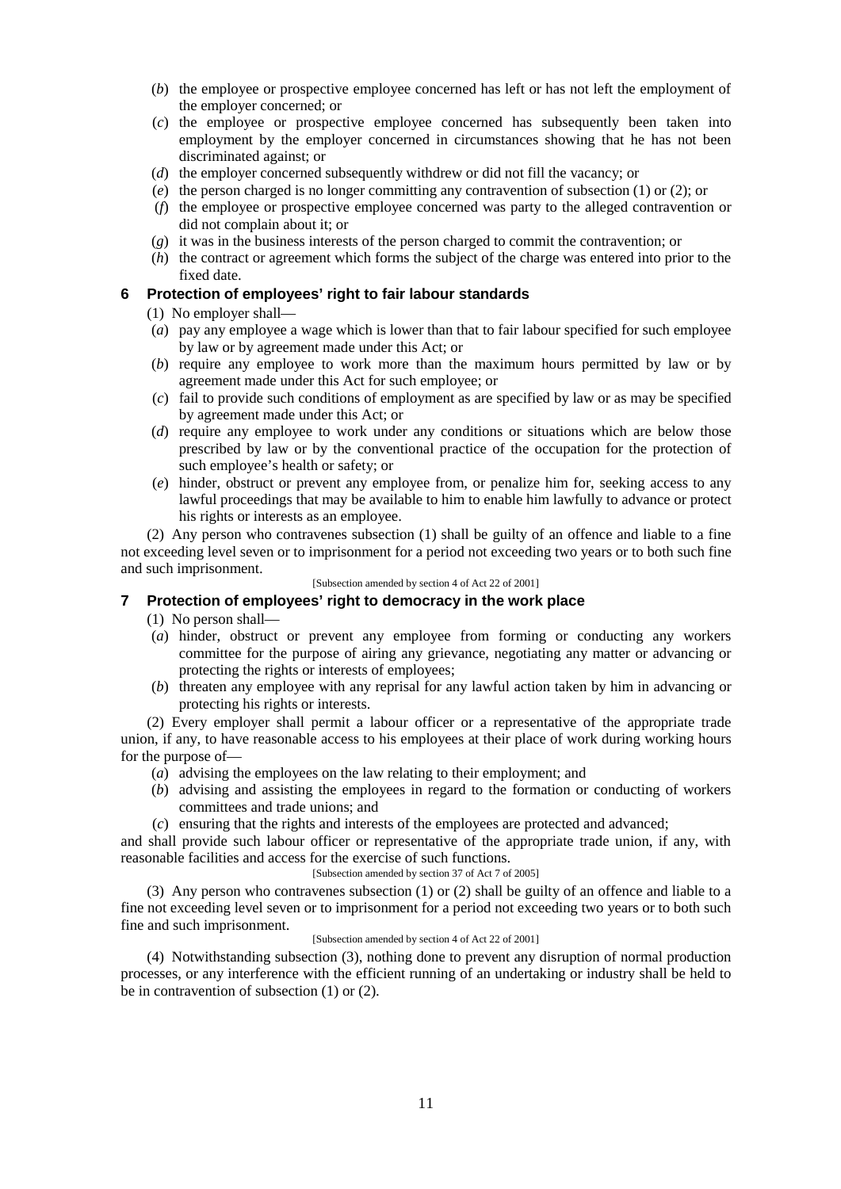(*b*) the employee or prospective employee concerned has left or has not left the employment of the employer concerned; or

(*c*) the employee or prospective employee concerned has subsequently been taken into employment by the employer concerned in circumstances showing that he has not been discriminated against; or

(*d*) the employer concerned subsequently withdrew or did not fill the vacancy; or

(*e*) the person charged is no longer committing any contravention of subsection (1) or (2); or

(*f*) the employee or prospective employee concerned was party to the alleged contravention or did not complain about it; or

(*g*) it was in the business interests of the person charged to commit the contravention; or

(*h*) the contract or agreement which forms the subject of the charge was entered into prior to the fixed date.

### 6 Protection of employees' right to fair labour standards

(1) No employer shall—

(*a*) pay any employee a wage which is lower than that to fair labour specified for such employee by law or by agreement made under this Act; or

(*b*) require any employee to work more than the maximum hours permitted by law or by agreement made under this Act for such employee; or

(*c*) fail to provide such conditions of employment as are specified by law or as may be specified by agreement made under this Act; or

(*d*) require any employee to work under any conditions or situations which are below those prescribed by law or by the conventional practice of the occupation for the protection of such employee's health or safety; or

(*e*) hinder, obstruct or prevent any employee from, or penalize him for, seeking access to any lawful proceedings that may be available to him to enable him lawfully to advance or protect his rights or interests as an employee.

(2) Any person who contravenes subsection (1) shall be guilty of an offence and liable to a fine not exceeding level seven or to imprisonment for a period not exceeding two years or to both such fine and such imprisonment.

[Subsection amended by section 4 of Act 22 of 2001]

### 7 Protection of employees' right to democracy in the work place

(1) No person shall—

(*a*) hinder, obstruct or prevent any employee from forming or conducting any workers committee for the purpose of airing any grievance, negotiating any matter or advancing or protecting the rights or interests of employees;

(*b*) threaten any employee with any reprisal for any lawful action taken by him in advancing or protecting his rights or interests.

(2) Every employer shall permit a labour officer or a representative of the appropriate trade union, if any, to have reasonable access to his employees at their place of work during working hours for the purpose of—

(*a*) advising the employees on the law relating to their employment; and

(*b*) advising and assisting the employees in regard to the formation or conducting of workers committees and trade unions; and

(*c*) ensuring that the rights and interests of the employees are protected and advanced;

and shall provide such labour officer or representative of the appropriate trade union, if any, with reasonable facilities and access for the exercise of such functions.

[Subsection amended by section 37 of Act 7 of 2005]

(3) Any person who contravenes subsection (1) or (2) shall be guilty of an offence and liable to a fine not exceeding level seven or to imprisonment for a period not exceeding two years or to both such fine and such imprisonment.

[Subsection amended by section 4 of Act 22 of 2001]

(4) Notwithstanding subsection (3), nothing done to prevent any disruption of normal production processes, or any interference with the efficient running of an undertaking or industry shall be held to be in contravention of subsection (1) or (2).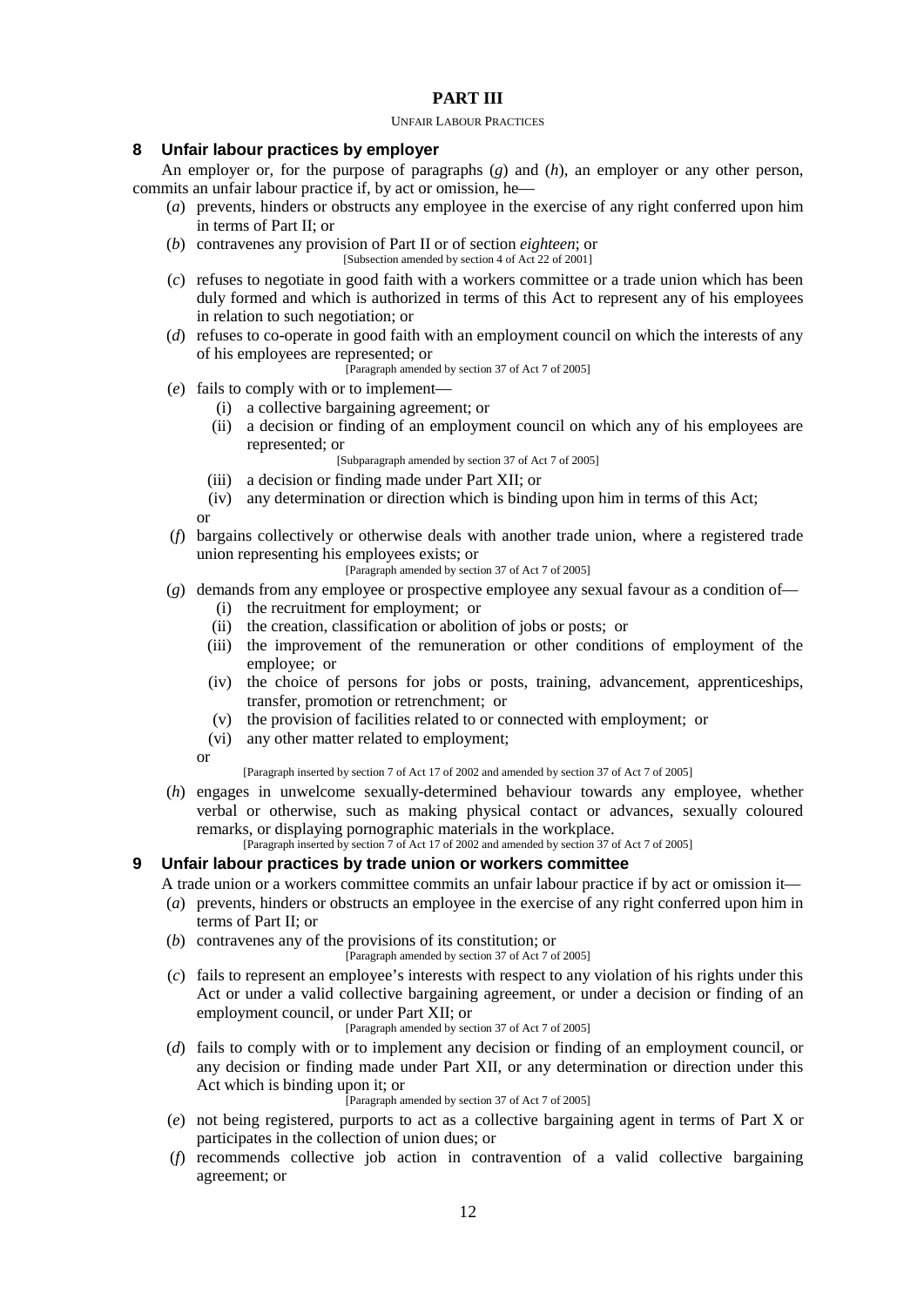## PART III

UNFAIR LABOUR PRACTICES

### 8 Unfair labour practices by employer

An employer or, for the purpose of paragraphs (*g*) and (*h*), an employer or any other person, commits an unfair labour practice if, by act or omission, he—

(*a*) prevents, hinders or obstructs any employee in the exercise of any right conferred upon him in terms of Part II; or

(*b*) contravenes any provision of Part II or of section *eighteen*; or

[Subsection amended by section 4 of Act 22 of 2001]

(*c*) refuses to negotiate in good faith with a workers committee or a trade union which has been duly formed and which is authorized in terms of this Act to represent any of his employees in relation to such negotiation; or

(*d*) refuses to co-operate in good faith with an employment council on which the interests of any of his employees are represented; or

[Paragraph amended by section 37 of Act 7 of 2005]

(*e*) fails to comply with or to implement—

(i) a collective bargaining agreement; or

(ii) a decision or finding of an employment council on which any of his employees are represented; or

[Subparagraph amended by section 37 of Act 7 of 2005]

(iii) a decision or finding made under Part XII; or

(iv) any determination or direction which is binding upon him in terms of this Act;

or

(*f*) bargains collectively or otherwise deals with another trade union, where a registered trade union representing his employees exists; or

[Paragraph amended by section 37 of Act 7 of 2005]

(*g*) demands from any employee or prospective employee any sexual favour as a condition of—

(i) the recruitment for employment; or

(ii) the creation, classification or abolition of jobs or posts; or

(iii) the improvement of the remuneration or other conditions of employment of the employee; or

(iv) the choice of persons for jobs or posts, training, advancement, apprenticeships, transfer, promotion or retrenchment; or

(v) the provision of facilities related to or connected with employment; or

(vi) any other matter related to employment;

or

[Paragraph inserted by section 7 of Act 17 of 2002 and amended by section 37 of Act 7 of 2005]

(*h*) engages in unwelcome sexually-determined behaviour towards any employee, whether verbal or otherwise, such as making physical contact or advances, sexually coloured remarks, or displaying pornographic materials in the workplace.

[Paragraph inserted by section 7 of Act 17 of 2002 and amended by section 37 of Act 7 of 2005]

### 9 Unfair labour practices by trade union or workers committee

A trade union or a workers committee commits an unfair labour practice if by act or omission it—

(*a*) prevents, hinders or obstructs an employee in the exercise of any right conferred upon him in terms of Part II; or

(*b*) contravenes any of the provisions of its constitution; or

[Paragraph amended by section 37 of Act 7 of 2005]

(*c*) fails to represent an employee's interests with respect to any violation of his rights under this Act or under a valid collective bargaining agreement, or under a decision or finding of an employment council, or under Part XII; or

[Paragraph amended by section 37 of Act 7 of 2005]

(*d*) fails to comply with or to implement any decision or finding of an employment council, or any decision or finding made under Part XII, or any determination or direction under this Act which is binding upon it; or

[Paragraph amended by section 37 of Act 7 of 2005]

(*e*) not being registered, purports to act as a collective bargaining agent in terms of Part X or participates in the collection of union dues; or

(*f*) recommends collective job action in contravention of a valid collective bargaining agreement; or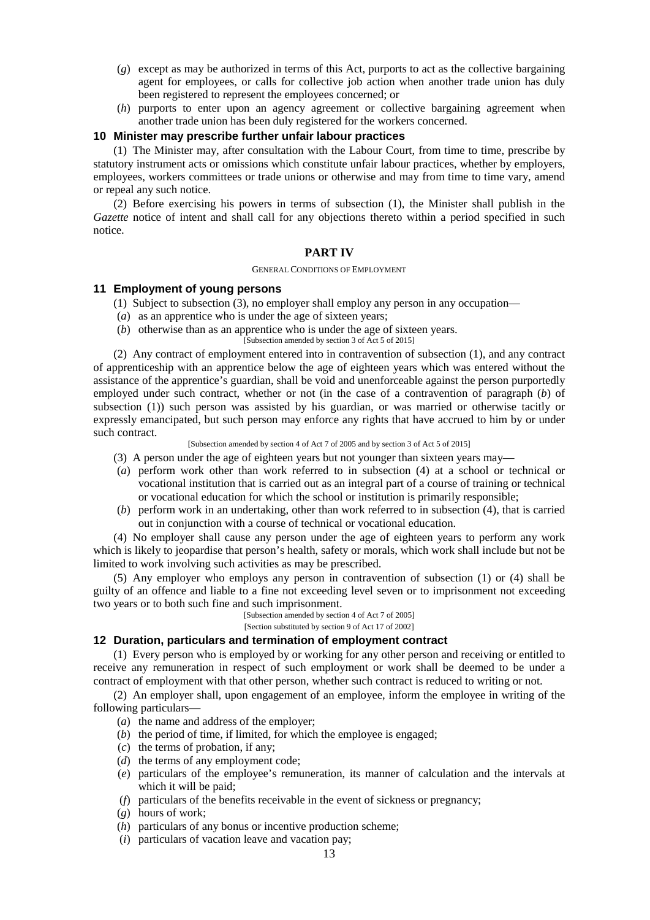(*g*) except as may be authorized in terms of this Act, purports to act as the collective bargaining agent for employees, or calls for collective job action when another trade union has duly been registered to represent the employees concerned; or

(*h*) purports to enter upon an agency agreement or collective bargaining agreement when another trade union has been duly registered for the workers concerned.

### 10 Minister may prescribe further unfair labour practices

(1) The Minister may, after consultation with the Labour Court, from time to time, prescribe by statutory instrument acts or omissions which constitute unfair labour practices, whether by employers, employees, workers committees or trade unions or otherwise and may from time to time vary, amend or repeal any such notice.

(2) Before exercising his powers in terms of subsection (1), the Minister shall publish in the *Gazette* notice of intent and shall call for any objections thereto within a period specified in such notice.

## PART IV

GENERAL CONDITIONS OF EMPLOYMENT

### 11 Employment of young persons

(1) Subject to subsection (3), no employer shall employ any person in any occupation—

(*a*) as an apprentice who is under the age of sixteen years;

(*b*) otherwise than as an apprentice who is under the age of sixteen years.

[Subsection amended by section 3 of Act 5 of 2015]

(2) Any contract of employment entered into in contravention of subsection (1), and any contract of apprenticeship with an apprentice below the age of eighteen years which was entered without the assistance of the apprentice's guardian, shall be void and unenforceable against the person purportedly employed under such contract, whether or not (in the case of a contravention of paragraph (*b*) of subsection (1)) such person was assisted by his guardian, or was married or otherwise tacitly or expressly emancipated, but such person may enforce any rights that have accrued to him by or under such contract.

[Subsection amended by section 4 of Act 7 of 2005 and by section 3 of Act 5 of 2015]

(3) A person under the age of eighteen years but not younger than sixteen years may—

(*a*) perform work other than work referred to in subsection (4) at a school or technical or vocational institution that is carried out as an integral part of a course of training or technical or vocational education for which the school or institution is primarily responsible;

(*b*) perform work in an undertaking, other than work referred to in subsection (4), that is carried out in conjunction with a course of technical or vocational education.

(4) No employer shall cause any person under the age of eighteen years to perform any work which is likely to jeopardise that person's health, safety or morals, which work shall include but not be limited to work involving such activities as may be prescribed.

(5) Any employer who employs any person in contravention of subsection (1) or (4) shall be guilty of an offence and liable to a fine not exceeding level seven or to imprisonment not exceeding two years or to both such fine and such imprisonment.

[Subsection amended by section 4 of Act 7 of 2005]

[Section substituted by section 9 of Act 17 of 2002]

### 12 Duration, particulars and termination of employment contract

(1) Every person who is employed by or working for any other person and receiving or entitled to receive any remuneration in respect of such employment or work shall be deemed to be under a contract of employment with that other person, whether such contract is reduced to writing or not.

(2) An employer shall, upon engagement of an employee, inform the employee in writing of the following particulars—

(*a*) the name and address of the employer;

(*b*) the period of time, if limited, for which the employee is engaged;

(*c*) the terms of probation, if any;

(*d*) the terms of any employment code;

(*e*) particulars of the employee's remuneration, its manner of calculation and the intervals at which it will be paid;

(*f*) particulars of the benefits receivable in the event of sickness or pregnancy;

(*g*) hours of work;

(*h*) particulars of any bonus or incentive production scheme;

(*i*) particulars of vacation leave and vacation pay;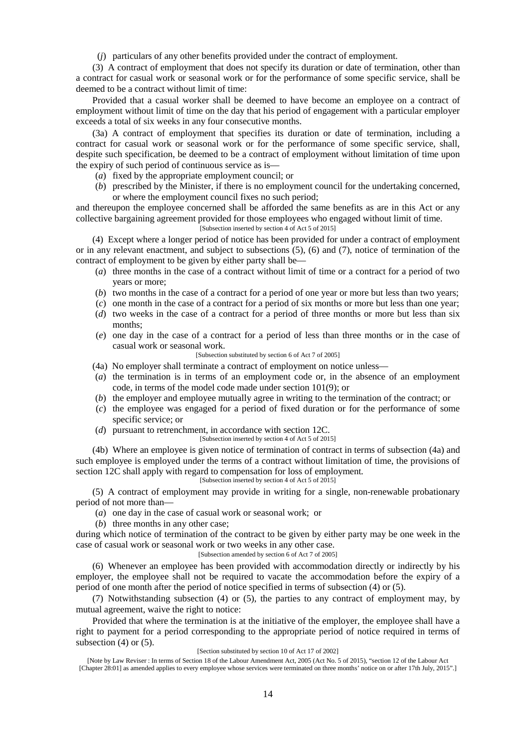(*j*) particulars of any other benefits provided under the contract of employment.

(3) A contract of employment that does not specify its duration or date of termination, other than a contract for casual work or seasonal work or for the performance of some specific service, shall be deemed to be a contract without limit of time:

Provided that a casual worker shall be deemed to have become an employee on a contract of employment without limit of time on the day that his period of engagement with a particular employer exceeds a total of six weeks in any four consecutive months.

(3a) A contract of employment that specifies its duration or date of termination, including a contract for casual work or seasonal work or for the performance of some specific service, shall, despite such specification, be deemed to be a contract of employment without limitation of time upon the expiry of such period of continuous service as is—

(*a*) fixed by the appropriate employment council; or

(*b*) prescribed by the Minister, if there is no employment council for the undertaking concerned, or where the employment council fixes no such period;

and thereupon the employee concerned shall be afforded the same benefits as are in this Act or any collective bargaining agreement provided for those employees who engaged without limit of time.

[Subsection inserted by section 4 of Act 5 of 2015]

(4) Except where a longer period of notice has been provided for under a contract of employment or in any relevant enactment, and subject to subsections (5), (6) and (7), notice of termination of the contract of employment to be given by either party shall be—

(*a*) three months in the case of a contract without limit of time or a contract for a period of two years or more;

(*b*) two months in the case of a contract for a period of one year or more but less than two years;

(*c*) one month in the case of a contract for a period of six months or more but less than one year;

(*d*) two weeks in the case of a contract for a period of three months or more but less than six months;

(*e*) one day in the case of a contract for a period of less than three months or in the case of casual work or seasonal work.

[Subsection substituted by section 6 of Act 7 of 2005]

(4a) No employer shall terminate a contract of employment on notice unless—

(*a*) the termination is in terms of an employment code or, in the absence of an employment code, in terms of the model code made under section 101(9); or

(*b*) the employer and employee mutually agree in writing to the termination of the contract; or

(*c*) the employee was engaged for a period of fixed duration or for the performance of some specific service; or

(*d*) pursuant to retrenchment, in accordance with section 12C.

[Subsection inserted by section 4 of Act 5 of 2015]

(4b) Where an employee is given notice of termination of contract in terms of subsection (4a) and such employee is employed under the terms of a contract without limitation of time, the provisions of section 12C shall apply with regard to compensation for loss of employment.

[Subsection inserted by section 4 of Act 5 of 2015]

(5) A contract of employment may provide in writing for a single, non-renewable probationary period of not more than—

(*a*) one day in the case of casual work or seasonal work; or

(*b*) three months in any other case;

during which notice of termination of the contract to be given by either party may be one week in the case of casual work or seasonal work or two weeks in any other case.

[Subsection amended by section 6 of Act 7 of 2005]

(6) Whenever an employee has been provided with accommodation directly or indirectly by his employer, the employee shall not be required to vacate the accommodation before the expiry of a period of one month after the period of notice specified in terms of subsection (4) or (5).

(7) Notwithstanding subsection (4) or (5), the parties to any contract of employment may, by mutual agreement, waive the right to notice:

Provided that where the termination is at the initiative of the employer, the employee shall have a right to payment for a period corresponding to the appropriate period of notice required in terms of subsection (4) or (5).

[Section substituted by section 10 of Act 17 of 2002]

[Note by Law Reviser : In terms of Section 18 of the Labour Amendment Act, 2005 (Act No. 5 of 2015), "section 12 of the Labour Act [Chapter 28:01] as amended applies to every employee whose services were terminated on three months' notice on or after 17th July, 2015".]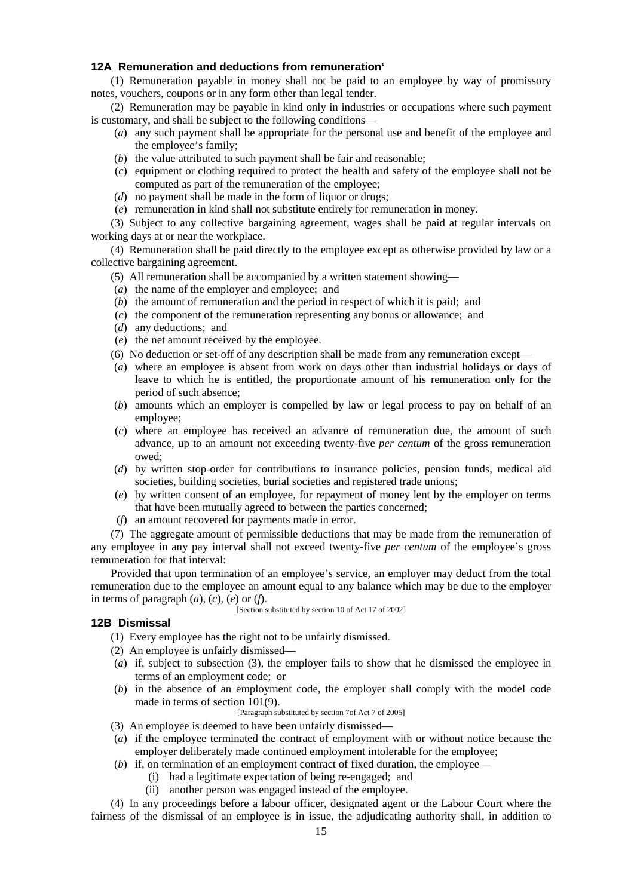### 12A Remuneration and deductions from remuneration'

(1) Remuneration payable in money shall not be paid to an employee by way of promissory notes, vouchers, coupons or in any form other than legal tender.

(2) Remuneration may be payable in kind only in industries or occupations where such payment is customary, and shall be subject to the following conditions—

(*a*) any such payment shall be appropriate for the personal use and benefit of the employee and the employee's family;

(*b*) the value attributed to such payment shall be fair and reasonable;

(*c*) equipment or clothing required to protect the health and safety of the employee shall not be computed as part of the remuneration of the employee;

(*d*) no payment shall be made in the form of liquor or drugs;

(*e*) remuneration in kind shall not substitute entirely for remuneration in money.

(3) Subject to any collective bargaining agreement, wages shall be paid at regular intervals on working days at or near the workplace.

(4) Remuneration shall be paid directly to the employee except as otherwise provided by law or a collective bargaining agreement.

(5) All remuneration shall be accompanied by a written statement showing—

(*a*) the name of the employer and employee; and

(*b*) the amount of remuneration and the period in respect of which it is paid; and

(*c*) the component of the remuneration representing any bonus or allowance; and

(*d*) any deductions; and

(*e*) the net amount received by the employee.

(6) No deduction or set-off of any description shall be made from any remuneration except—

(*a*) where an employee is absent from work on days other than industrial holidays or days of leave to which he is entitled, the proportionate amount of his remuneration only for the period of such absence;

(*b*) amounts which an employer is compelled by law or legal process to pay on behalf of an employee;

(*c*) where an employee has received an advance of remuneration due, the amount of such advance, up to an amount not exceeding twenty-five *per centum* of the gross remuneration owed;

(*d*) by written stop-order for contributions to insurance policies, pension funds, medical aid societies, building societies, burial societies and registered trade unions;

(*e*) by written consent of an employee, for repayment of money lent by the employer on terms that have been mutually agreed to between the parties concerned;

(*f*) an amount recovered for payments made in error.

(7) The aggregate amount of permissible deductions that may be made from the remuneration of any employee in any pay interval shall not exceed twenty-five *per centum* of the employee's gross remuneration for that interval:

Provided that upon termination of an employee's service, an employer may deduct from the total remuneration due to the employee an amount equal to any balance which may be due to the employer in terms of paragraph (*a*), (*c*), (*e*) or (*f*).

[Section substituted by section 10 of Act 17 of 2002]

### 12B Dismissal

(1) Every employee has the right not to be unfairly dismissed.

(2) An employee is unfairly dismissed—

(*a*) if, subject to subsection (3), the employer fails to show that he dismissed the employee in terms of an employment code; or

(*b*) in the absence of an employment code, the employer shall comply with the model code made in terms of section 101(9).

[Paragraph substituted by section 7of Act 7 of 2005]

(3) An employee is deemed to have been unfairly dismissed—

(*a*) if the employee terminated the contract of employment with or without notice because the employer deliberately made continued employment intolerable for the employee;

(*b*) if, on termination of an employment contract of fixed duration, the employee—

(i) had a legitimate expectation of being re-engaged; and

(ii) another person was engaged instead of the employee.

(4) In any proceedings before a labour officer, designated agent or the Labour Court where the fairness of the dismissal of an employee is in issue, the adjudicating authority shall, in addition to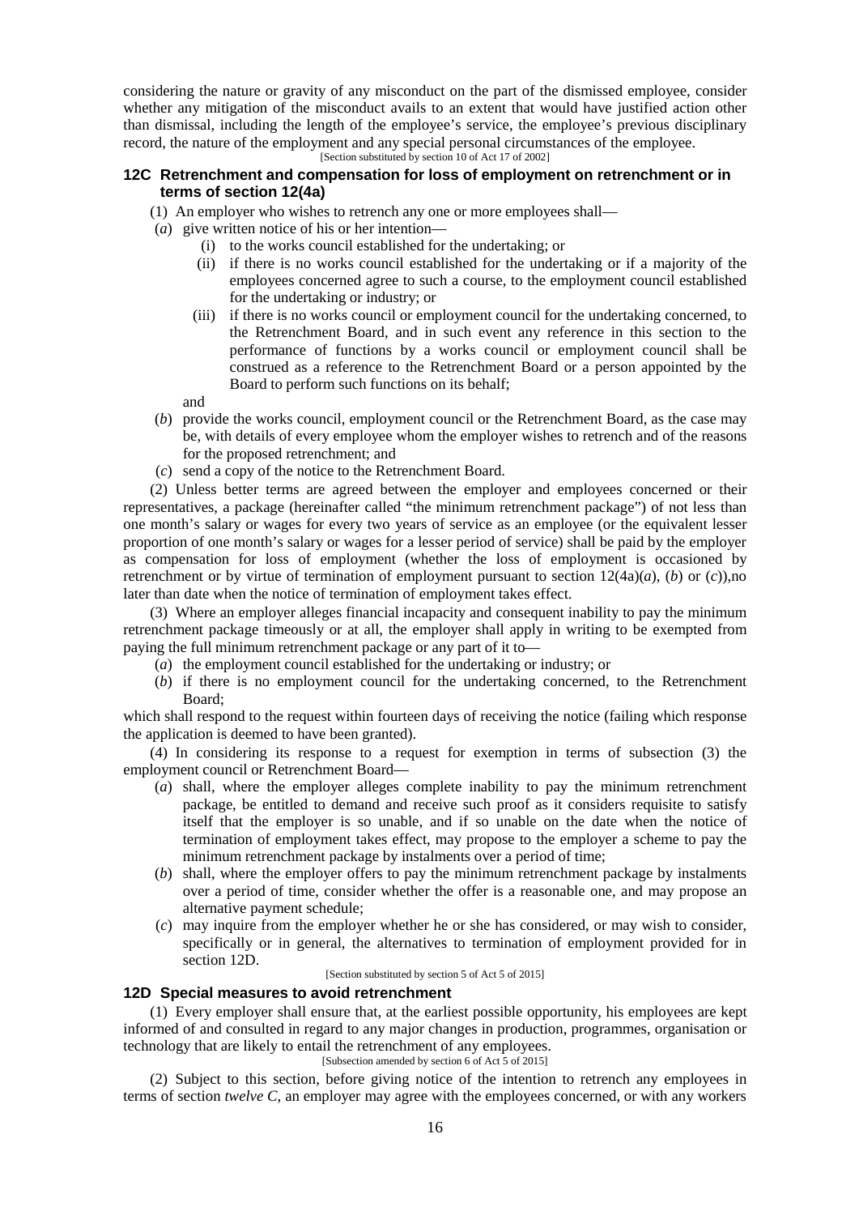considering the nature or gravity of any misconduct on the part of the dismissed employee, consider whether any mitigation of the misconduct avails to an extent that would have justified action other than dismissal, including the length of the employee's service, the employee's previous disciplinary record, the nature of the employment and any special personal circumstances of the employee.

[Section substituted by section 10 of Act 17 of 2002]

### 12C Retrenchment and compensation for loss of employment on retrenchment or in terms of section 12(4a)

(1) An employer who wishes to retrench any one or more employees shall—

(*a*) give written notice of his or her intention—

(i) to the works council established for the undertaking; or

(ii) if there is no works council established for the undertaking or if a majority of the employees concerned agree to such a course, to the employment council established for the undertaking or industry; or

(iii) if there is no works council or employment council for the undertaking concerned, to the Retrenchment Board, and in such event any reference in this section to the performance of functions by a works council or employment council shall be construed as a reference to the Retrenchment Board or a person appointed by the Board to perform such functions on its behalf;

and

(*b*) provide the works council, employment council or the Retrenchment Board, as the case may be, with details of every employee whom the employer wishes to retrench and of the reasons for the proposed retrenchment; and

(*c*) send a copy of the notice to the Retrenchment Board.

(2) Unless better terms are agreed between the employer and employees concerned or their representatives, a package (hereinafter called "the minimum retrenchment package") of not less than one month's salary or wages for every two years of service as an employee (or the equivalent lesser proportion of one month's salary or wages for a lesser period of service) shall be paid by the employer as compensation for loss of employment (whether the loss of employment is occasioned by retrenchment or by virtue of termination of employment pursuant to section 12(4a)(*a*), (*b*) or (*c*)),no later than date when the notice of termination of employment takes effect.

(3) Where an employer alleges financial incapacity and consequent inability to pay the minimum retrenchment package timeously or at all, the employer shall apply in writing to be exempted from paying the full minimum retrenchment package or any part of it to—

(*a*) the employment council established for the undertaking or industry; or

(*b*) if there is no employment council for the undertaking concerned, to the Retrenchment Board;

which shall respond to the request within fourteen days of receiving the notice (failing which response the application is deemed to have been granted).

(4) In considering its response to a request for exemption in terms of subsection (3) the employment council or Retrenchment Board—

(*a*) shall, where the employer alleges complete inability to pay the minimum retrenchment package, be entitled to demand and receive such proof as it considers requisite to satisfy itself that the employer is so unable, and if so unable on the date when the notice of termination of employment takes effect, may propose to the employer a scheme to pay the minimum retrenchment package by instalments over a period of time;

(*b*) shall, where the employer offers to pay the minimum retrenchment package by instalments over a period of time, consider whether the offer is a reasonable one, and may propose an alternative payment schedule;

(*c*) may inquire from the employer whether he or she has considered, or may wish to consider, specifically or in general, the alternatives to termination of employment provided for in section 12D.

[Section substituted by section 5 of Act 5 of 2015]

### 12D Special measures to avoid retrenchment

(1) Every employer shall ensure that, at the earliest possible opportunity, his employees are kept informed of and consulted in regard to any major changes in production, programmes, organisation or technology that are likely to entail the retrenchment of any employees.

[Subsection amended by section 6 of Act 5 of 2015]

(2) Subject to this section, before giving notice of the intention to retrench any employees in terms of section *twelve C*, an employer may agree with the employees concerned, or with any workers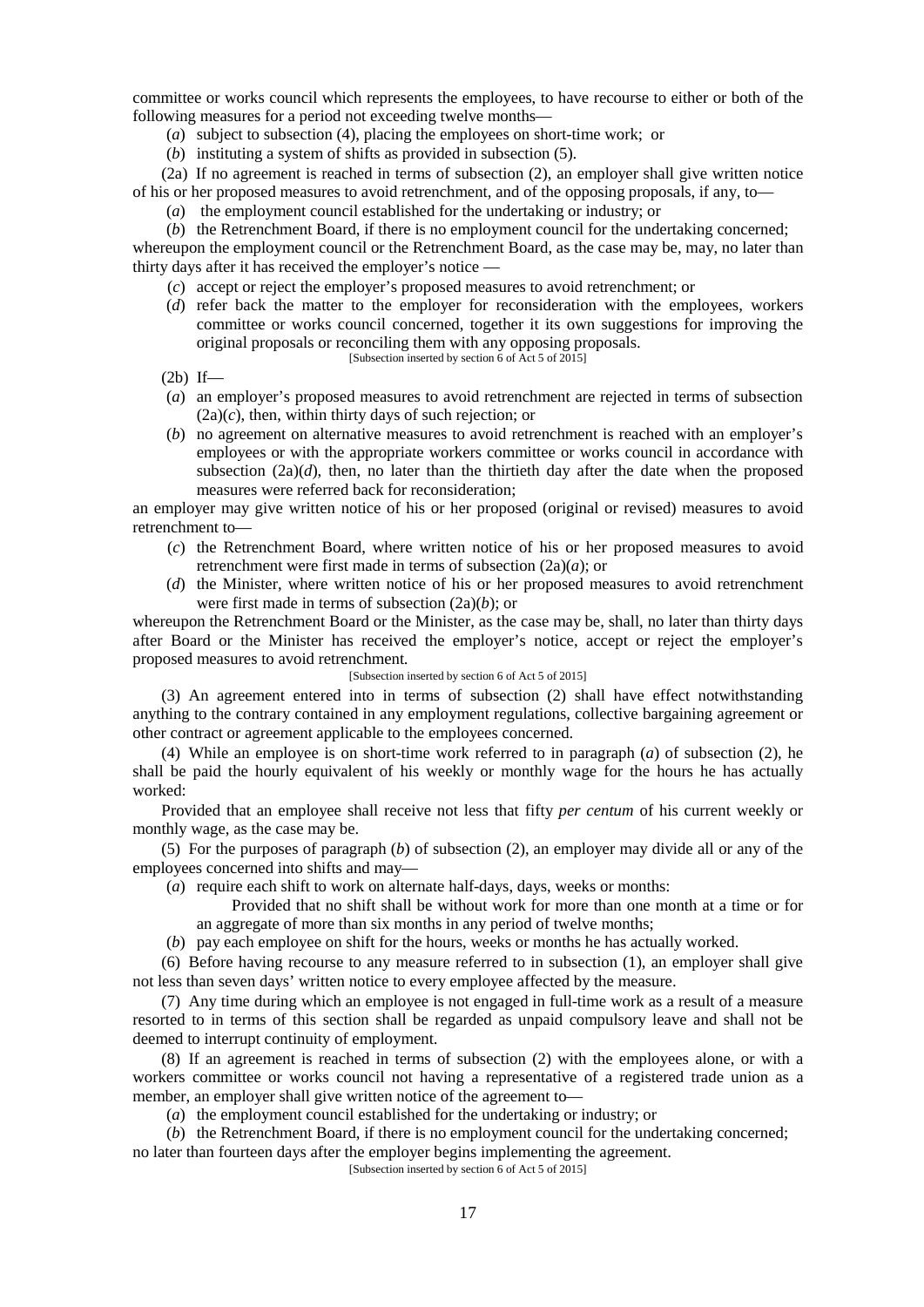committee or works council which represents the employees, to have recourse to either or both of the following measures for a period not exceeding twelve months—

(*a*) subject to subsection (4), placing the employees on short-time work; or

(*b*) instituting a system of shifts as provided in subsection (5).

(2a) If no agreement is reached in terms of subsection (2), an employer shall give written notice of his or her proposed measures to avoid retrenchment, and of the opposing proposals, if any, to—

(*a*) the employment council established for the undertaking or industry; or

(*b*) the Retrenchment Board, if there is no employment council for the undertaking concerned;

whereupon the employment council or the Retrenchment Board, as the case may be, may, no later than thirty days after it has received the employer's notice —

(*c*) accept or reject the employer's proposed measures to avoid retrenchment; or

(*d*) refer back the matter to the employer for reconsideration with the employees, workers committee or works council concerned, together it its own suggestions for improving the original proposals or reconciling them with any opposing proposals.

[Subsection inserted by section 6 of Act 5 of 2015]

(2b) If—

(*a*) an employer's proposed measures to avoid retrenchment are rejected in terms of subsection (2a)(*c*), then, within thirty days of such rejection; or

(*b*) no agreement on alternative measures to avoid retrenchment is reached with an employer's employees or with the appropriate workers committee or works council in accordance with subsection (2a)(*d*), then, no later than the thirtieth day after the date when the proposed measures were referred back for reconsideration;

an employer may give written notice of his or her proposed (original or revised) measures to avoid retrenchment to—

(*c*) the Retrenchment Board, where written notice of his or her proposed measures to avoid retrenchment were first made in terms of subsection (2a)(*a*); or

(*d*) the Minister, where written notice of his or her proposed measures to avoid retrenchment were first made in terms of subsection (2a)(*b*); or

whereupon the Retrenchment Board or the Minister, as the case may be, shall, no later than thirty days after Board or the Minister has received the employer's notice, accept or reject the employer's proposed measures to avoid retrenchment.

[Subsection inserted by section 6 of Act 5 of 2015]

(3) An agreement entered into in terms of subsection (2) shall have effect notwithstanding anything to the contrary contained in any employment regulations, collective bargaining agreement or other contract or agreement applicable to the employees concerned.

(4) While an employee is on short-time work referred to in paragraph (*a*) of subsection (2), he shall be paid the hourly equivalent of his weekly or monthly wage for the hours he has actually worked:

Provided that an employee shall receive not less that fifty *per centum* of his current weekly or monthly wage, as the case may be.

(5) For the purposes of paragraph (*b*) of subsection (2), an employer may divide all or any of the employees concerned into shifts and may—

(*a*) require each shift to work on alternate half-days, days, weeks or months:

Provided that no shift shall be without work for more than one month at a time or for an aggregate of more than six months in any period of twelve months;

(*b*) pay each employee on shift for the hours, weeks or months he has actually worked.

(6) Before having recourse to any measure referred to in subsection (1), an employer shall give not less than seven days' written notice to every employee affected by the measure.

(7) Any time during which an employee is not engaged in full-time work as a result of a measure resorted to in terms of this section shall be regarded as unpaid compulsory leave and shall not be deemed to interrupt continuity of employment.

(8) If an agreement is reached in terms of subsection (2) with the employees alone, or with a workers committee or works council not having a representative of a registered trade union as a member, an employer shall give written notice of the agreement to—

(*a*) the employment council established for the undertaking or industry; or

(*b*) the Retrenchment Board, if there is no employment council for the undertaking concerned;

no later than fourteen days after the employer begins implementing the agreement.

[Subsection inserted by section 6 of Act 5 of 2015]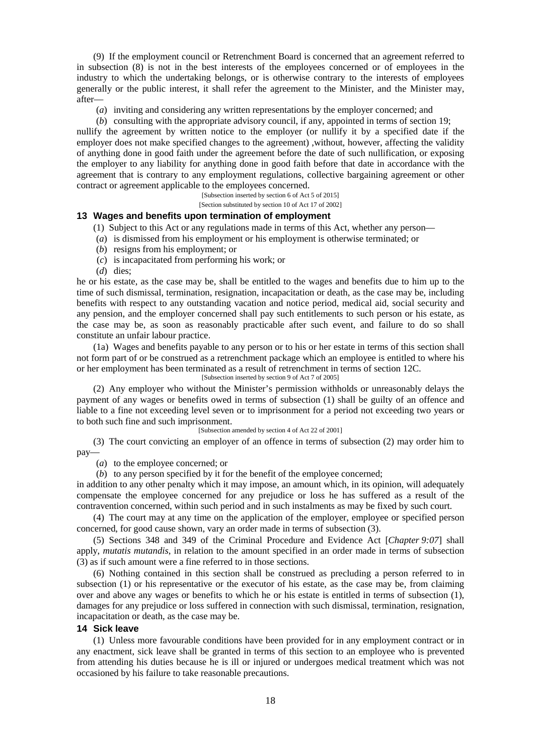(9) If the employment council or Retrenchment Board is concerned that an agreement referred to in subsection (8) is not in the best interests of the employees concerned or of employees in the industry to which the undertaking belongs, or is otherwise contrary to the interests of employees generally or the public interest, it shall refer the agreement to the Minister, and the Minister may, after—

(*a*) inviting and considering any written representations by the employer concerned; and

(*b*) consulting with the appropriate advisory council, if any, appointed in terms of section 19;

nullify the agreement by written notice to the employer (or nullify it by a specified date if the employer does not make specified changes to the agreement) ,without, however, affecting the validity of anything done in good faith under the agreement before the date of such nullification, or exposing the employer to any liability for anything done in good faith before that date in accordance with the agreement that is contrary to any employment regulations, collective bargaining agreement or other contract or agreement applicable to the employees concerned.

[Subsection inserted by section 6 of Act 5 of 2015]

[Section substituted by section 10 of Act 17 of 2002]

### 13 Wages and benefits upon termination of employment

(1) Subject to this Act or any regulations made in terms of this Act, whether any person—

(*a*) is dismissed from his employment or his employment is otherwise terminated; or

(*b*) resigns from his employment; or

(*c*) is incapacitated from performing his work; or

(*d*) dies;

he or his estate, as the case may be, shall be entitled to the wages and benefits due to him up to the time of such dismissal, termination, resignation, incapacitation or death, as the case may be, including benefits with respect to any outstanding vacation and notice period, medical aid, social security and any pension, and the employer concerned shall pay such entitlements to such person or his estate, as the case may be, as soon as reasonably practicable after such event, and failure to do so shall constitute an unfair labour practice.

(1a) Wages and benefits payable to any person or to his or her estate in terms of this section shall not form part of or be construed as a retrenchment package which an employee is entitled to where his or her employment has been terminated as a result of retrenchment in terms of section 12C.

[Subsection inserted by section 9 of Act 7 of 2005]

(2) Any employer who without the Minister's permission withholds or unreasonably delays the payment of any wages or benefits owed in terms of subsection (1) shall be guilty of an offence and liable to a fine not exceeding level seven or to imprisonment for a period not exceeding two years or to both such fine and such imprisonment.

[Subsection amended by section 4 of Act 22 of 2001]

(3) The court convicting an employer of an offence in terms of subsection (2) may order him to pay—

(*a*) to the employee concerned; or

(*b*) to any person specified by it for the benefit of the employee concerned;

in addition to any other penalty which it may impose, an amount which, in its opinion, will adequately compensate the employee concerned for any prejudice or loss he has suffered as a result of the contravention concerned, within such period and in such instalments as may be fixed by such court.

(4) The court may at any time on the application of the employer, employee or specified person concerned, for good cause shown, vary an order made in terms of subsection (3).

(5) Sections 348 and 349 of the Criminal Procedure and Evidence Act [*Chapter 9:07*] shall apply, *mutatis mutandis*, in relation to the amount specified in an order made in terms of subsection (3) as if such amount were a fine referred to in those sections.

(6) Nothing contained in this section shall be construed as precluding a person referred to in subsection (1) or his representative or the executor of his estate, as the case may be, from claiming over and above any wages or benefits to which he or his estate is entitled in terms of subsection (1), damages for any prejudice or loss suffered in connection with such dismissal, termination, resignation, incapacitation or death, as the case may be.

### 14 Sick leave

(1) Unless more favourable conditions have been provided for in any employment contract or in any enactment, sick leave shall be granted in terms of this section to an employee who is prevented from attending his duties because he is ill or injured or undergoes medical treatment which was not occasioned by his failure to take reasonable precautions.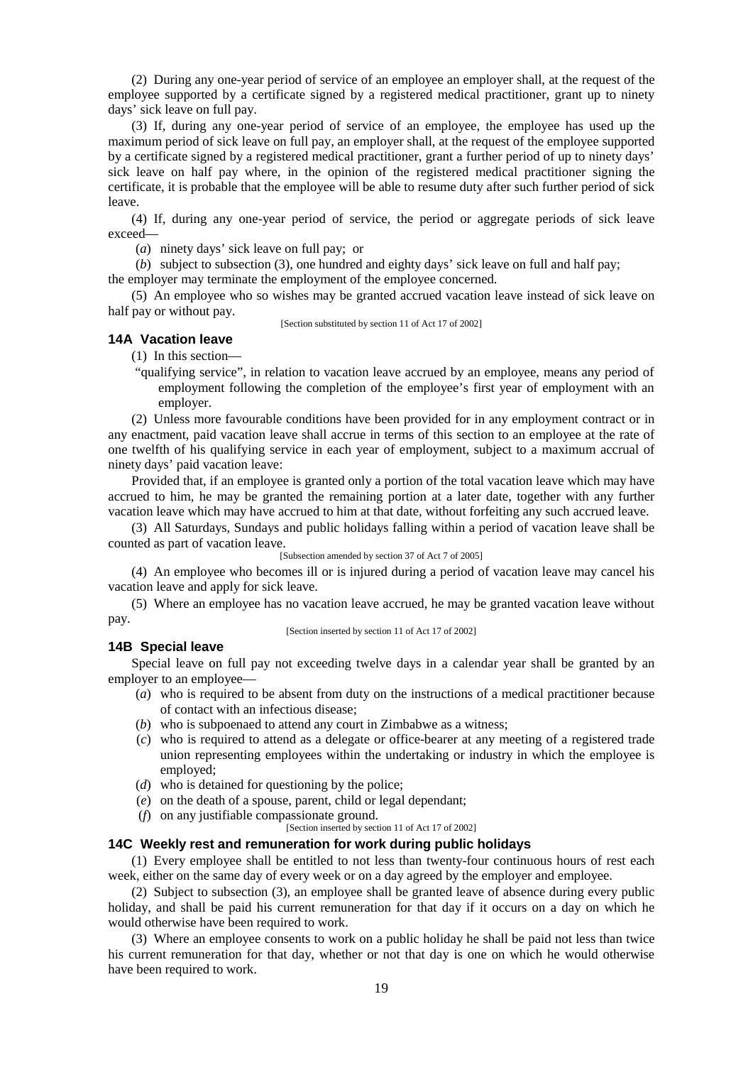(2) During any one-year period of service of an employee an employer shall, at the request of the employee supported by a certificate signed by a registered medical practitioner, grant up to ninety days' sick leave on full pay.

(3) If, during any one-year period of service of an employee, the employee has used up the maximum period of sick leave on full pay, an employer shall, at the request of the employee supported by a certificate signed by a registered medical practitioner, grant a further period of up to ninety days' sick leave on half pay where, in the opinion of the registered medical practitioner signing the certificate, it is probable that the employee will be able to resume duty after such further period of sick leave.

(4) If, during any one-year period of service, the period or aggregate periods of sick leave exceed—

(*a*) ninety days' sick leave on full pay; or

(*b*) subject to subsection (3), one hundred and eighty days' sick leave on full and half pay;

the employer may terminate the employment of the employee concerned.

(5) An employee who so wishes may be granted accrued vacation leave instead of sick leave on half pay or without pay.

[Section substituted by section 11 of Act 17 of 2002]

### 14A Vacation leave

(1) In this section—

"qualifying service", in relation to vacation leave accrued by an employee, means any period of employment following the completion of the employee's first year of employment with an employer.

(2) Unless more favourable conditions have been provided for in any employment contract or in any enactment, paid vacation leave shall accrue in terms of this section to an employee at the rate of one twelfth of his qualifying service in each year of employment, subject to a maximum accrual of ninety days' paid vacation leave:

Provided that, if an employee is granted only a portion of the total vacation leave which may have accrued to him, he may be granted the remaining portion at a later date, together with any further vacation leave which may have accrued to him at that date, without forfeiting any such accrued leave.

(3) All Saturdays, Sundays and public holidays falling within a period of vacation leave shall be counted as part of vacation leave.

[Subsection amended by section 37 of Act 7 of 2005]

(4) An employee who becomes ill or is injured during a period of vacation leave may cancel his vacation leave and apply for sick leave.

(5) Where an employee has no vacation leave accrued, he may be granted vacation leave without pay.

[Section inserted by section 11 of Act 17 of 2002]

### 14B Special leave

Special leave on full pay not exceeding twelve days in a calendar year shall be granted by an employer to an employee—

(*a*) who is required to be absent from duty on the instructions of a medical practitioner because of contact with an infectious disease;

(*b*) who is subpoenaed to attend any court in Zimbabwe as a witness;

(*c*) who is required to attend as a delegate or office-bearer at any meeting of a registered trade union representing employees within the undertaking or industry in which the employee is employed;

(*d*) who is detained for questioning by the police;

(*e*) on the death of a spouse, parent, child or legal dependant;

(*f*) on any justifiable compassionate ground.

[Section inserted by section 11 of Act 17 of 2002]

### 14C Weekly rest and remuneration for work during public holidays

(1) Every employee shall be entitled to not less than twenty-four continuous hours of rest each week, either on the same day of every week or on a day agreed by the employer and employee.

(2) Subject to subsection (3), an employee shall be granted leave of absence during every public holiday, and shall be paid his current remuneration for that day if it occurs on a day on which he would otherwise have been required to work.

(3) Where an employee consents to work on a public holiday he shall be paid not less than twice his current remuneration for that day, whether or not that day is one on which he would otherwise have been required to work.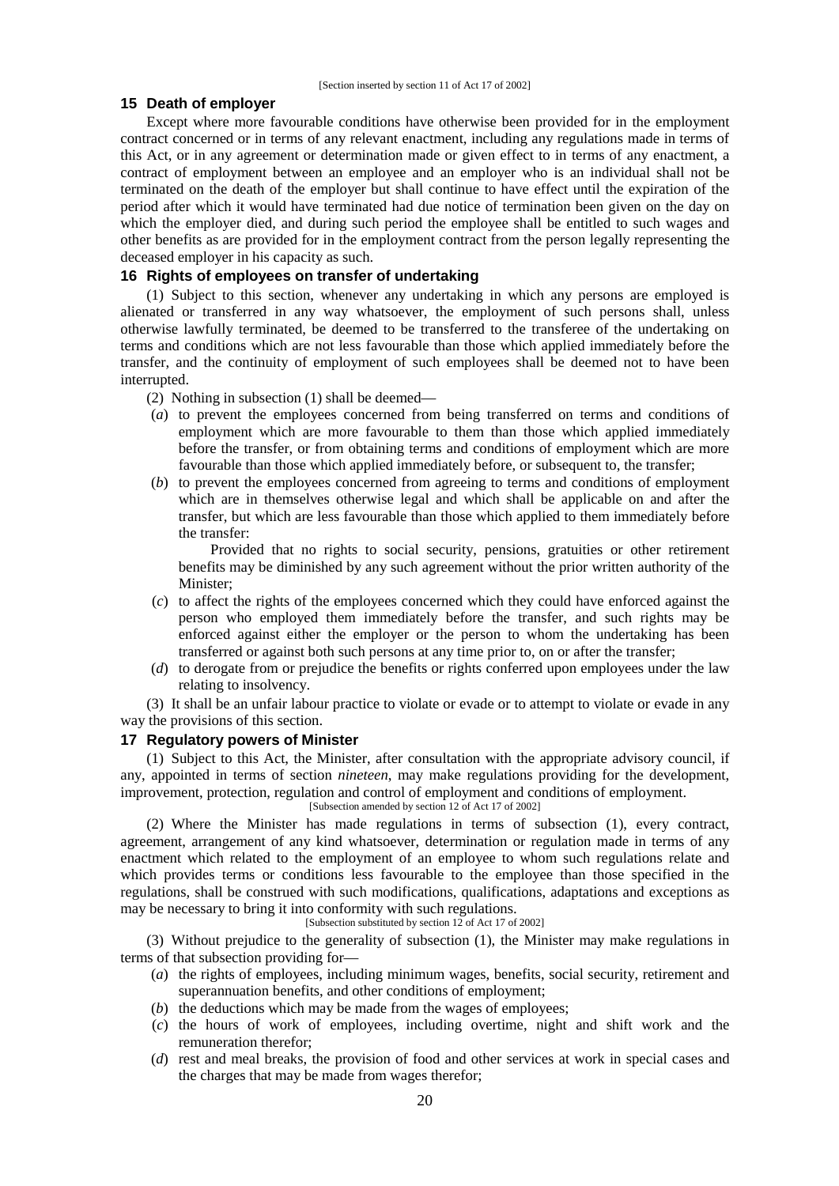[Section inserted by section 11 of Act 17 of 2002]

### 15 Death of employer

Except where more favourable conditions have otherwise been provided for in the employment contract concerned or in terms of any relevant enactment, including any regulations made in terms of this Act, or in any agreement or determination made or given effect to in terms of any enactment, a contract of employment between an employee and an employer who is an individual shall not be terminated on the death of the employer but shall continue to have effect until the expiration of the period after which it would have terminated had due notice of termination been given on the day on which the employer died, and during such period the employee shall be entitled to such wages and other benefits as are provided for in the employment contract from the person legally representing the deceased employer in his capacity as such.

### 16 Rights of employees on transfer of undertaking

(1) Subject to this section, whenever any undertaking in which any persons are employed is alienated or transferred in any way whatsoever, the employment of such persons shall, unless otherwise lawfully terminated, be deemed to be transferred to the transferee of the undertaking on terms and conditions which are not less favourable than those which applied immediately before the transfer, and the continuity of employment of such employees shall be deemed not to have been interrupted.

(2) Nothing in subsection (1) shall be deemed—

(*a*) to prevent the employees concerned from being transferred on terms and conditions of employment which are more favourable to them than those which applied immediately before the transfer, or from obtaining terms and conditions of employment which are more favourable than those which applied immediately before, or subsequent to, the transfer;

(*b*) to prevent the employees concerned from agreeing to terms and conditions of employment which are in themselves otherwise legal and which shall be applicable on and after the transfer, but which are less favourable than those which applied to them immediately before the transfer:

Provided that no rights to social security, pensions, gratuities or other retirement benefits may be diminished by any such agreement without the prior written authority of the Minister;

(*c*) to affect the rights of the employees concerned which they could have enforced against the person who employed them immediately before the transfer, and such rights may be enforced against either the employer or the person to whom the undertaking has been transferred or against both such persons at any time prior to, on or after the transfer;

(*d*) to derogate from or prejudice the benefits or rights conferred upon employees under the law relating to insolvency.

(3) It shall be an unfair labour practice to violate or evade or to attempt to violate or evade in any way the provisions of this section.

### 17 Regulatory powers of Minister

(1) Subject to this Act, the Minister, after consultation with the appropriate advisory council, if any, appointed in terms of section *nineteen*, may make regulations providing for the development, improvement, protection, regulation and control of employment and conditions of employment.

[Subsection amended by section 12 of Act 17 of 2002]

(2) Where the Minister has made regulations in terms of subsection (1), every contract, agreement, arrangement of any kind whatsoever, determination or regulation made in terms of any enactment which related to the employment of an employee to whom such regulations relate and which provides terms or conditions less favourable to the employee than those specified in the regulations, shall be construed with such modifications, qualifications, adaptations and exceptions as may be necessary to bring it into conformity with such regulations.

[Subsection substituted by section 12 of Act 17 of 2002]

(3) Without prejudice to the generality of subsection (1), the Minister may make regulations in terms of that subsection providing for—

(*a*) the rights of employees, including minimum wages, benefits, social security, retirement and superannuation benefits, and other conditions of employment;

(*b*) the deductions which may be made from the wages of employees;

(*c*) the hours of work of employees, including overtime, night and shift work and the remuneration therefor;

(*d*) rest and meal breaks, the provision of food and other services at work in special cases and the charges that may be made from wages therefor;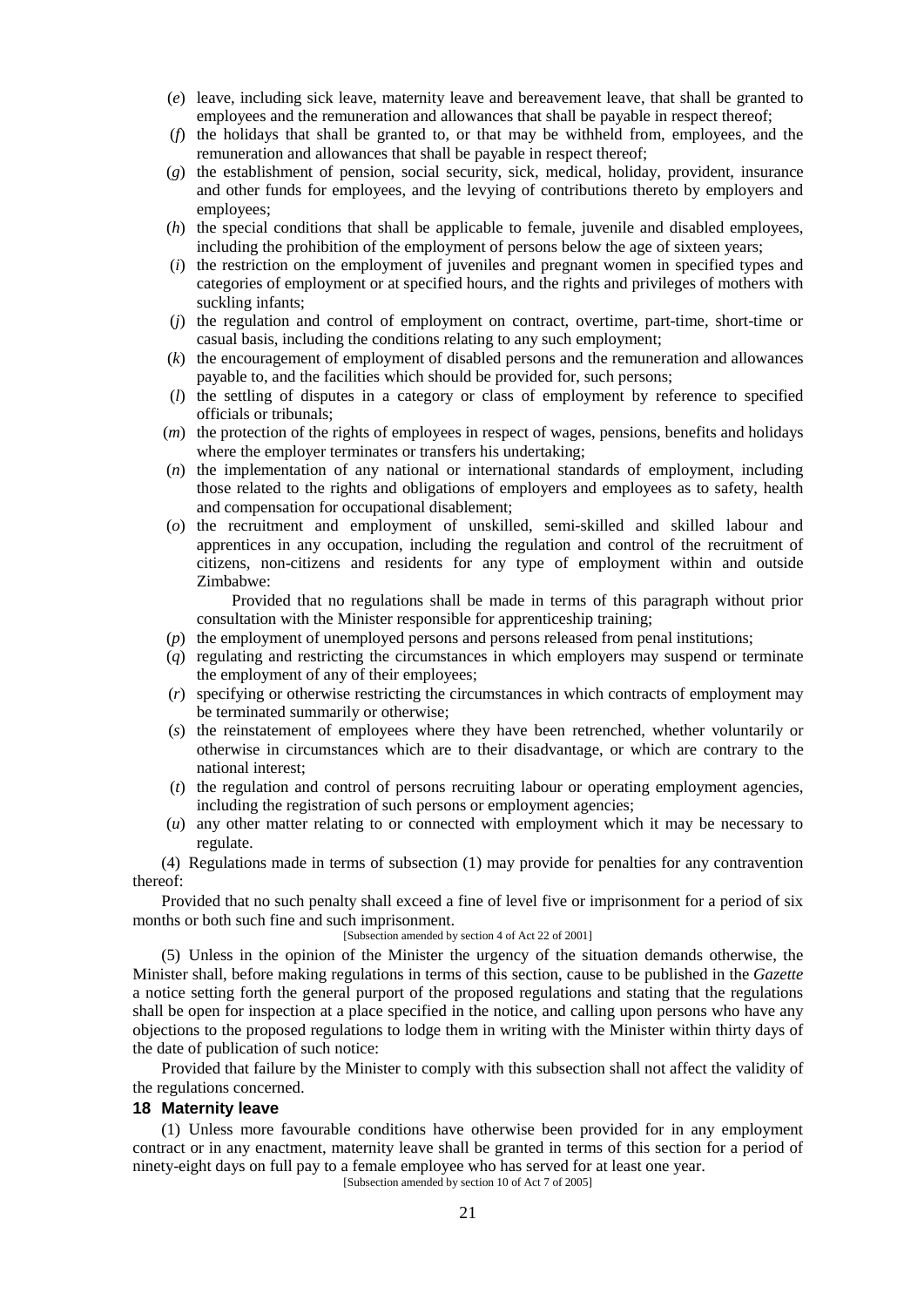(*e*) leave, including sick leave, maternity leave and bereavement leave, that shall be granted to employees and the remuneration and allowances that shall be payable in respect thereof;

(*f*) the holidays that shall be granted to, or that may be withheld from, employees, and the remuneration and allowances that shall be payable in respect thereof;

(*g*) the establishment of pension, social security, sick, medical, holiday, provident, insurance and other funds for employees, and the levying of contributions thereto by employers and employees;

(*h*) the special conditions that shall be applicable to female, juvenile and disabled employees, including the prohibition of the employment of persons below the age of sixteen years;

(*i*) the restriction on the employment of juveniles and pregnant women in specified types and categories of employment or at specified hours, and the rights and privileges of mothers with suckling infants;

(*j*) the regulation and control of employment on contract, overtime, part-time, short-time or casual basis, including the conditions relating to any such employment;

(*k*) the encouragement of employment of disabled persons and the remuneration and allowances payable to, and the facilities which should be provided for, such persons;

(*l*) the settling of disputes in a category or class of employment by reference to specified officials or tribunals;

(*m*) the protection of the rights of employees in respect of wages, pensions, benefits and holidays where the employer terminates or transfers his undertaking;

(*n*) the implementation of any national or international standards of employment, including those related to the rights and obligations of employers and employees as to safety, health and compensation for occupational disablement;

(*o*) the recruitment and employment of unskilled, semi-skilled and skilled labour and apprentices in any occupation, including the regulation and control of the recruitment of citizens, non-citizens and residents for any type of employment within and outside Zimbabwe:

Provided that no regulations shall be made in terms of this paragraph without prior consultation with the Minister responsible for apprenticeship training;

(*p*) the employment of unemployed persons and persons released from penal institutions;

(*q*) regulating and restricting the circumstances in which employers may suspend or terminate the employment of any of their employees;

(*r*) specifying or otherwise restricting the circumstances in which contracts of employment may be terminated summarily or otherwise;

(*s*) the reinstatement of employees where they have been retrenched, whether voluntarily or otherwise in circumstances which are to their disadvantage, or which are contrary to the national interest;

(*t*) the regulation and control of persons recruiting labour or operating employment agencies, including the registration of such persons or employment agencies;

(*u*) any other matter relating to or connected with employment which it may be necessary to regulate.

(4) Regulations made in terms of subsection (1) may provide for penalties for any contravention thereof:

Provided that no such penalty shall exceed a fine of level five or imprisonment for a period of six months or both such fine and such imprisonment.

[Subsection amended by section 4 of Act 22 of 2001]

(5) Unless in the opinion of the Minister the urgency of the situation demands otherwise, the Minister shall, before making regulations in terms of this section, cause to be published in the *Gazette* a notice setting forth the general purport of the proposed regulations and stating that the regulations shall be open for inspection at a place specified in the notice, and calling upon persons who have any objections to the proposed regulations to lodge them in writing with the Minister within thirty days of the date of publication of such notice:

Provided that failure by the Minister to comply with this subsection shall not affect the validity of the regulations concerned.

### 18 Maternity leave

(1) Unless more favourable conditions have otherwise been provided for in any employment contract or in any enactment, maternity leave shall be granted in terms of this section for a period of ninety-eight days on full pay to a female employee who has served for at least one year.

[Subsection amended by section 10 of Act 7 of 2005]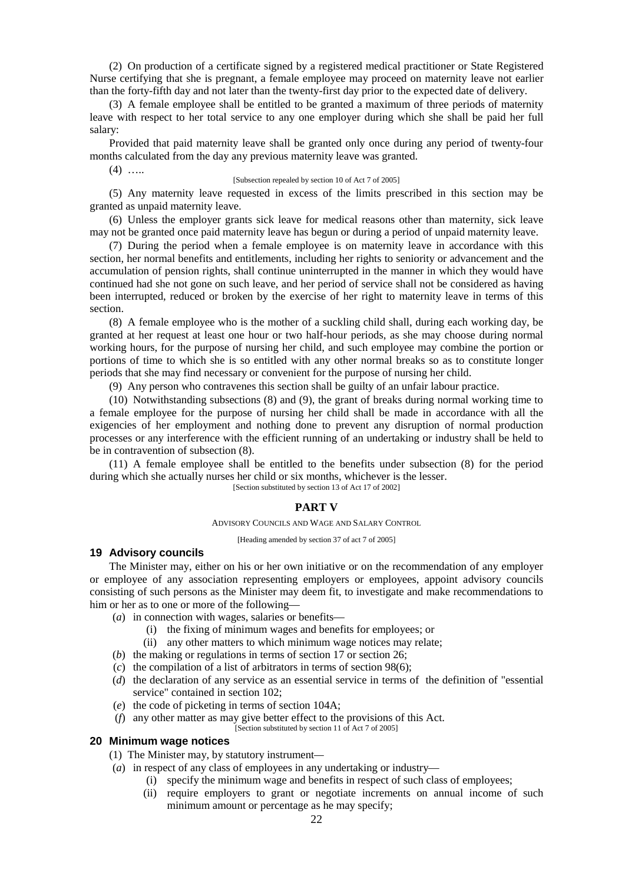(2) On production of a certificate signed by a registered medical practitioner or State Registered Nurse certifying that she is pregnant, a female employee may proceed on maternity leave not earlier than the forty-fifth day and not later than the twenty-first day prior to the expected date of delivery.

(3) A female employee shall be entitled to be granted a maximum of three periods of maternity leave with respect to her total service to any one employer during which she shall be paid her full salary:

Provided that paid maternity leave shall be granted only once during any period of twenty-four months calculated from the day any previous maternity leave was granted.

(4) …..

[Subsection repealed by section 10 of Act 7 of 2005]

(5) Any maternity leave requested in excess of the limits prescribed in this section may be granted as unpaid maternity leave.

(6) Unless the employer grants sick leave for medical reasons other than maternity, sick leave may not be granted once paid maternity leave has begun or during a period of unpaid maternity leave.

(7) During the period when a female employee is on maternity leave in accordance with this section, her normal benefits and entitlements, including her rights to seniority or advancement and the accumulation of pension rights, shall continue uninterrupted in the manner in which they would have continued had she not gone on such leave, and her period of service shall not be considered as having been interrupted, reduced or broken by the exercise of her right to maternity leave in terms of this section.

(8) A female employee who is the mother of a suckling child shall, during each working day, be granted at her request at least one hour or two half-hour periods, as she may choose during normal working hours, for the purpose of nursing her child, and such employee may combine the portion or portions of time to which she is so entitled with any other normal breaks so as to constitute longer periods that she may find necessary or convenient for the purpose of nursing her child.

(9) Any person who contravenes this section shall be guilty of an unfair labour practice.

(10) Notwithstanding subsections (8) and (9), the grant of breaks during normal working time to a female employee for the purpose of nursing her child shall be made in accordance with all the exigencies of her employment and nothing done to prevent any disruption of normal production processes or any interference with the efficient running of an undertaking or industry shall be held to be in contravention of subsection (8).

(11) A female employee shall be entitled to the benefits under subsection (8) for the period during which she actually nurses her child or six months, whichever is the lesser.

[Section substituted by section 13 of Act 17 of 2002]

## PART V

ADVISORY COUNCILS AND WAGE AND SALARY CONTROL

[Heading amended by section 37 of act 7 of 2005]

### 19 Advisory councils

The Minister may, either on his or her own initiative or on the recommendation of any employer or employee of any association representing employers or employees, appoint advisory councils consisting of such persons as the Minister may deem fit, to investigate and make recommendations to him or her as to one or more of the following—

(*a*) in connection with wages, salaries or benefits—

  (i) the fixing of minimum wages and benefits for employees; or

  (ii) any other matters to which minimum wage notices may relate;

(*b*) the making or regulations in terms of section 17 or section 26;

(*c*) the compilation of a list of arbitrators in terms of section 98(6);

(*d*) the declaration of any service as an essential service in terms of the definition of "essential service" contained in section 102;

(*e*) the code of picketing in terms of section 104A;

(*f*) any other matter as may give better effect to the provisions of this Act.

[Section substituted by section 11 of Act 7 of 2005]

### 20 Minimum wage notices

(1) The Minister may, by statutory instrument—

(*a*) in respect of any class of employees in any undertaking or industry—

  (i) specify the minimum wage and benefits in respect of such class of employees;

  (ii) require employers to grant or negotiate increments on annual income of such minimum amount or percentage as he may specify;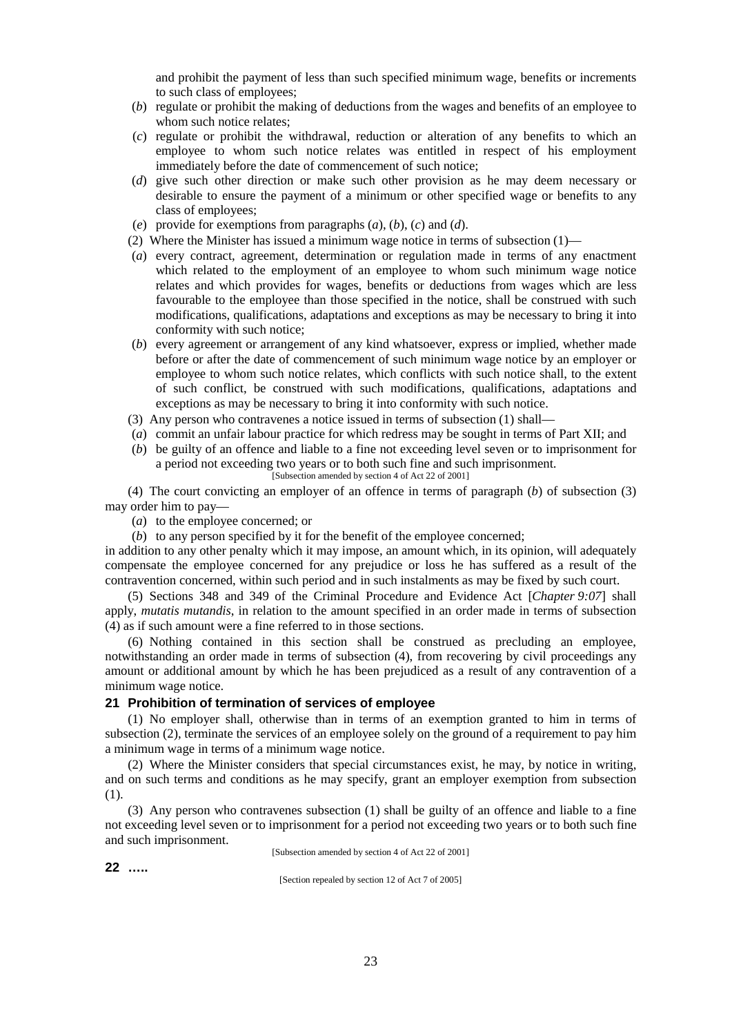and prohibit the payment of less than such specified minimum wage, benefits or increments to such class of employees;

(*b*) regulate or prohibit the making of deductions from the wages and benefits of an employee to whom such notice relates;

(*c*) regulate or prohibit the withdrawal, reduction or alteration of any benefits to which an employee to whom such notice relates was entitled in respect of his employment immediately before the date of commencement of such notice;

(*d*) give such other direction or make such other provision as he may deem necessary or desirable to ensure the payment of a minimum or other specified wage or benefits to any class of employees;

(*e*) provide for exemptions from paragraphs (*a*), (*b*), (*c*) and (*d*).

(2) Where the Minister has issued a minimum wage notice in terms of subsection (1)—

(*a*) every contract, agreement, determination or regulation made in terms of any enactment which related to the employment of an employee to whom such minimum wage notice relates and which provides for wages, benefits or deductions from wages which are less favourable to the employee than those specified in the notice, shall be construed with such modifications, qualifications, adaptations and exceptions as may be necessary to bring it into conformity with such notice;

(*b*) every agreement or arrangement of any kind whatsoever, express or implied, whether made before or after the date of commencement of such minimum wage notice by an employer or employee to whom such notice relates, which conflicts with such notice shall, to the extent of such conflict, be construed with such modifications, qualifications, adaptations and exceptions as may be necessary to bring it into conformity with such notice.

(3) Any person who contravenes a notice issued in terms of subsection (1) shall—

(*a*) commit an unfair labour practice for which redress may be sought in terms of Part XII; and

(*b*) be guilty of an offence and liable to a fine not exceeding level seven or to imprisonment for a period not exceeding two years or to both such fine and such imprisonment.

[Subsection amended by section 4 of Act 22 of 2001]

(4) The court convicting an employer of an offence in terms of paragraph (*b*) of subsection (3) may order him to pay—

(*a*) to the employee concerned; or

(*b*) to any person specified by it for the benefit of the employee concerned;

in addition to any other penalty which it may impose, an amount which, in its opinion, will adequately compensate the employee concerned for any prejudice or loss he has suffered as a result of the contravention concerned, within such period and in such instalments as may be fixed by such court.

(5) Sections 348 and 349 of the Criminal Procedure and Evidence Act [*Chapter 9:07*] shall apply, *mutatis mutandis*, in relation to the amount specified in an order made in terms of subsection (4) as if such amount were a fine referred to in those sections.

(6) Nothing contained in this section shall be construed as precluding an employee, notwithstanding an order made in terms of subsection (4), from recovering by civil proceedings any amount or additional amount by which he has been prejudiced as a result of any contravention of a minimum wage notice.

### 21 Prohibition of termination of services of employee

(1) No employer shall, otherwise than in terms of an exemption granted to him in terms of subsection (2), terminate the services of an employee solely on the ground of a requirement to pay him a minimum wage in terms of a minimum wage notice.

(2) Where the Minister considers that special circumstances exist, he may, by notice in writing, and on such terms and conditions as he may specify, grant an employer exemption from subsection (1).

(3) Any person who contravenes subsection (1) shall be guilty of an offence and liable to a fine not exceeding level seven or to imprisonment for a period not exceeding two years or to both such fine and such imprisonment.

[Subsection amended by section 4 of Act 22 of 2001]

### 22 …..

[Section repealed by section 12 of Act 7 of 2005]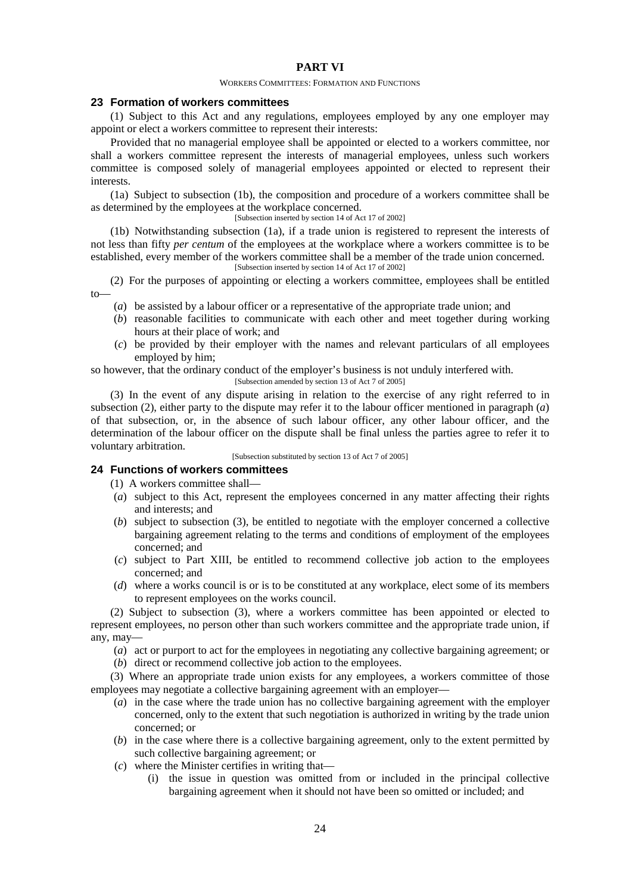## PART VI

WORKERS COMMITTEES: FORMATION AND FUNCTIONS

### 23 Formation of workers committees

(1) Subject to this Act and any regulations, employees employed by any one employer may appoint or elect a workers committee to represent their interests:

Provided that no managerial employee shall be appointed or elected to a workers committee, nor shall a workers committee represent the interests of managerial employees, unless such workers committee is composed solely of managerial employees appointed or elected to represent their interests.

(1a) Subject to subsection (1b), the composition and procedure of a workers committee shall be as determined by the employees at the workplace concerned.

[Subsection inserted by section 14 of Act 17 of 2002]

(1b) Notwithstanding subsection (1a), if a trade union is registered to represent the interests of not less than fifty *per centum* of the employees at the workplace where a workers committee is to be established, every member of the workers committee shall be a member of the trade union concerned.

[Subsection inserted by section 14 of Act 17 of 2002]

(2) For the purposes of appointing or electing a workers committee, employees shall be entitled to—

(*a*) be assisted by a labour officer or a representative of the appropriate trade union; and

(*b*) reasonable facilities to communicate with each other and meet together during working hours at their place of work; and

(*c*) be provided by their employer with the names and relevant particulars of all employees employed by him;

so however, that the ordinary conduct of the employer's business is not unduly interfered with.

[Subsection amended by section 13 of Act 7 of 2005]

(3) In the event of any dispute arising in relation to the exercise of any right referred to in subsection (2), either party to the dispute may refer it to the labour officer mentioned in paragraph (*a*) of that subsection, or, in the absence of such labour officer, any other labour officer, and the determination of the labour officer on the dispute shall be final unless the parties agree to refer it to voluntary arbitration.

[Subsection substituted by section 13 of Act 7 of 2005]

### 24 Functions of workers committees

(1) A workers committee shall—

(*a*) subject to this Act, represent the employees concerned in any matter affecting their rights and interests; and

(*b*) subject to subsection (3), be entitled to negotiate with the employer concerned a collective bargaining agreement relating to the terms and conditions of employment of the employees concerned; and

(*c*) subject to Part XIII, be entitled to recommend collective job action to the employees concerned; and

(*d*) where a works council is or is to be constituted at any workplace, elect some of its members to represent employees on the works council.

(2) Subject to subsection (3), where a workers committee has been appointed or elected to represent employees, no person other than such workers committee and the appropriate trade union, if any, may—

(*a*) act or purport to act for the employees in negotiating any collective bargaining agreement; or

(*b*) direct or recommend collective job action to the employees.

(3) Where an appropriate trade union exists for any employees, a workers committee of those employees may negotiate a collective bargaining agreement with an employer—

(*a*) in the case where the trade union has no collective bargaining agreement with the employer concerned, only to the extent that such negotiation is authorized in writing by the trade union concerned; or

(*b*) in the case where there is a collective bargaining agreement, only to the extent permitted by such collective bargaining agreement; or

(*c*) where the Minister certifies in writing that—

(i) the issue in question was omitted from or included in the principal collective bargaining agreement when it should not have been so omitted or included; and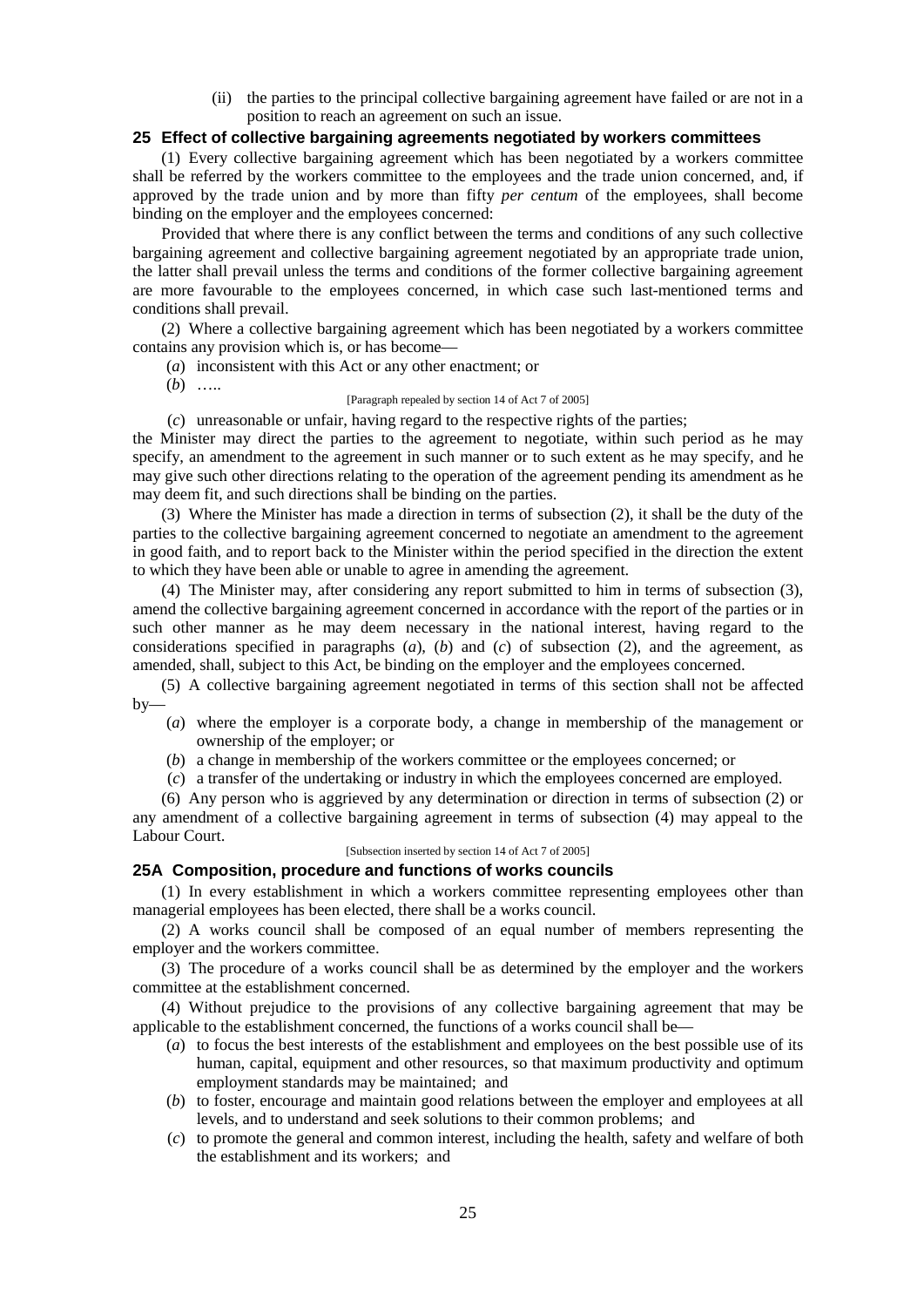(ii) the parties to the principal collective bargaining agreement have failed or are not in a position to reach an agreement on such an issue.

### 25 Effect of collective bargaining agreements negotiated by workers committees

(1) Every collective bargaining agreement which has been negotiated by a workers committee shall be referred by the workers committee to the employees and the trade union concerned, and, if approved by the trade union and by more than fifty *per centum* of the employees, shall become binding on the employer and the employees concerned:

Provided that where there is any conflict between the terms and conditions of any such collective bargaining agreement and collective bargaining agreement negotiated by an appropriate trade union, the latter shall prevail unless the terms and conditions of the former collective bargaining agreement are more favourable to the employees concerned, in which case such last-mentioned terms and conditions shall prevail.

(2) Where a collective bargaining agreement which has been negotiated by a workers committee contains any provision which is, or has become—

(*a*) inconsistent with this Act or any other enactment; or

(*b*) …..

[Paragraph repealed by section 14 of Act 7 of 2005]

(*c*) unreasonable or unfair, having regard to the respective rights of the parties;

the Minister may direct the parties to the agreement to negotiate, within such period as he may specify, an amendment to the agreement in such manner or to such extent as he may specify, and he may give such other directions relating to the operation of the agreement pending its amendment as he may deem fit, and such directions shall be binding on the parties.

(3) Where the Minister has made a direction in terms of subsection (2), it shall be the duty of the parties to the collective bargaining agreement concerned to negotiate an amendment to the agreement in good faith, and to report back to the Minister within the period specified in the direction the extent to which they have been able or unable to agree in amending the agreement.

(4) The Minister may, after considering any report submitted to him in terms of subsection (3), amend the collective bargaining agreement concerned in accordance with the report of the parties or in such other manner as he may deem necessary in the national interest, having regard to the considerations specified in paragraphs (*a*), (*b*) and (*c*) of subsection (2), and the agreement, as amended, shall, subject to this Act, be binding on the employer and the employees concerned.

(5) A collective bargaining agreement negotiated in terms of this section shall not be affected by—

(*a*) where the employer is a corporate body, a change in membership of the management or ownership of the employer; or

(*b*) a change in membership of the workers committee or the employees concerned; or

(*c*) a transfer of the undertaking or industry in which the employees concerned are employed.

(6) Any person who is aggrieved by any determination or direction in terms of subsection (2) or any amendment of a collective bargaining agreement in terms of subsection (4) may appeal to the Labour Court.

[Subsection inserted by section 14 of Act 7 of 2005]

### 25A Composition, procedure and functions of works councils

(1) In every establishment in which a workers committee representing employees other than managerial employees has been elected, there shall be a works council.

(2) A works council shall be composed of an equal number of members representing the employer and the workers committee.

(3) The procedure of a works council shall be as determined by the employer and the workers committee at the establishment concerned.

(4) Without prejudice to the provisions of any collective bargaining agreement that may be applicable to the establishment concerned, the functions of a works council shall be—

(*a*) to focus the best interests of the establishment and employees on the best possible use of its human, capital, equipment and other resources, so that maximum productivity and optimum employment standards may be maintained; and

(*b*) to foster, encourage and maintain good relations between the employer and employees at all levels, and to understand and seek solutions to their common problems; and

(*c*) to promote the general and common interest, including the health, safety and welfare of both the establishment and its workers; and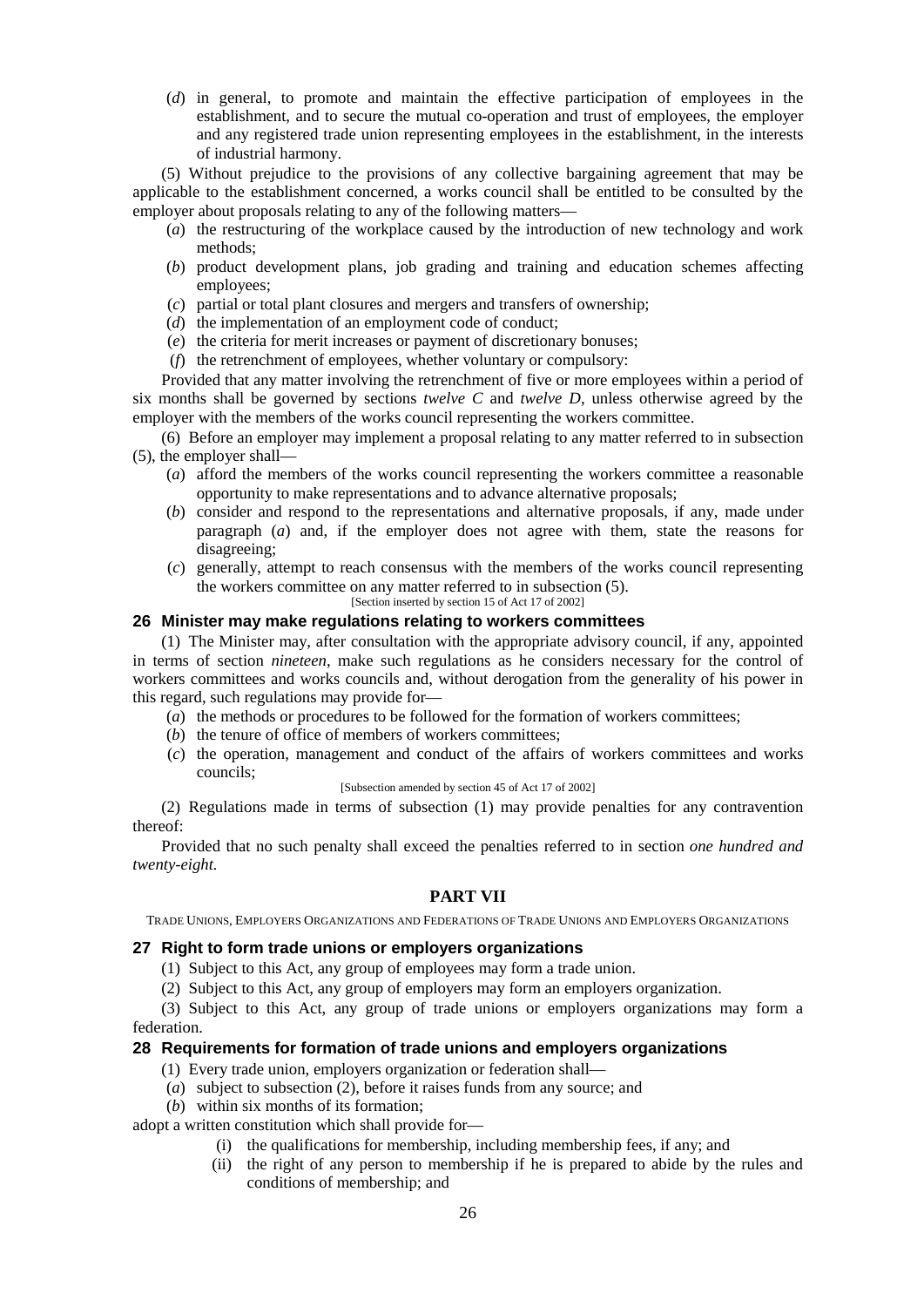(*d*) in general, to promote and maintain the effective participation of employees in the establishment, and to secure the mutual co-operation and trust of employees, the employer and any registered trade union representing employees in the establishment, in the interests of industrial harmony.

(5) Without prejudice to the provisions of any collective bargaining agreement that may be applicable to the establishment concerned, a works council shall be entitled to be consulted by the employer about proposals relating to any of the following matters—

(*a*) the restructuring of the workplace caused by the introduction of new technology and work methods;

(*b*) product development plans, job grading and training and education schemes affecting employees;

(*c*) partial or total plant closures and mergers and transfers of ownership;

(*d*) the implementation of an employment code of conduct;

(*e*) the criteria for merit increases or payment of discretionary bonuses;

(*f*) the retrenchment of employees, whether voluntary or compulsory:

Provided that any matter involving the retrenchment of five or more employees within a period of six months shall be governed by sections *twelve C* and *twelve D*, unless otherwise agreed by the employer with the members of the works council representing the workers committee.

(6) Before an employer may implement a proposal relating to any matter referred to in subsection (5), the employer shall—

(*a*) afford the members of the works council representing the workers committee a reasonable opportunity to make representations and to advance alternative proposals;

(*b*) consider and respond to the representations and alternative proposals, if any, made under paragraph (*a*) and, if the employer does not agree with them, state the reasons for disagreeing;

(*c*) generally, attempt to reach consensus with the members of the works council representing the workers committee on any matter referred to in subsection (5).

[Section inserted by section 15 of Act 17 of 2002]

### 26 Minister may make regulations relating to workers committees

(1) The Minister may, after consultation with the appropriate advisory council, if any, appointed in terms of section *nineteen*, make such regulations as he considers necessary for the control of workers committees and works councils and, without derogation from the generality of his power in this regard, such regulations may provide for—

(*a*) the methods or procedures to be followed for the formation of workers committees;

(*b*) the tenure of office of members of workers committees;

(*c*) the operation, management and conduct of the affairs of workers committees and works councils;

[Subsection amended by section 45 of Act 17 of 2002]

(2) Regulations made in terms of subsection (1) may provide penalties for any contravention thereof:

Provided that no such penalty shall exceed the penalties referred to in section *one hundred and twenty-eight.*

## PART VII

TRADE UNIONS, EMPLOYERS ORGANIZATIONS AND FEDERATIONS OF TRADE UNIONS AND EMPLOYERS ORGANIZATIONS

### 27 Right to form trade unions or employers organizations

(1) Subject to this Act, any group of employees may form a trade union.

(2) Subject to this Act, any group of employers may form an employers organization.

(3) Subject to this Act, any group of trade unions or employers organizations may form a federation.

### 28 Requirements for formation of trade unions and employers organizations

(1) Every trade union, employers organization or federation shall—

(*a*) subject to subsection (2), before it raises funds from any source; and

(*b*) within six months of its formation;

adopt a written constitution which shall provide for—

(i) the qualifications for membership, including membership fees, if any; and

(ii) the right of any person to membership if he is prepared to abide by the rules and conditions of membership; and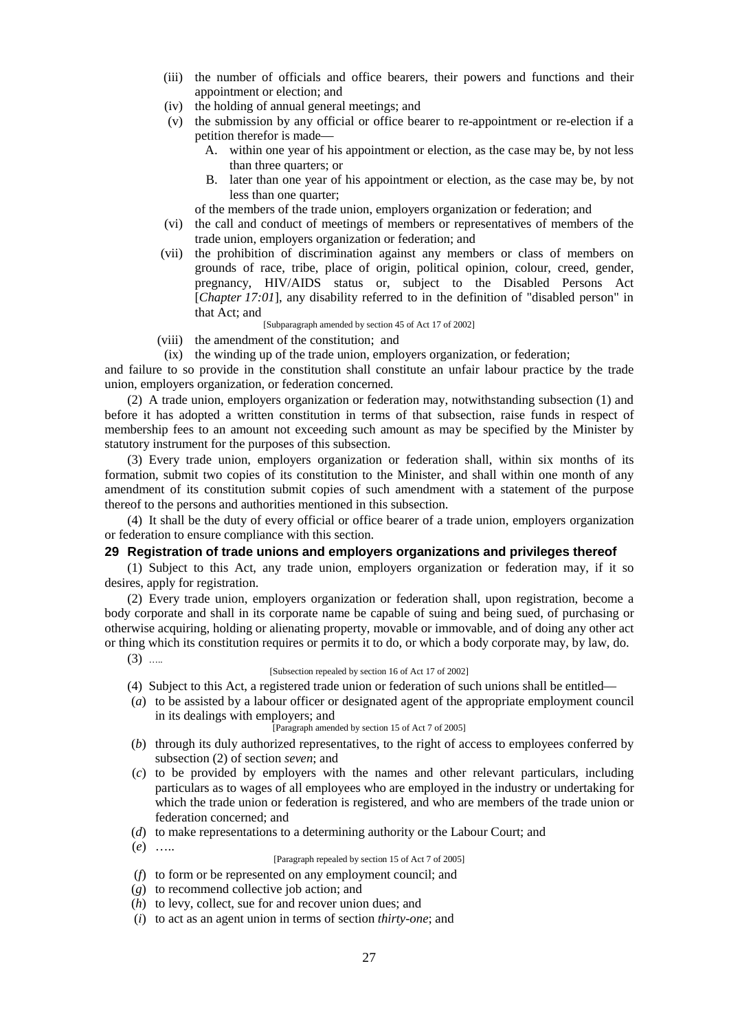(iii) the number of officials and office bearers, their powers and functions and their appointment or election; and

(iv) the holding of annual general meetings; and

(v) the submission by any official or office bearer to re-appointment or re-election if a petition therefor is made—

A. within one year of his appointment or election, as the case may be, by not less than three quarters; or

B. later than one year of his appointment or election, as the case may be, by not less than one quarter;

of the members of the trade union, employers organization or federation; and

(vi) the call and conduct of meetings of members or representatives of members of the trade union, employers organization or federation; and

(vii) the prohibition of discrimination against any members or class of members on grounds of race, tribe, place of origin, political opinion, colour, creed, gender, pregnancy, HIV/AIDS status or, subject to the Disabled Persons Act [*Chapter 17:01*], any disability referred to in the definition of "disabled person" in that Act; and

[Subparagraph amended by section 45 of Act 17 of 2002]

(viii) the amendment of the constitution; and

(ix) the winding up of the trade union, employers organization, or federation;

and failure to so provide in the constitution shall constitute an unfair labour practice by the trade union, employers organization, or federation concerned.

(2) A trade union, employers organization or federation may, notwithstanding subsection (1) and before it has adopted a written constitution in terms of that subsection, raise funds in respect of membership fees to an amount not exceeding such amount as may be specified by the Minister by statutory instrument for the purposes of this subsection.

(3) Every trade union, employers organization or federation shall, within six months of its formation, submit two copies of its constitution to the Minister, and shall within one month of any amendment of its constitution submit copies of such amendment with a statement of the purpose thereof to the persons and authorities mentioned in this subsection.

(4) It shall be the duty of every official or office bearer of a trade union, employers organization or federation to ensure compliance with this section.

### 29 Registration of trade unions and employers organizations and privileges thereof

(1) Subject to this Act, any trade union, employers organization or federation may, if it so desires, apply for registration.

(2) Every trade union, employers organization or federation shall, upon registration, become a body corporate and shall in its corporate name be capable of suing and being sued, of purchasing or otherwise acquiring, holding or alienating property, movable or immovable, and of doing any other act or thing which its constitution requires or permits it to do, or which a body corporate may, by law, do.

(3) …..

[Subsection repealed by section 16 of Act 17 of 2002]

(4) Subject to this Act, a registered trade union or federation of such unions shall be entitled—

(*a*) to be assisted by a labour officer or designated agent of the appropriate employment council in its dealings with employers; and

[Paragraph amended by section 15 of Act 7 of 2005]

(*b*) through its duly authorized representatives, to the right of access to employees conferred by subsection (2) of section *seven*; and

(*c*) to be provided by employers with the names and other relevant particulars, including particulars as to wages of all employees who are employed in the industry or undertaking for which the trade union or federation is registered, and who are members of the trade union or federation concerned; and

(*d*) to make representations to a determining authority or the Labour Court; and

(*e*) …..

[Paragraph repealed by section 15 of Act 7 of 2005]

(*f*) to form or be represented on any employment council; and

(*g*) to recommend collective job action; and

(*h*) to levy, collect, sue for and recover union dues; and

(*i*) to act as an agent union in terms of section *thirty-one*; and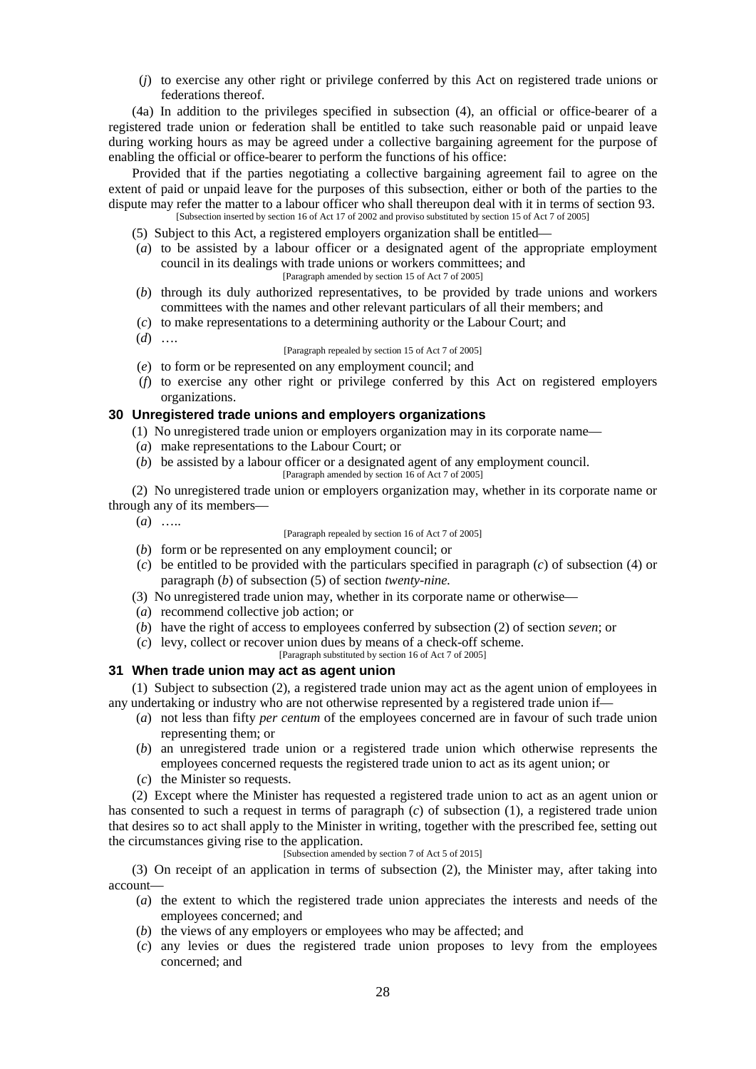(*j*) to exercise any other right or privilege conferred by this Act on registered trade unions or federations thereof.

(4a) In addition to the privileges specified in subsection (4), an official or office-bearer of a registered trade union or federation shall be entitled to take such reasonable paid or unpaid leave during working hours as may be agreed under a collective bargaining agreement for the purpose of enabling the official or office-bearer to perform the functions of his office:

Provided that if the parties negotiating a collective bargaining agreement fail to agree on the extent of paid or unpaid leave for the purposes of this subsection, either or both of the parties to the dispute may refer the matter to a labour officer who shall thereupon deal with it in terms of section 93.

[Subsection inserted by section 16 of Act 17 of 2002 and proviso substituted by section 15 of Act 7 of 2005]

(5) Subject to this Act, a registered employers organization shall be entitled—

(*a*) to be assisted by a labour officer or a designated agent of the appropriate employment council in its dealings with trade unions or workers committees; and

[Paragraph amended by section 15 of Act 7 of 2005]

(*b*) through its duly authorized representatives, to be provided by trade unions and workers committees with the names and other relevant particulars of all their members; and

(*c*) to make representations to a determining authority or the Labour Court; and

(*d*) ….

[Paragraph repealed by section 15 of Act 7 of 2005]

(*e*) to form or be represented on any employment council; and

(*f*) to exercise any other right or privilege conferred by this Act on registered employers organizations.

### 30 Unregistered trade unions and employers organizations

(1) No unregistered trade union or employers organization may in its corporate name—

(*a*) make representations to the Labour Court; or

(*b*) be assisted by a labour officer or a designated agent of any employment council.

[Paragraph amended by section 16 of Act 7 of 2005]

(2) No unregistered trade union or employers organization may, whether in its corporate name or through any of its members—

(*a*) …..

[Paragraph repealed by section 16 of Act 7 of 2005]

(*b*) form or be represented on any employment council; or

(*c*) be entitled to be provided with the particulars specified in paragraph (*c*) of subsection (4) or paragraph (*b*) of subsection (5) of section *twenty-nine.*

(3) No unregistered trade union may, whether in its corporate name or otherwise—

(*a*) recommend collective job action; or

(*b*) have the right of access to employees conferred by subsection (2) of section *seven*; or

(*c*) levy, collect or recover union dues by means of a check-off scheme.

[Paragraph substituted by section 16 of Act 7 of 2005]

### 31 When trade union may act as agent union

(1) Subject to subsection (2), a registered trade union may act as the agent union of employees in any undertaking or industry who are not otherwise represented by a registered trade union if—

(*a*) not less than fifty *per centum* of the employees concerned are in favour of such trade union representing them; or

(*b*) an unregistered trade union or a registered trade union which otherwise represents the employees concerned requests the registered trade union to act as its agent union; or

(*c*) the Minister so requests.

(2) Except where the Minister has requested a registered trade union to act as an agent union or has consented to such a request in terms of paragraph (*c*) of subsection (1), a registered trade union that desires so to act shall apply to the Minister in writing, together with the prescribed fee, setting out the circumstances giving rise to the application.

[Subsection amended by section 7 of Act 5 of 2015]

(3) On receipt of an application in terms of subsection (2), the Minister may, after taking into account—

(*a*) the extent to which the registered trade union appreciates the interests and needs of the employees concerned; and

(*b*) the views of any employers or employees who may be affected; and

(*c*) any levies or dues the registered trade union proposes to levy from the employees concerned; and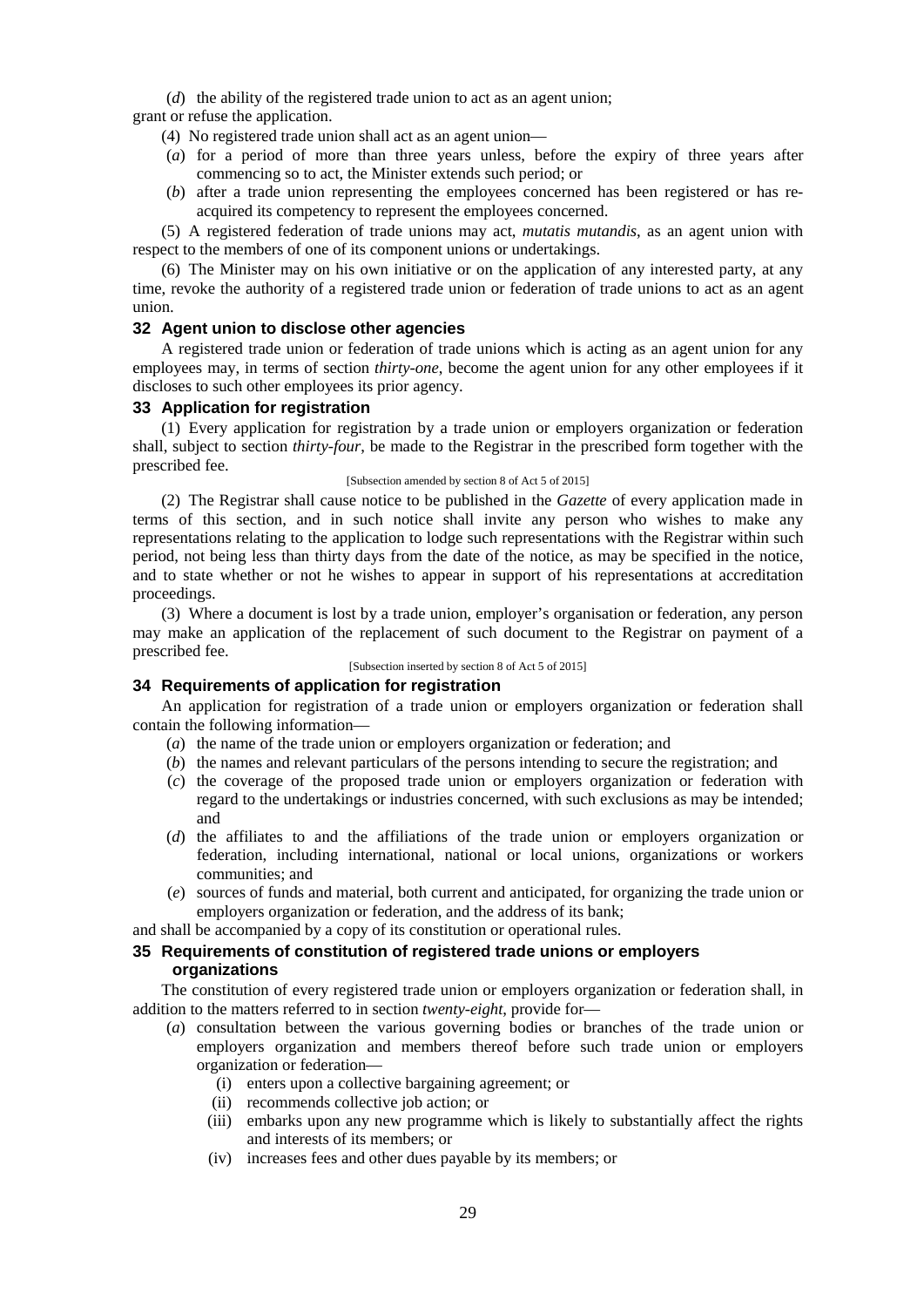(*d*) the ability of the registered trade union to act as an agent union;

grant or refuse the application.

(4) No registered trade union shall act as an agent union—

(*a*) for a period of more than three years unless, before the expiry of three years after commencing so to act, the Minister extends such period; or

(*b*) after a trade union representing the employees concerned has been registered or has re-acquired its competency to represent the employees concerned.

(5) A registered federation of trade unions may act, *mutatis mutandis*, as an agent union with respect to the members of one of its component unions or undertakings.

(6) The Minister may on his own initiative or on the application of any interested party, at any time, revoke the authority of a registered trade union or federation of trade unions to act as an agent union.

### 32 Agent union to disclose other agencies

A registered trade union or federation of trade unions which is acting as an agent union for any employees may, in terms of section *thirty-one*, become the agent union for any other employees if it discloses to such other employees its prior agency.

### 33 Application for registration

(1) Every application for registration by a trade union or employers organization or federation shall, subject to section *thirty-four*, be made to the Registrar in the prescribed form together with the prescribed fee.

[Subsection amended by section 8 of Act 5 of 2015]

(2) The Registrar shall cause notice to be published in the *Gazette* of every application made in terms of this section, and in such notice shall invite any person who wishes to make any representations relating to the application to lodge such representations with the Registrar within such period, not being less than thirty days from the date of the notice, as may be specified in the notice, and to state whether or not he wishes to appear in support of his representations at accreditation proceedings.

(3) Where a document is lost by a trade union, employer's organisation or federation, any person may make an application of the replacement of such document to the Registrar on payment of a prescribed fee.

[Subsection inserted by section 8 of Act 5 of 2015]

### 34 Requirements of application for registration

An application for registration of a trade union or employers organization or federation shall contain the following information—

(*a*) the name of the trade union or employers organization or federation; and

(*b*) the names and relevant particulars of the persons intending to secure the registration; and

(*c*) the coverage of the proposed trade union or employers organization or federation with regard to the undertakings or industries concerned, with such exclusions as may be intended; and

(*d*) the affiliates to and the affiliations of the trade union or employers organization or federation, including international, national or local unions, organizations or workers communities; and

(*e*) sources of funds and material, both current and anticipated, for organizing the trade union or employers organization or federation, and the address of its bank;

and shall be accompanied by a copy of its constitution or operational rules.

### 35 Requirements of constitution of registered trade unions or employers organizations

The constitution of every registered trade union or employers organization or federation shall, in addition to the matters referred to in section *twenty-eight*, provide for—

(*a*) consultation between the various governing bodies or branches of the trade union or employers organization and members thereof before such trade union or employers organization or federation—

(i) enters upon a collective bargaining agreement; or

(ii) recommends collective job action; or

(iii) embarks upon any new programme which is likely to substantially affect the rights and interests of its members; or

(iv) increases fees and other dues payable by its members; or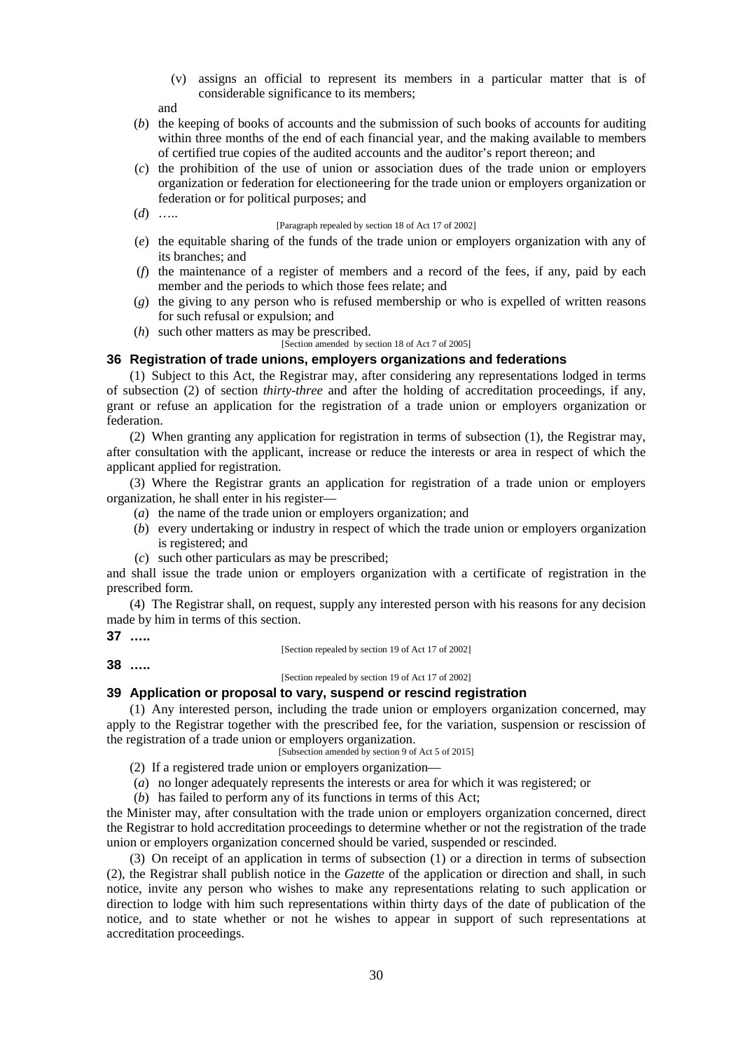(v) assigns an official to represent its members in a particular matter that is of considerable significance to its members;

and

(*b*) the keeping of books of accounts and the submission of such books of accounts for auditing within three months of the end of each financial year, and the making available to members of certified true copies of the audited accounts and the auditor's report thereon; and

(*c*) the prohibition of the use of union or association dues of the trade union or employers organization or federation for electioneering for the trade union or employers organization or federation or for political purposes; and

(*d*) …..

[Paragraph repealed by section 18 of Act 17 of 2002]

(*e*) the equitable sharing of the funds of the trade union or employers organization with any of its branches; and

(*f*) the maintenance of a register of members and a record of the fees, if any, paid by each member and the periods to which those fees relate; and

(*g*) the giving to any person who is refused membership or who is expelled of written reasons for such refusal or expulsion; and

(*h*) such other matters as may be prescribed.

[Section amended by section 18 of Act 7 of 2005]

### 36 Registration of trade unions, employers organizations and federations

(1) Subject to this Act, the Registrar may, after considering any representations lodged in terms of subsection (2) of section *thirty-three* and after the holding of accreditation proceedings, if any, grant or refuse an application for the registration of a trade union or employers organization or federation.

(2) When granting any application for registration in terms of subsection (1), the Registrar may, after consultation with the applicant, increase or reduce the interests or area in respect of which the applicant applied for registration.

(3) Where the Registrar grants an application for registration of a trade union or employers organization, he shall enter in his register—

(*a*) the name of the trade union or employers organization; and

(*b*) every undertaking or industry in respect of which the trade union or employers organization is registered; and

(*c*) such other particulars as may be prescribed;

and shall issue the trade union or employers organization with a certificate of registration in the prescribed form.

(4) The Registrar shall, on request, supply any interested person with his reasons for any decision made by him in terms of this section.

### 37 …..

[Section repealed by section 19 of Act 17 of 2002]

### 38 …..

[Section repealed by section 19 of Act 17 of 2002]

### 39 Application or proposal to vary, suspend or rescind registration

(1) Any interested person, including the trade union or employers organization concerned, may apply to the Registrar together with the prescribed fee, for the variation, suspension or rescission of the registration of a trade union or employers organization.

[Subsection amended by section 9 of Act 5 of 2015]

(2) If a registered trade union or employers organization—

(*a*) no longer adequately represents the interests or area for which it was registered; or

(*b*) has failed to perform any of its functions in terms of this Act;

the Minister may, after consultation with the trade union or employers organization concerned, direct the Registrar to hold accreditation proceedings to determine whether or not the registration of the trade union or employers organization concerned should be varied, suspended or rescinded.

(3) On receipt of an application in terms of subsection (1) or a direction in terms of subsection (2), the Registrar shall publish notice in the *Gazette* of the application or direction and shall, in such notice, invite any person who wishes to make any representations relating to such application or direction to lodge with him such representations within thirty days of the date of publication of the notice, and to state whether or not he wishes to appear in support of such representations at accreditation proceedings.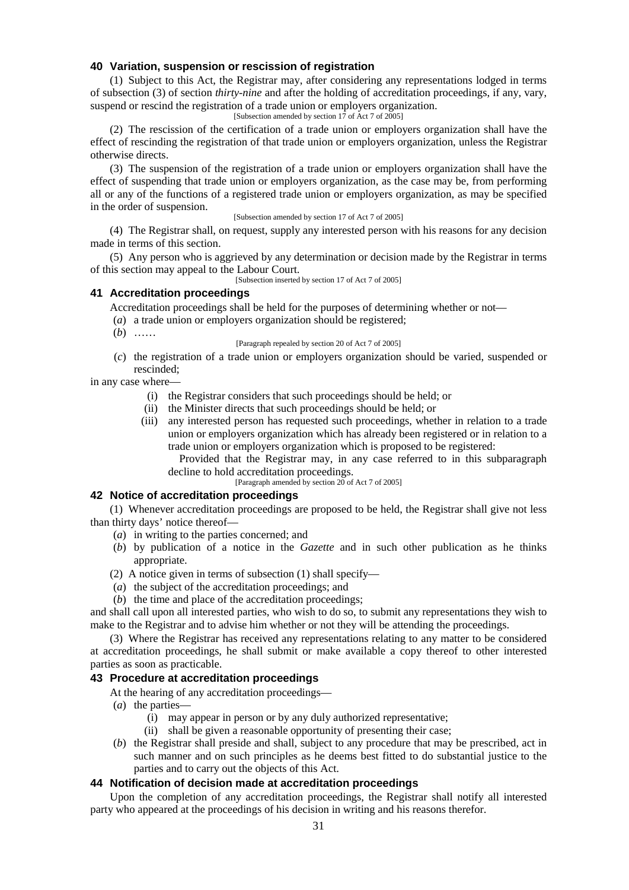### 40 Variation, suspension or rescission of registration

(1) Subject to this Act, the Registrar may, after considering any representations lodged in terms of subsection (3) of section *thirty-nine* and after the holding of accreditation proceedings, if any, vary, suspend or rescind the registration of a trade union or employers organization.

[Subsection amended by section 17 of Act 7 of 2005]

(2) The rescission of the certification of a trade union or employers organization shall have the effect of rescinding the registration of that trade union or employers organization, unless the Registrar otherwise directs.

(3) The suspension of the registration of a trade union or employers organization shall have the effect of suspending that trade union or employers organization, as the case may be, from performing all or any of the functions of a registered trade union or employers organization, as may be specified in the order of suspension.

[Subsection amended by section 17 of Act 7 of 2005]

(4) The Registrar shall, on request, supply any interested person with his reasons for any decision made in terms of this section.

(5) Any person who is aggrieved by any determination or decision made by the Registrar in terms of this section may appeal to the Labour Court.

[Subsection inserted by section 17 of Act 7 of 2005]

### 41 Accreditation proceedings

Accreditation proceedings shall be held for the purposes of determining whether or not—

(*a*) a trade union or employers organization should be registered;

(*b*) ……

[Paragraph repealed by section 20 of Act 7 of 2005]

(*c*) the registration of a trade union or employers organization should be varied, suspended or rescinded;

in any case where—

(i) the Registrar considers that such proceedings should be held; or

(ii) the Minister directs that such proceedings should be held; or

(iii) any interested person has requested such proceedings, whether in relation to a trade union or employers organization which has already been registered or in relation to a trade union or employers organization which is proposed to be registered:

Provided that the Registrar may, in any case referred to in this subparagraph decline to hold accreditation proceedings.

[Paragraph amended by section 20 of Act 7 of 2005]

### 42 Notice of accreditation proceedings

(1) Whenever accreditation proceedings are proposed to be held, the Registrar shall give not less than thirty days' notice thereof—

(*a*) in writing to the parties concerned; and

(*b*) by publication of a notice in the *Gazette* and in such other publication as he thinks appropriate.

(2) A notice given in terms of subsection (1) shall specify—

(*a*) the subject of the accreditation proceedings; and

(*b*) the time and place of the accreditation proceedings;

and shall call upon all interested parties, who wish to do so, to submit any representations they wish to make to the Registrar and to advise him whether or not they will be attending the proceedings.

(3) Where the Registrar has received any representations relating to any matter to be considered at accreditation proceedings, he shall submit or make available a copy thereof to other interested parties as soon as practicable.

### 43 Procedure at accreditation proceedings

At the hearing of any accreditation proceedings—

(*a*) the parties—

(i) may appear in person or by any duly authorized representative;

(ii) shall be given a reasonable opportunity of presenting their case;

(*b*) the Registrar shall preside and shall, subject to any procedure that may be prescribed, act in such manner and on such principles as he deems best fitted to do substantial justice to the parties and to carry out the objects of this Act.

### 44 Notification of decision made at accreditation proceedings

Upon the completion of any accreditation proceedings, the Registrar shall notify all interested party who appeared at the proceedings of his decision in writing and his reasons therefor.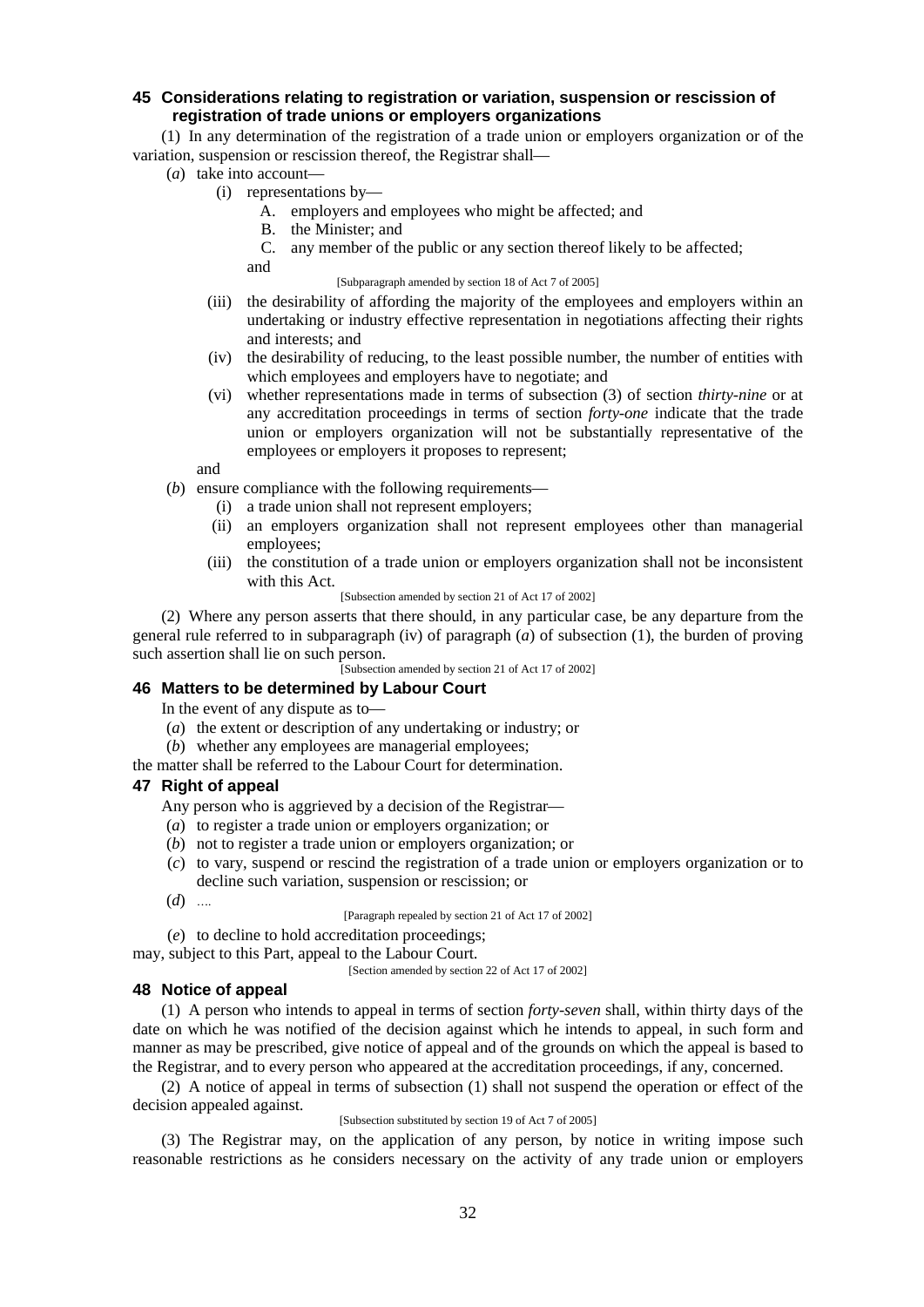### 45 Considerations relating to registration or variation, suspension or rescission of registration of trade unions or employers organizations

(1) In any determination of the registration of a trade union or employers organization or of the variation, suspension or rescission thereof, the Registrar shall—

(*a*) take into account—

(i) representations by—

A. employers and employees who might be affected; and

B. the Minister; and

C. any member of the public or any section thereof likely to be affected;

and

[Subparagraph amended by section 18 of Act 7 of 2005]

(iii) the desirability of affording the majority of the employees and employers within an undertaking or industry effective representation in negotiations affecting their rights and interests; and

(iv) the desirability of reducing, to the least possible number, the number of entities with which employees and employers have to negotiate; and

(vi) whether representations made in terms of subsection (3) of section *thirty-nine* or at any accreditation proceedings in terms of section *forty-one* indicate that the trade union or employers organization will not be substantially representative of the employees or employers it proposes to represent;

and

(*b*) ensure compliance with the following requirements—

(i) a trade union shall not represent employers;

(ii) an employers organization shall not represent employees other than managerial employees;

(iii) the constitution of a trade union or employers organization shall not be inconsistent with this Act.

[Subsection amended by section 21 of Act 17 of 2002]

(2) Where any person asserts that there should, in any particular case, be any departure from the general rule referred to in subparagraph (iv) of paragraph (*a*) of subsection (1), the burden of proving such assertion shall lie on such person.

[Subsection amended by section 21 of Act 17 of 2002]

### 46 Matters to be determined by Labour Court

In the event of any dispute as to—

(*a*) the extent or description of any undertaking or industry; or

(*b*) whether any employees are managerial employees;

the matter shall be referred to the Labour Court for determination.

### 47 Right of appeal

Any person who is aggrieved by a decision of the Registrar—

(*a*) to register a trade union or employers organization; or

(*b*) not to register a trade union or employers organization; or

(*c*) to vary, suspend or rescind the registration of a trade union or employers organization or to decline such variation, suspension or rescission; or

(*d*) ….

[Paragraph repealed by section 21 of Act 17 of 2002]

(*e*) to decline to hold accreditation proceedings;

may, subject to this Part, appeal to the Labour Court.

[Section amended by section 22 of Act 17 of 2002]

### 48 Notice of appeal

(1) A person who intends to appeal in terms of section *forty-seven* shall, within thirty days of the date on which he was notified of the decision against which he intends to appeal, in such form and manner as may be prescribed, give notice of appeal and of the grounds on which the appeal is based to the Registrar, and to every person who appeared at the accreditation proceedings, if any, concerned.

(2) A notice of appeal in terms of subsection (1) shall not suspend the operation or effect of the decision appealed against.

[Subsection substituted by section 19 of Act 7 of 2005]

(3) The Registrar may, on the application of any person, by notice in writing impose such reasonable restrictions as he considers necessary on the activity of any trade union or employers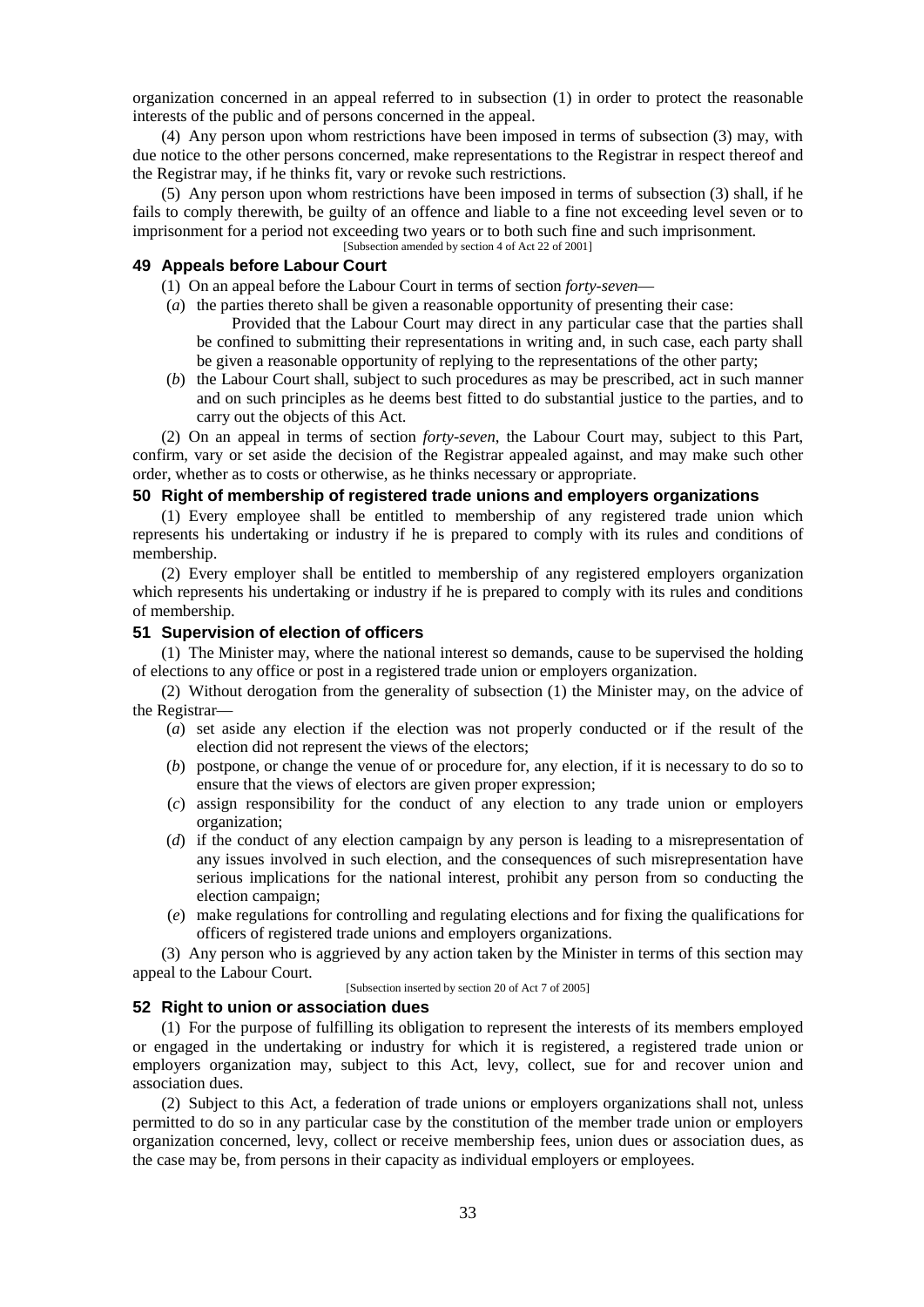organization concerned in an appeal referred to in subsection (1) in order to protect the reasonable interests of the public and of persons concerned in the appeal.

(4) Any person upon whom restrictions have been imposed in terms of subsection (3) may, with due notice to the other persons concerned, make representations to the Registrar in respect thereof and the Registrar may, if he thinks fit, vary or revoke such restrictions.

(5) Any person upon whom restrictions have been imposed in terms of subsection (3) shall, if he fails to comply therewith, be guilty of an offence and liable to a fine not exceeding level seven or to imprisonment for a period not exceeding two years or to both such fine and such imprisonment.

[Subsection amended by section 4 of Act 22 of 2001]

### 49 Appeals before Labour Court

(1) On an appeal before the Labour Court in terms of section *forty-seven*—

(*a*) the parties thereto shall be given a reasonable opportunity of presenting their case:

Provided that the Labour Court may direct in any particular case that the parties shall be confined to submitting their representations in writing and, in such case, each party shall be given a reasonable opportunity of replying to the representations of the other party;

(*b*) the Labour Court shall, subject to such procedures as may be prescribed, act in such manner and on such principles as he deems best fitted to do substantial justice to the parties, and to carry out the objects of this Act.

(2) On an appeal in terms of section *forty-seven*, the Labour Court may, subject to this Part, confirm, vary or set aside the decision of the Registrar appealed against, and may make such other order, whether as to costs or otherwise, as he thinks necessary or appropriate.

### 50 Right of membership of registered trade unions and employers organizations

(1) Every employee shall be entitled to membership of any registered trade union which represents his undertaking or industry if he is prepared to comply with its rules and conditions of membership.

(2) Every employer shall be entitled to membership of any registered employers organization which represents his undertaking or industry if he is prepared to comply with its rules and conditions of membership.

### 51 Supervision of election of officers

(1) The Minister may, where the national interest so demands, cause to be supervised the holding of elections to any office or post in a registered trade union or employers organization.

(2) Without derogation from the generality of subsection (1) the Minister may, on the advice of the Registrar—

(*a*) set aside any election if the election was not properly conducted or if the result of the election did not represent the views of the electors;

(*b*) postpone, or change the venue of or procedure for, any election, if it is necessary to do so to ensure that the views of electors are given proper expression;

(*c*) assign responsibility for the conduct of any election to any trade union or employers organization;

(*d*) if the conduct of any election campaign by any person is leading to a misrepresentation of any issues involved in such election, and the consequences of such misrepresentation have serious implications for the national interest, prohibit any person from so conducting the election campaign;

(*e*) make regulations for controlling and regulating elections and for fixing the qualifications for officers of registered trade unions and employers organizations.

(3) Any person who is aggrieved by any action taken by the Minister in terms of this section may appeal to the Labour Court.

[Subsection inserted by section 20 of Act 7 of 2005]

### 52 Right to union or association dues

(1) For the purpose of fulfilling its obligation to represent the interests of its members employed or engaged in the undertaking or industry for which it is registered, a registered trade union or employers organization may, subject to this Act, levy, collect, sue for and recover union and association dues.

(2) Subject to this Act, a federation of trade unions or employers organizations shall not, unless permitted to do so in any particular case by the constitution of the member trade union or employers organization concerned, levy, collect or receive membership fees, union dues or association dues, as the case may be, from persons in their capacity as individual employers or employees.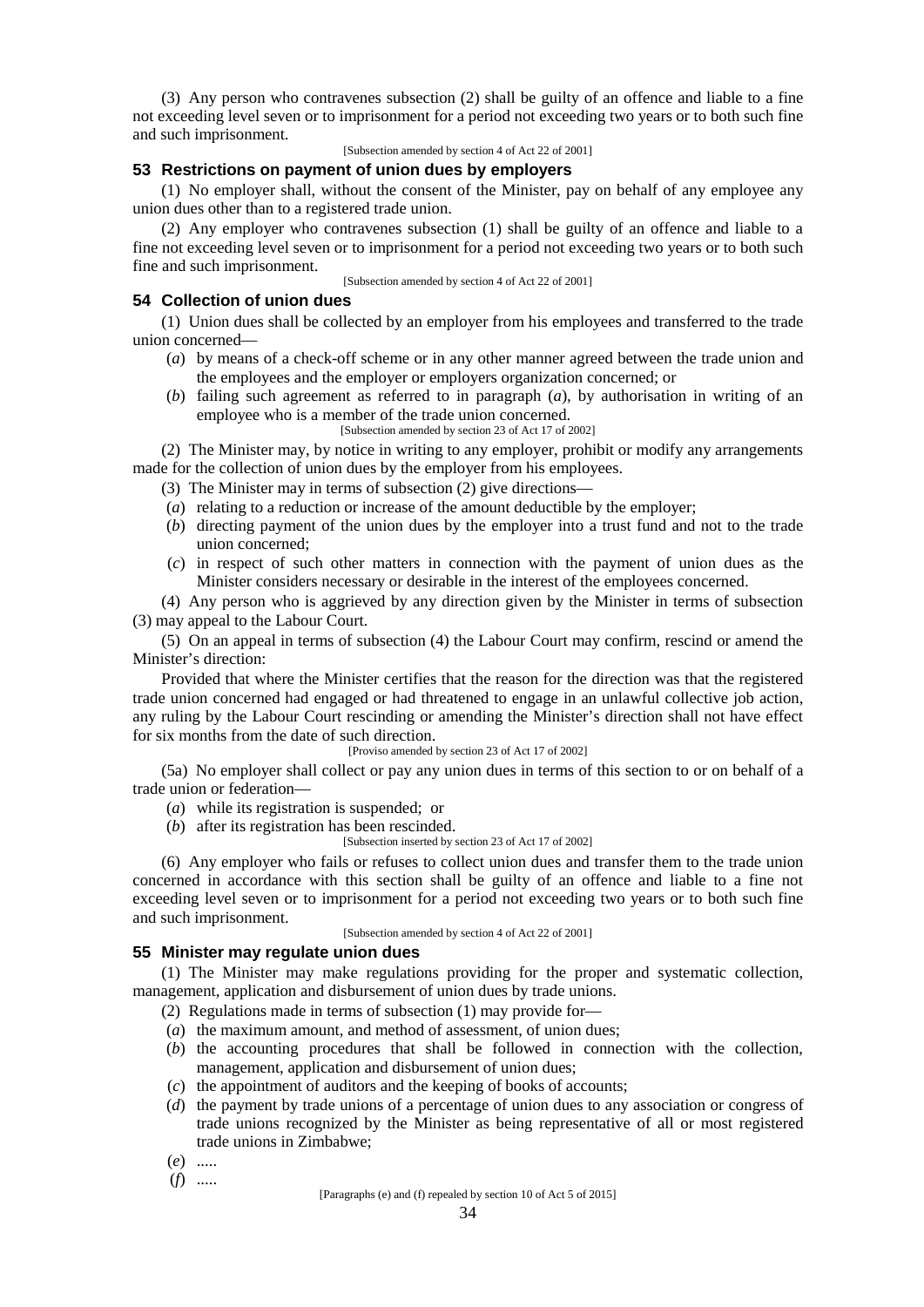(3) Any person who contravenes subsection (2) shall be guilty of an offence and liable to a fine not exceeding level seven or to imprisonment for a period not exceeding two years or to both such fine and such imprisonment.

[Subsection amended by section 4 of Act 22 of 2001]

### 53 Restrictions on payment of union dues by employers

(1) No employer shall, without the consent of the Minister, pay on behalf of any employee any union dues other than to a registered trade union.

(2) Any employer who contravenes subsection (1) shall be guilty of an offence and liable to a fine not exceeding level seven or to imprisonment for a period not exceeding two years or to both such fine and such imprisonment.

[Subsection amended by section 4 of Act 22 of 2001]

### 54 Collection of union dues

(1) Union dues shall be collected by an employer from his employees and transferred to the trade union concerned—

(*a*) by means of a check-off scheme or in any other manner agreed between the trade union and the employees and the employer or employers organization concerned; or

(*b*) failing such agreement as referred to in paragraph (*a*), by authorisation in writing of an employee who is a member of the trade union concerned.

[Subsection amended by section 23 of Act 17 of 2002]

(2) The Minister may, by notice in writing to any employer, prohibit or modify any arrangements made for the collection of union dues by the employer from his employees.

(3) The Minister may in terms of subsection (2) give directions—

(*a*) relating to a reduction or increase of the amount deductible by the employer;

(*b*) directing payment of the union dues by the employer into a trust fund and not to the trade union concerned;

(*c*) in respect of such other matters in connection with the payment of union dues as the Minister considers necessary or desirable in the interest of the employees concerned.

(4) Any person who is aggrieved by any direction given by the Minister in terms of subsection (3) may appeal to the Labour Court.

(5) On an appeal in terms of subsection (4) the Labour Court may confirm, rescind or amend the Minister's direction:

Provided that where the Minister certifies that the reason for the direction was that the registered trade union concerned had engaged or had threatened to engage in an unlawful collective job action, any ruling by the Labour Court rescinding or amending the Minister's direction shall not have effect for six months from the date of such direction.

[Proviso amended by section 23 of Act 17 of 2002]

(5a) No employer shall collect or pay any union dues in terms of this section to or on behalf of a trade union or federation—

(*a*) while its registration is suspended; or

(*b*) after its registration has been rescinded.

[Subsection inserted by section 23 of Act 17 of 2002]

(6) Any employer who fails or refuses to collect union dues and transfer them to the trade union concerned in accordance with this section shall be guilty of an offence and liable to a fine not exceeding level seven or to imprisonment for a period not exceeding two years or to both such fine and such imprisonment.

[Subsection amended by section 4 of Act 22 of 2001]

### 55 Minister may regulate union dues

(1) The Minister may make regulations providing for the proper and systematic collection, management, application and disbursement of union dues by trade unions.

(2) Regulations made in terms of subsection (1) may provide for—

(*a*) the maximum amount, and method of assessment, of union dues;

(*b*) the accounting procedures that shall be followed in connection with the collection, management, application and disbursement of union dues;

(*c*) the appointment of auditors and the keeping of books of accounts;

(*d*) the payment by trade unions of a percentage of union dues to any association or congress of trade unions recognized by the Minister as being representative of all or most registered trade unions in Zimbabwe;

(*e*) .....

(*f*) .....

[Paragraphs (e) and (f) repealed by section 10 of Act 5 of 2015]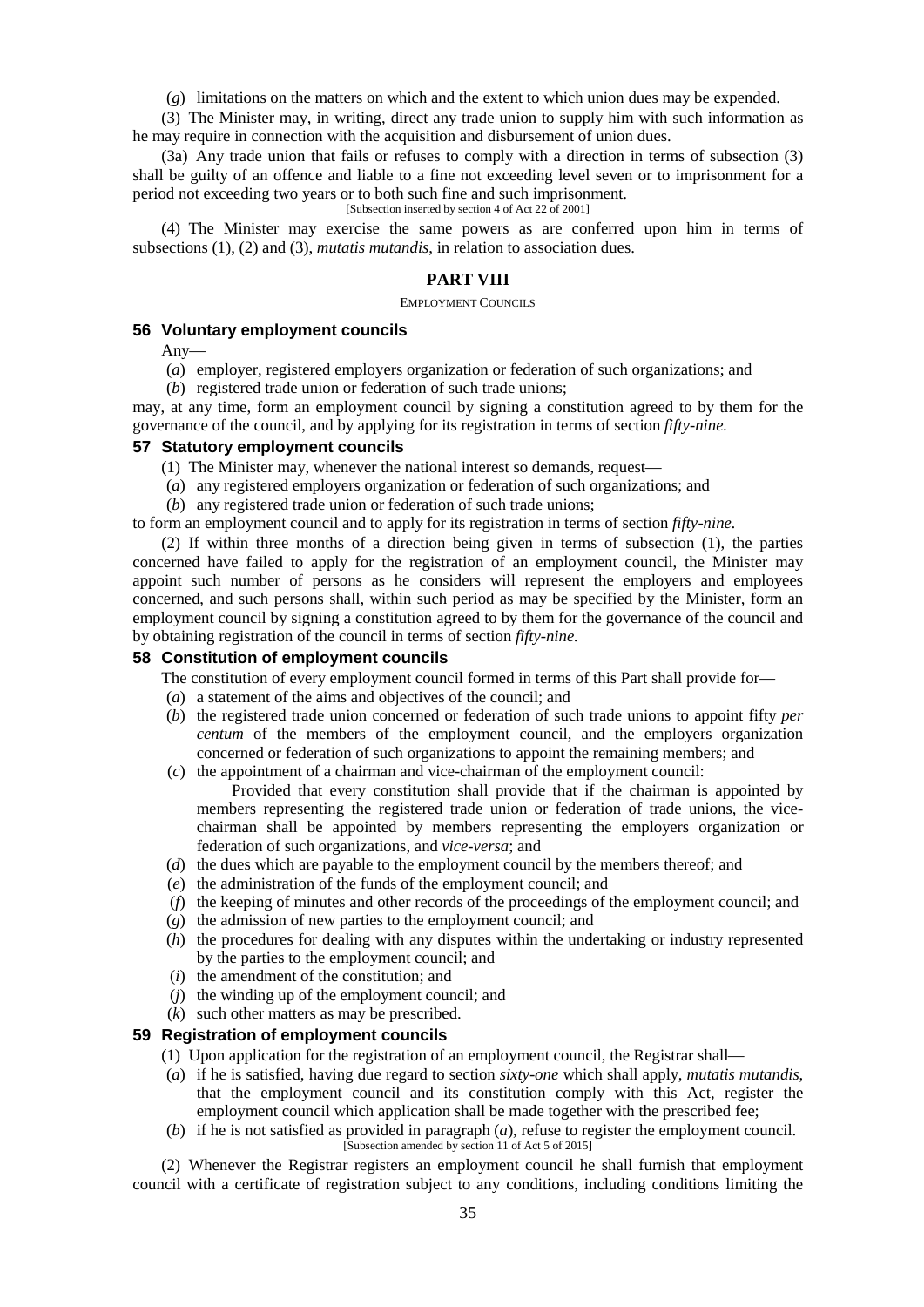(*g*) limitations on the matters on which and the extent to which union dues may be expended.

(3) The Minister may, in writing, direct any trade union to supply him with such information as he may require in connection with the acquisition and disbursement of union dues.

(3a) Any trade union that fails or refuses to comply with a direction in terms of subsection (3) shall be guilty of an offence and liable to a fine not exceeding level seven or to imprisonment for a period not exceeding two years or to both such fine and such imprisonment.

[Subsection inserted by section 4 of Act 22 of 2001]

(4) The Minister may exercise the same powers as are conferred upon him in terms of subsections (1), (2) and (3), *mutatis mutandis*, in relation to association dues.

## PART VIII

EMPLOYMENT COUNCILS

### 56 Voluntary employment councils

Any—

(*a*) employer, registered employers organization or federation of such organizations; and

(*b*) registered trade union or federation of such trade unions;

may, at any time, form an employment council by signing a constitution agreed to by them for the governance of the council, and by applying for its registration in terms of section *fifty-nine.*

### 57 Statutory employment councils

(1) The Minister may, whenever the national interest so demands, request—

(*a*) any registered employers organization or federation of such organizations; and

(*b*) any registered trade union or federation of such trade unions;

to form an employment council and to apply for its registration in terms of section *fifty-nine*.

(2) If within three months of a direction being given in terms of subsection (1), the parties concerned have failed to apply for the registration of an employment council, the Minister may appoint such number of persons as he considers will represent the employers and employees concerned, and such persons shall, within such period as may be specified by the Minister, form an employment council by signing a constitution agreed to by them for the governance of the council and by obtaining registration of the council in terms of section *fifty-nine.*

### 58 Constitution of employment councils

The constitution of every employment council formed in terms of this Part shall provide for—

(*a*) a statement of the aims and objectives of the council; and

(*b*) the registered trade union concerned or federation of such trade unions to appoint fifty *per centum* of the members of the employment council, and the employers organization concerned or federation of such organizations to appoint the remaining members; and

(*c*) the appointment of a chairman and vice-chairman of the employment council:

Provided that every constitution shall provide that if the chairman is appointed by members representing the registered trade union or federation of trade unions, the vice-chairman shall be appointed by members representing the employers organization or federation of such organizations, and *vice-versa*; and

(*d*) the dues which are payable to the employment council by the members thereof; and

(*e*) the administration of the funds of the employment council; and

(*f*) the keeping of minutes and other records of the proceedings of the employment council; and

(*g*) the admission of new parties to the employment council; and

(*h*) the procedures for dealing with any disputes within the undertaking or industry represented by the parties to the employment council; and

(*i*) the amendment of the constitution; and

(*j*) the winding up of the employment council; and

(*k*) such other matters as may be prescribed.

### 59 Registration of employment councils

(1) Upon application for the registration of an employment council, the Registrar shall—

(*a*) if he is satisfied, having due regard to section *sixty-one* which shall apply, *mutatis mutandis*, that the employment council and its constitution comply with this Act, register the employment council which application shall be made together with the prescribed fee;

(*b*) if he is not satisfied as provided in paragraph (*a*), refuse to register the employment council.

[Subsection amended by section 11 of Act 5 of 2015]

(2) Whenever the Registrar registers an employment council he shall furnish that employment council with a certificate of registration subject to any conditions, including conditions limiting the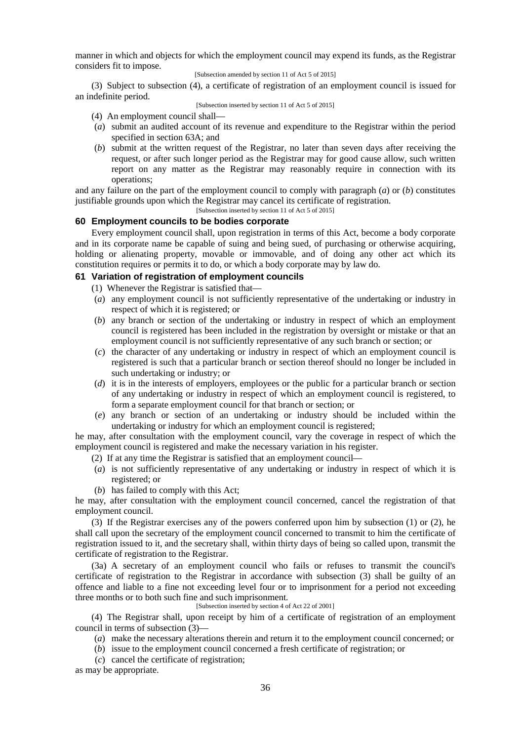manner in which and objects for which the employment council may expend its funds, as the Registrar considers fit to impose.

[Subsection amended by section 11 of Act 5 of 2015]

(3) Subject to subsection (4), a certificate of registration of an employment council is issued for an indefinite period.

[Subsection inserted by section 11 of Act 5 of 2015]

(4) An employment council shall—

(*a*) submit an audited account of its revenue and expenditure to the Registrar within the period specified in section 63A; and

(*b*) submit at the written request of the Registrar, no later than seven days after receiving the request, or after such longer period as the Registrar may for good cause allow, such written report on any matter as the Registrar may reasonably require in connection with its operations;

and any failure on the part of the employment council to comply with paragraph (*a*) or (*b*) constitutes justifiable grounds upon which the Registrar may cancel its certificate of registration.

[Subsection inserted by section 11 of Act 5 of 2015]

### 60 Employment councils to be bodies corporate

Every employment council shall, upon registration in terms of this Act, become a body corporate and in its corporate name be capable of suing and being sued, of purchasing or otherwise acquiring, holding or alienating property, movable or immovable, and of doing any other act which its constitution requires or permits it to do, or which a body corporate may by law do.

### 61 Variation of registration of employment councils

(1) Whenever the Registrar is satisfied that—

(*a*) any employment council is not sufficiently representative of the undertaking or industry in respect of which it is registered; or

(*b*) any branch or section of the undertaking or industry in respect of which an employment council is registered has been included in the registration by oversight or mistake or that an employment council is not sufficiently representative of any such branch or section; or

(*c*) the character of any undertaking or industry in respect of which an employment council is registered is such that a particular branch or section thereof should no longer be included in such undertaking or industry; or

(*d*) it is in the interests of employers, employees or the public for a particular branch or section of any undertaking or industry in respect of which an employment council is registered, to form a separate employment council for that branch or section; or

(*e*) any branch or section of an undertaking or industry should be included within the undertaking or industry for which an employment council is registered;

he may, after consultation with the employment council, vary the coverage in respect of which the employment council is registered and make the necessary variation in his register.

(2) If at any time the Registrar is satisfied that an employment council—

(*a*) is not sufficiently representative of any undertaking or industry in respect of which it is registered; or

(*b*) has failed to comply with this Act;

he may, after consultation with the employment council concerned, cancel the registration of that employment council.

(3) If the Registrar exercises any of the powers conferred upon him by subsection (1) or (2), he shall call upon the secretary of the employment council concerned to transmit to him the certificate of registration issued to it, and the secretary shall, within thirty days of being so called upon, transmit the certificate of registration to the Registrar.

(3a) A secretary of an employment council who fails or refuses to transmit the council's certificate of registration to the Registrar in accordance with subsection (3) shall be guilty of an offence and liable to a fine not exceeding level four or to imprisonment for a period not exceeding three months or to both such fine and such imprisonment.

[Subsection inserted by section 4 of Act 22 of 2001]

(4) The Registrar shall, upon receipt by him of a certificate of registration of an employment council in terms of subsection (3)—

(*a*) make the necessary alterations therein and return it to the employment council concerned; or

(*b*) issue to the employment council concerned a fresh certificate of registration; or

(*c*) cancel the certificate of registration;

as may be appropriate.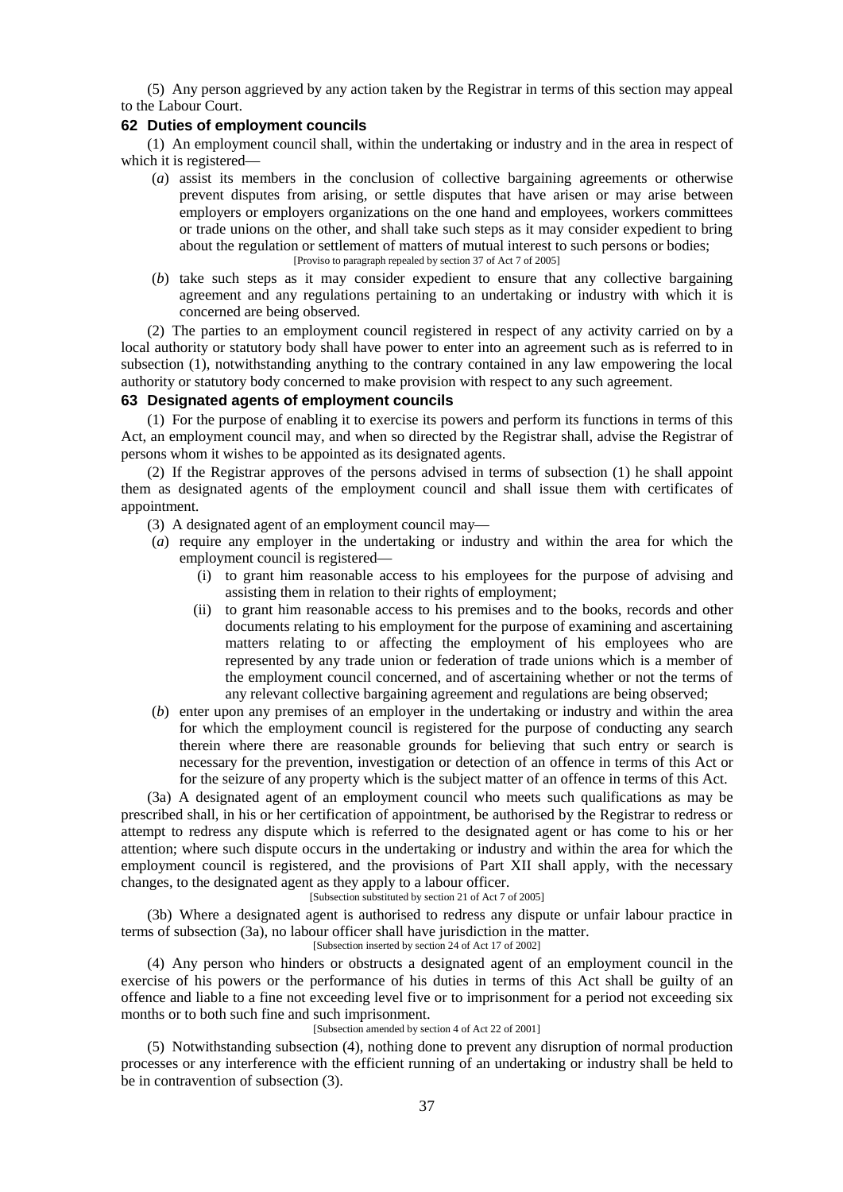(5) Any person aggrieved by any action taken by the Registrar in terms of this section may appeal to the Labour Court.

### 62 Duties of employment councils

(1) An employment council shall, within the undertaking or industry and in the area in respect of which it is registered—

(*a*) assist its members in the conclusion of collective bargaining agreements or otherwise prevent disputes from arising, or settle disputes that have arisen or may arise between employers or employers organizations on the one hand and employees, workers committees or trade unions on the other, and shall take such steps as it may consider expedient to bring about the regulation or settlement of matters of mutual interest to such persons or bodies;

[Proviso to paragraph repealed by section 37 of Act 7 of 2005]

(*b*) take such steps as it may consider expedient to ensure that any collective bargaining agreement and any regulations pertaining to an undertaking or industry with which it is concerned are being observed.

(2) The parties to an employment council registered in respect of any activity carried on by a local authority or statutory body shall have power to enter into an agreement such as is referred to in subsection (1), notwithstanding anything to the contrary contained in any law empowering the local authority or statutory body concerned to make provision with respect to any such agreement.

### 63 Designated agents of employment councils

(1) For the purpose of enabling it to exercise its powers and perform its functions in terms of this Act, an employment council may, and when so directed by the Registrar shall, advise the Registrar of persons whom it wishes to be appointed as its designated agents.

(2) If the Registrar approves of the persons advised in terms of subsection (1) he shall appoint them as designated agents of the employment council and shall issue them with certificates of appointment.

(3) A designated agent of an employment council may—

(*a*) require any employer in the undertaking or industry and within the area for which the employment council is registered—

(i) to grant him reasonable access to his employees for the purpose of advising and assisting them in relation to their rights of employment;

(ii) to grant him reasonable access to his premises and to the books, records and other documents relating to his employment for the purpose of examining and ascertaining matters relating to or affecting the employment of his employees who are represented by any trade union or federation of trade unions which is a member of the employment council concerned, and of ascertaining whether or not the terms of any relevant collective bargaining agreement and regulations are being observed;

(*b*) enter upon any premises of an employer in the undertaking or industry and within the area for which the employment council is registered for the purpose of conducting any search therein where there are reasonable grounds for believing that such entry or search is necessary for the prevention, investigation or detection of an offence in terms of this Act or for the seizure of any property which is the subject matter of an offence in terms of this Act.

(3a) A designated agent of an employment council who meets such qualifications as may be prescribed shall, in his or her certification of appointment, be authorised by the Registrar to redress or attempt to redress any dispute which is referred to the designated agent or has come to his or her attention; where such dispute occurs in the undertaking or industry and within the area for which the employment council is registered, and the provisions of Part XII shall apply, with the necessary changes, to the designated agent as they apply to a labour officer.

[Subsection substituted by section 21 of Act 7 of 2005]

(3b) Where a designated agent is authorised to redress any dispute or unfair labour practice in terms of subsection (3a), no labour officer shall have jurisdiction in the matter.

[Subsection inserted by section 24 of Act 17 of 2002]

(4) Any person who hinders or obstructs a designated agent of an employment council in the exercise of his powers or the performance of his duties in terms of this Act shall be guilty of an offence and liable to a fine not exceeding level five or to imprisonment for a period not exceeding six months or to both such fine and such imprisonment.

[Subsection amended by section 4 of Act 22 of 2001]

(5) Notwithstanding subsection (4), nothing done to prevent any disruption of normal production processes or any interference with the efficient running of an undertaking or industry shall be held to be in contravention of subsection (3).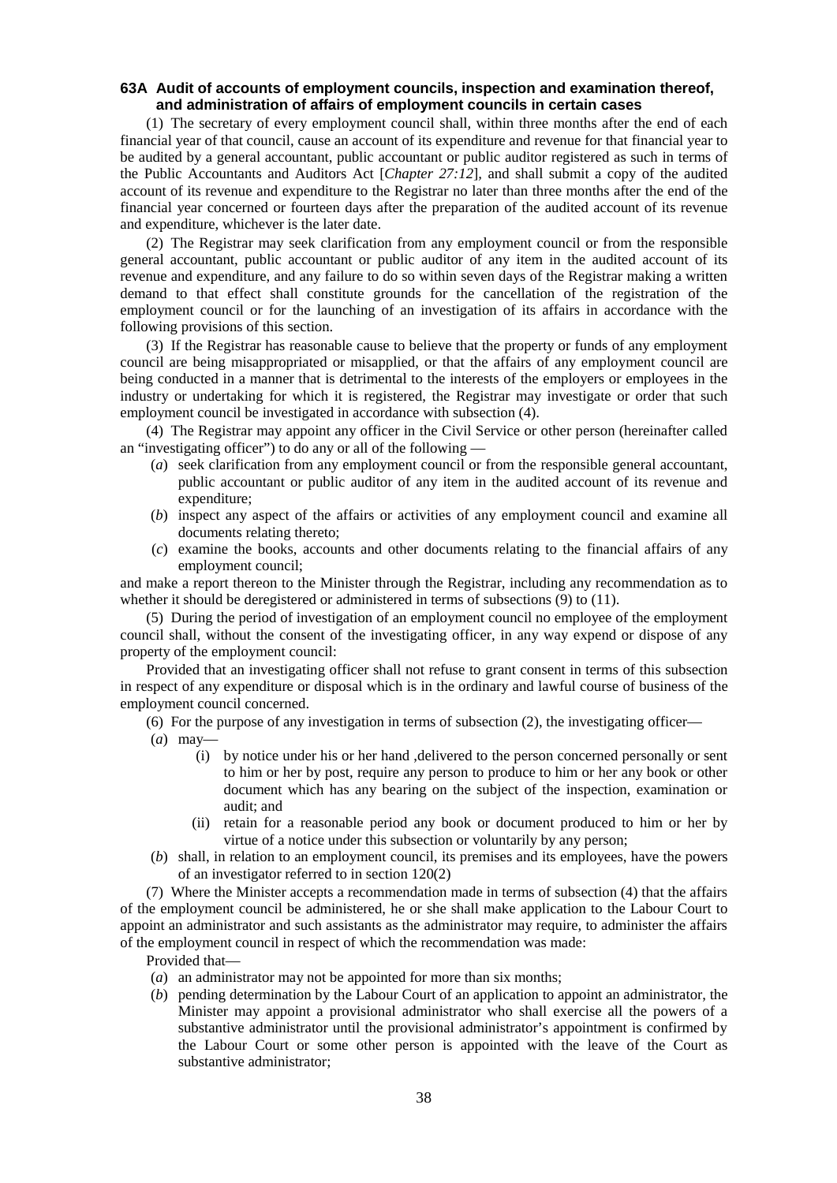### 63A Audit of accounts of employment councils, inspection and examination thereof, and administration of affairs of employment councils in certain cases

(1) The secretary of every employment council shall, within three months after the end of each financial year of that council, cause an account of its expenditure and revenue for that financial year to be audited by a general accountant, public accountant or public auditor registered as such in terms of the Public Accountants and Auditors Act [*Chapter 27:12*], and shall submit a copy of the audited account of its revenue and expenditure to the Registrar no later than three months after the end of the financial year concerned or fourteen days after the preparation of the audited account of its revenue and expenditure, whichever is the later date.

(2) The Registrar may seek clarification from any employment council or from the responsible general accountant, public accountant or public auditor of any item in the audited account of its revenue and expenditure, and any failure to do so within seven days of the Registrar making a written demand to that effect shall constitute grounds for the cancellation of the registration of the employment council or for the launching of an investigation of its affairs in accordance with the following provisions of this section.

(3) If the Registrar has reasonable cause to believe that the property or funds of any employment council are being misappropriated or misapplied, or that the affairs of any employment council are being conducted in a manner that is detrimental to the interests of the employers or employees in the industry or undertaking for which it is registered, the Registrar may investigate or order that such employment council be investigated in accordance with subsection (4).

(4) The Registrar may appoint any officer in the Civil Service or other person (hereinafter called an "investigating officer") to do any or all of the following —

(*a*) seek clarification from any employment council or from the responsible general accountant, public accountant or public auditor of any item in the audited account of its revenue and expenditure;

(*b*) inspect any aspect of the affairs or activities of any employment council and examine all documents relating thereto;

(*c*) examine the books, accounts and other documents relating to the financial affairs of any employment council;

and make a report thereon to the Minister through the Registrar, including any recommendation as to whether it should be deregistered or administered in terms of subsections (9) to (11).

(5) During the period of investigation of an employment council no employee of the employment council shall, without the consent of the investigating officer, in any way expend or dispose of any property of the employment council:

Provided that an investigating officer shall not refuse to grant consent in terms of this subsection in respect of any expenditure or disposal which is in the ordinary and lawful course of business of the employment council concerned.

(6) For the purpose of any investigation in terms of subsection (2), the investigating officer—

(*a*) may—

(i) by notice under his or her hand ,delivered to the person concerned personally or sent to him or her by post, require any person to produce to him or her any book or other document which has any bearing on the subject of the inspection, examination or audit; and

(ii) retain for a reasonable period any book or document produced to him or her by virtue of a notice under this subsection or voluntarily by any person;

(*b*) shall, in relation to an employment council, its premises and its employees, have the powers of an investigator referred to in section 120(2)

(7) Where the Minister accepts a recommendation made in terms of subsection (4) that the affairs of the employment council be administered, he or she shall make application to the Labour Court to appoint an administrator and such assistants as the administrator may require, to administer the affairs of the employment council in respect of which the recommendation was made:

Provided that—

(*a*) an administrator may not be appointed for more than six months;

(*b*) pending determination by the Labour Court of an application to appoint an administrator, the Minister may appoint a provisional administrator who shall exercise all the powers of a substantive administrator until the provisional administrator's appointment is confirmed by the Labour Court or some other person is appointed with the leave of the Court as substantive administrator;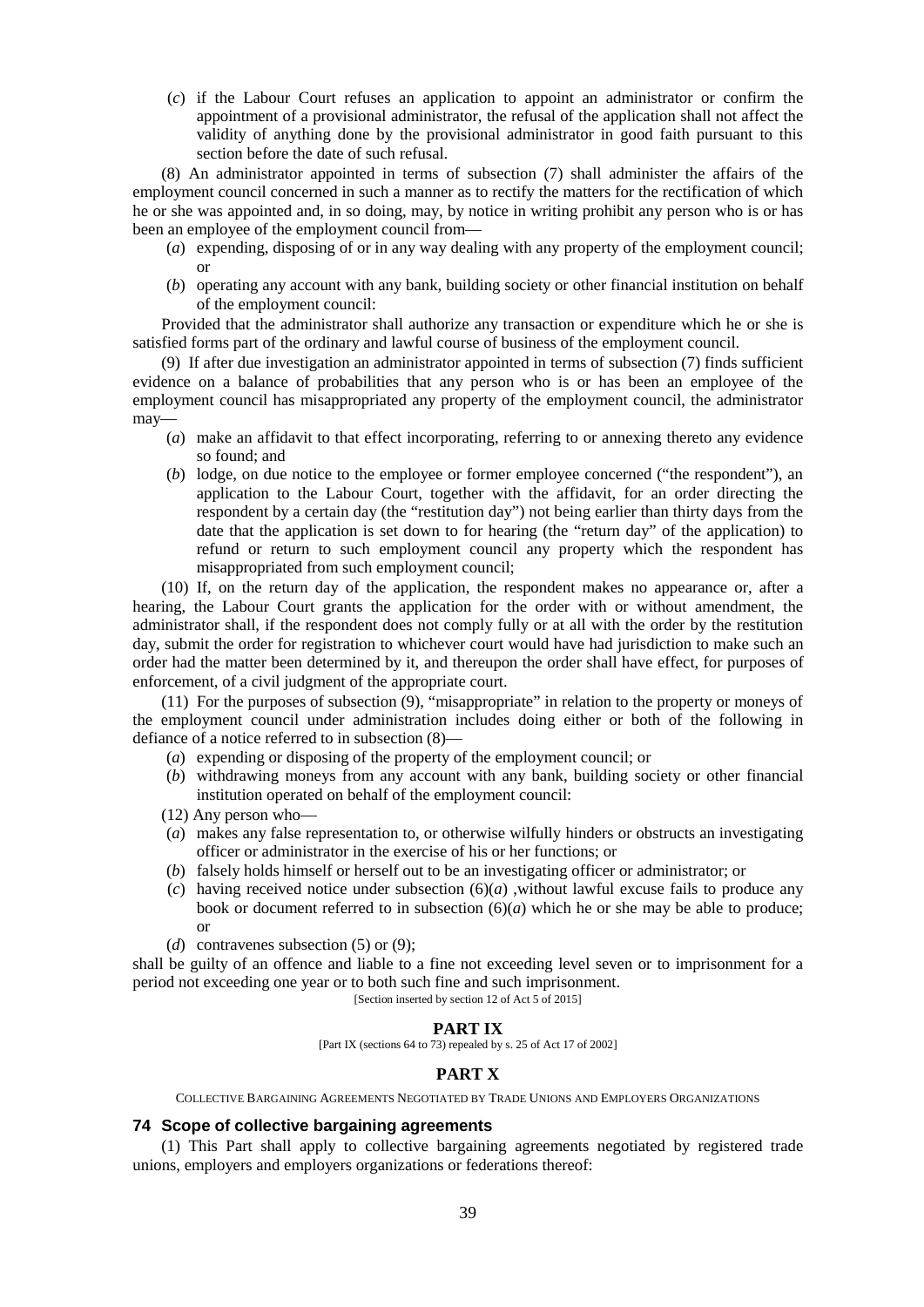(*c*) if the Labour Court refuses an application to appoint an administrator or confirm the appointment of a provisional administrator, the refusal of the application shall not affect the validity of anything done by the provisional administrator in good faith pursuant to this section before the date of such refusal.

(8) An administrator appointed in terms of subsection (7) shall administer the affairs of the employment council concerned in such a manner as to rectify the matters for the rectification of which he or she was appointed and, in so doing, may, by notice in writing prohibit any person who is or has been an employee of the employment council from—

(*a*) expending, disposing of or in any way dealing with any property of the employment council; or

(*b*) operating any account with any bank, building society or other financial institution on behalf of the employment council:

Provided that the administrator shall authorize any transaction or expenditure which he or she is satisfied forms part of the ordinary and lawful course of business of the employment council.

(9) If after due investigation an administrator appointed in terms of subsection (7) finds sufficient evidence on a balance of probabilities that any person who is or has been an employee of the employment council has misappropriated any property of the employment council, the administrator may—

(*a*) make an affidavit to that effect incorporating, referring to or annexing thereto any evidence so found; and

(*b*) lodge, on due notice to the employee or former employee concerned ("the respondent"), an application to the Labour Court, together with the affidavit, for an order directing the respondent by a certain day (the "restitution day") not being earlier than thirty days from the date that the application is set down to for hearing (the "return day" of the application) to refund or return to such employment council any property which the respondent has misappropriated from such employment council;

(10) If, on the return day of the application, the respondent makes no appearance or, after a hearing, the Labour Court grants the application for the order with or without amendment, the administrator shall, if the respondent does not comply fully or at all with the order by the restitution day, submit the order for registration to whichever court would have had jurisdiction to make such an order had the matter been determined by it, and thereupon the order shall have effect, for purposes of enforcement, of a civil judgment of the appropriate court.

(11) For the purposes of subsection (9), "misappropriate" in relation to the property or moneys of the employment council under administration includes doing either or both of the following in defiance of a notice referred to in subsection (8)—

(*a*) expending or disposing of the property of the employment council; or

(*b*) withdrawing moneys from any account with any bank, building society or other financial institution operated on behalf of the employment council:

(12) Any person who—

(*a*) makes any false representation to, or otherwise wilfully hinders or obstructs an investigating officer or administrator in the exercise of his or her functions; or

(*b*) falsely holds himself or herself out to be an investigating officer or administrator; or

(*c*) having received notice under subsection (6)(*a*) ,without lawful excuse fails to produce any book or document referred to in subsection (6)(*a*) which he or she may be able to produce; or

(*d*) contravenes subsection (5) or (9);

shall be guilty of an offence and liable to a fine not exceeding level seven or to imprisonment for a period not exceeding one year or to both such fine and such imprisonment.

[Section inserted by section 12 of Act 5 of 2015]

## PART IX

[Part IX (sections 64 to 73) repealed by s. 25 of Act 17 of 2002]

## PART X

COLLECTIVE BARGAINING AGREEMENTS NEGOTIATED BY TRADE UNIONS AND EMPLOYERS ORGANIZATIONS

### 74 Scope of collective bargaining agreements

(1) This Part shall apply to collective bargaining agreements negotiated by registered trade unions, employers and employers organizations or federations thereof: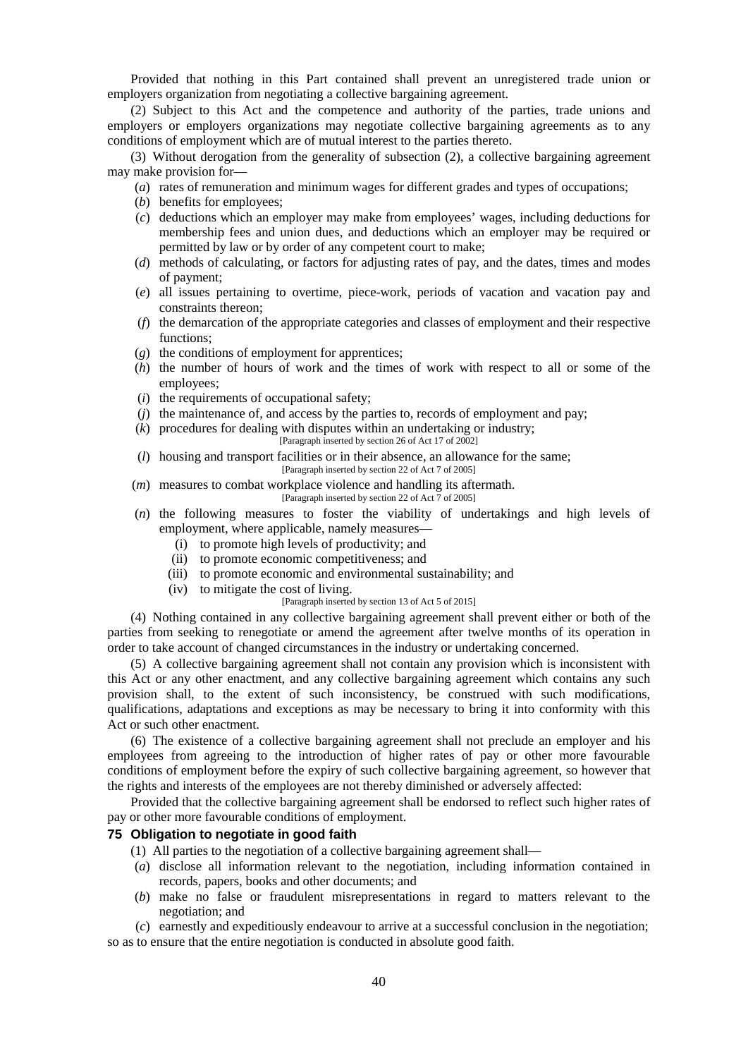Provided that nothing in this Part contained shall prevent an unregistered trade union or employers organization from negotiating a collective bargaining agreement.

(2) Subject to this Act and the competence and authority of the parties, trade unions and employers or employers organizations may negotiate collective bargaining agreements as to any conditions of employment which are of mutual interest to the parties thereto.

(3) Without derogation from the generality of subsection (2), a collective bargaining agreement may make provision for—

(*a*) rates of remuneration and minimum wages for different grades and types of occupations;

(*b*) benefits for employees;

(*c*) deductions which an employer may make from employees' wages, including deductions for membership fees and union dues, and deductions which an employer may be required or permitted by law or by order of any competent court to make;

(*d*) methods of calculating, or factors for adjusting rates of pay, and the dates, times and modes of payment;

(*e*) all issues pertaining to overtime, piece-work, periods of vacation and vacation pay and constraints thereon;

(*f*) the demarcation of the appropriate categories and classes of employment and their respective functions;

(*g*) the conditions of employment for apprentices;

(*h*) the number of hours of work and the times of work with respect to all or some of the employees;

(*i*) the requirements of occupational safety;

(*j*) the maintenance of, and access by the parties to, records of employment and pay;

(*k*) procedures for dealing with disputes within an undertaking or industry;
[Paragraph inserted by section 26 of Act 17 of 2002]

(*l*) housing and transport facilities or in their absence, an allowance for the same;
[Paragraph inserted by section 22 of Act 7 of 2005]

(*m*) measures to combat workplace violence and handling its aftermath.
[Paragraph inserted by section 22 of Act 7 of 2005]

(*n*) the following measures to foster the viability of undertakings and high levels of employment, where applicable, namely measures—

(i) to promote high levels of productivity; and

(ii) to promote economic competitiveness; and

(iii) to promote economic and environmental sustainability; and

(iv) to mitigate the cost of living.
[Paragraph inserted by section 13 of Act 5 of 2015]

(4) Nothing contained in any collective bargaining agreement shall prevent either or both of the parties from seeking to renegotiate or amend the agreement after twelve months of its operation in order to take account of changed circumstances in the industry or undertaking concerned.

(5) A collective bargaining agreement shall not contain any provision which is inconsistent with this Act or any other enactment, and any collective bargaining agreement which contains any such provision shall, to the extent of such inconsistency, be construed with such modifications, qualifications, adaptations and exceptions as may be necessary to bring it into conformity with this Act or such other enactment.

(6) The existence of a collective bargaining agreement shall not preclude an employer and his employees from agreeing to the introduction of higher rates of pay or other more favourable conditions of employment before the expiry of such collective bargaining agreement, so however that the rights and interests of the employees are not thereby diminished or adversely affected:

Provided that the collective bargaining agreement shall be endorsed to reflect such higher rates of pay or other more favourable conditions of employment.

### 75 Obligation to negotiate in good faith

(1) All parties to the negotiation of a collective bargaining agreement shall—

(*a*) disclose all information relevant to the negotiation, including information contained in records, papers, books and other documents; and

(*b*) make no false or fraudulent misrepresentations in regard to matters relevant to the negotiation; and

(*c*) earnestly and expeditiously endeavour to arrive at a successful conclusion in the negotiation;

so as to ensure that the entire negotiation is conducted in absolute good faith.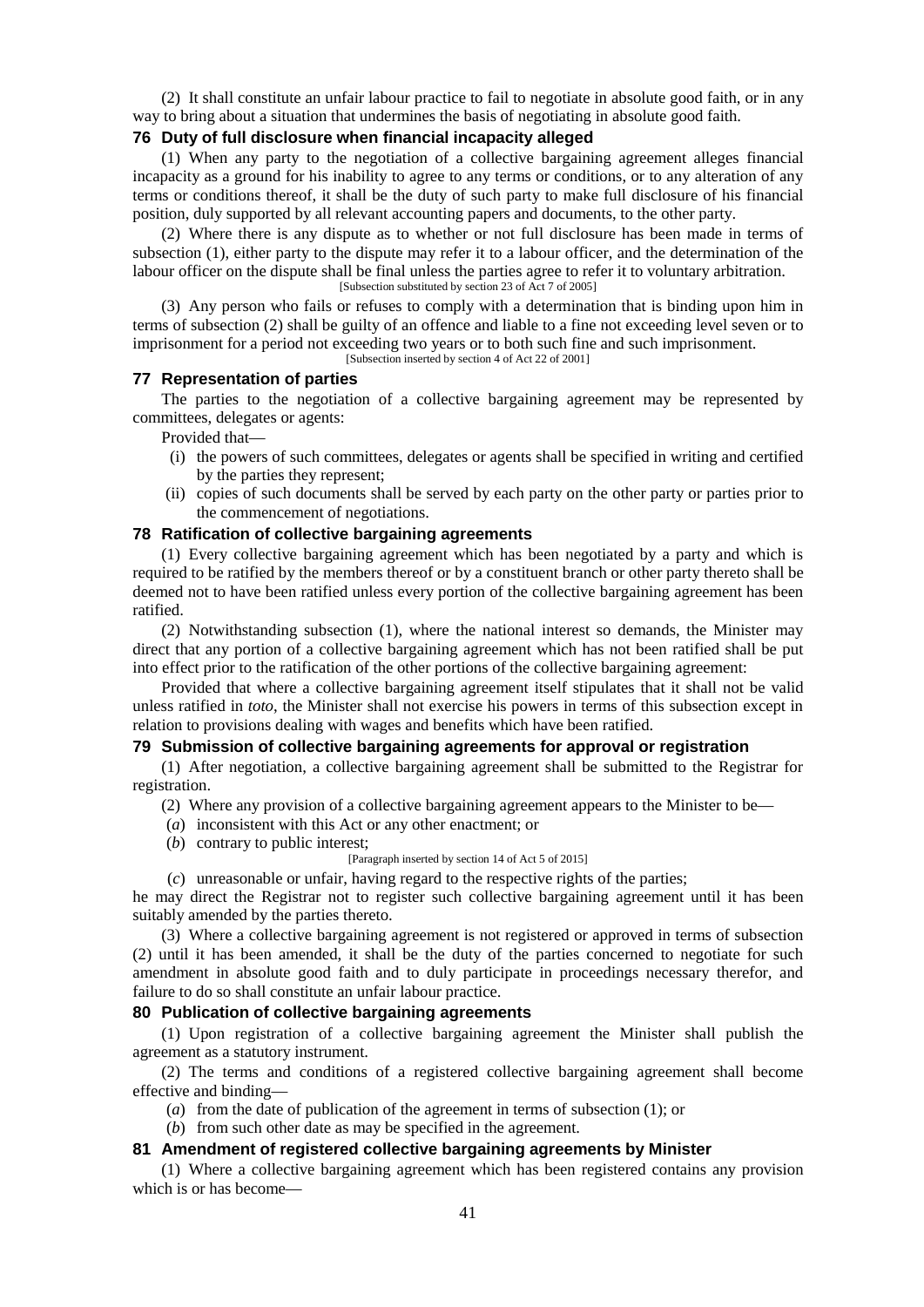(2) It shall constitute an unfair labour practice to fail to negotiate in absolute good faith, or in any way to bring about a situation that undermines the basis of negotiating in absolute good faith.

### 76 Duty of full disclosure when financial incapacity alleged

(1) When any party to the negotiation of a collective bargaining agreement alleges financial incapacity as a ground for his inability to agree to any terms or conditions, or to any alteration of any terms or conditions thereof, it shall be the duty of such party to make full disclosure of his financial position, duly supported by all relevant accounting papers and documents, to the other party.

(2) Where there is any dispute as to whether or not full disclosure has been made in terms of subsection (1), either party to the dispute may refer it to a labour officer, and the determination of the labour officer on the dispute shall be final unless the parties agree to refer it to voluntary arbitration.

[Subsection substituted by section 23 of Act 7 of 2005]

(3) Any person who fails or refuses to comply with a determination that is binding upon him in terms of subsection (2) shall be guilty of an offence and liable to a fine not exceeding level seven or to imprisonment for a period not exceeding two years or to both such fine and such imprisonment.

[Subsection inserted by section 4 of Act 22 of 2001]

### 77 Representation of parties

The parties to the negotiation of a collective bargaining agreement may be represented by committees, delegates or agents:

Provided that—

(i) the powers of such committees, delegates or agents shall be specified in writing and certified by the parties they represent;

(ii) copies of such documents shall be served by each party on the other party or parties prior to the commencement of negotiations.

### 78 Ratification of collective bargaining agreements

(1) Every collective bargaining agreement which has been negotiated by a party and which is required to be ratified by the members thereof or by a constituent branch or other party thereto shall be deemed not to have been ratified unless every portion of the collective bargaining agreement has been ratified.

(2) Notwithstanding subsection (1), where the national interest so demands, the Minister may direct that any portion of a collective bargaining agreement which has not been ratified shall be put into effect prior to the ratification of the other portions of the collective bargaining agreement:

Provided that where a collective bargaining agreement itself stipulates that it shall not be valid unless ratified in *toto*, the Minister shall not exercise his powers in terms of this subsection except in relation to provisions dealing with wages and benefits which have been ratified.

### 79 Submission of collective bargaining agreements for approval or registration

(1) After negotiation, a collective bargaining agreement shall be submitted to the Registrar for registration.

(2) Where any provision of a collective bargaining agreement appears to the Minister to be—

(*a*) inconsistent with this Act or any other enactment; or

(*b*) contrary to public interest;

[Paragraph inserted by section 14 of Act 5 of 2015]

(*c*) unreasonable or unfair, having regard to the respective rights of the parties;

he may direct the Registrar not to register such collective bargaining agreement until it has been suitably amended by the parties thereto.

(3) Where a collective bargaining agreement is not registered or approved in terms of subsection (2) until it has been amended, it shall be the duty of the parties concerned to negotiate for such amendment in absolute good faith and to duly participate in proceedings necessary therefor, and failure to do so shall constitute an unfair labour practice.

### 80 Publication of collective bargaining agreements

(1) Upon registration of a collective bargaining agreement the Minister shall publish the agreement as a statutory instrument.

(2) The terms and conditions of a registered collective bargaining agreement shall become effective and binding—

(*a*) from the date of publication of the agreement in terms of subsection (1); or

(*b*) from such other date as may be specified in the agreement.

### 81 Amendment of registered collective bargaining agreements by Minister

(1) Where a collective bargaining agreement which has been registered contains any provision which is or has become—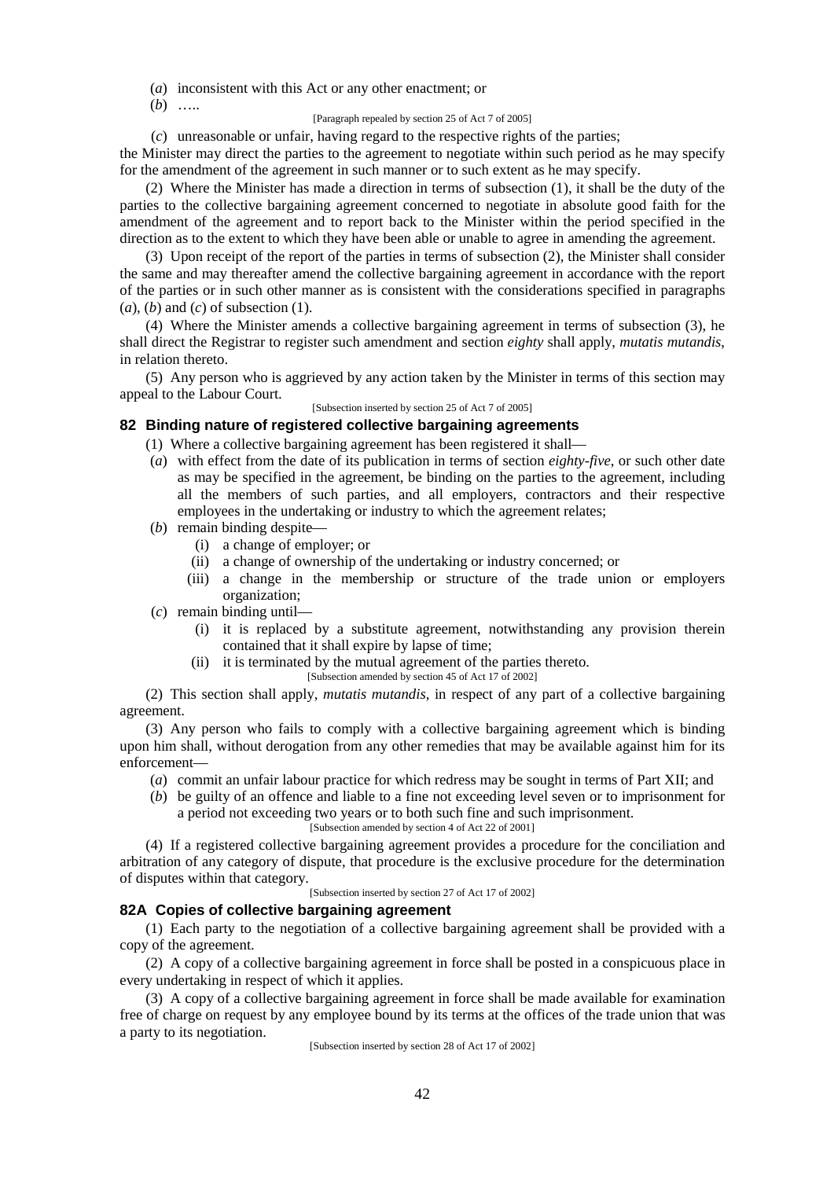(*a*) inconsistent with this Act or any other enactment; or

(*b*) …..

[Paragraph repealed by section 25 of Act 7 of 2005]

(*c*) unreasonable or unfair, having regard to the respective rights of the parties;

the Minister may direct the parties to the agreement to negotiate within such period as he may specify for the amendment of the agreement in such manner or to such extent as he may specify.

(2) Where the Minister has made a direction in terms of subsection (1), it shall be the duty of the parties to the collective bargaining agreement concerned to negotiate in absolute good faith for the amendment of the agreement and to report back to the Minister within the period specified in the direction as to the extent to which they have been able or unable to agree in amending the agreement.

(3) Upon receipt of the report of the parties in terms of subsection (2), the Minister shall consider the same and may thereafter amend the collective bargaining agreement in accordance with the report of the parties or in such other manner as is consistent with the considerations specified in paragraphs (*a*), (*b*) and (*c*) of subsection (1).

(4) Where the Minister amends a collective bargaining agreement in terms of subsection (3), he shall direct the Registrar to register such amendment and section *eighty* shall apply, *mutatis mutandis*, in relation thereto.

(5) Any person who is aggrieved by any action taken by the Minister in terms of this section may appeal to the Labour Court.

[Subsection inserted by section 25 of Act 7 of 2005]

### 82 Binding nature of registered collective bargaining agreements

(1) Where a collective bargaining agreement has been registered it shall—

(*a*) with effect from the date of its publication in terms of section *eighty-five*, or such other date as may be specified in the agreement, be binding on the parties to the agreement, including all the members of such parties, and all employers, contractors and their respective employees in the undertaking or industry to which the agreement relates;

(*b*) remain binding despite—

(i) a change of employer; or

(ii) a change of ownership of the undertaking or industry concerned; or

(iii) a change in the membership or structure of the trade union or employers organization;

(*c*) remain binding until—

(i) it is replaced by a substitute agreement, notwithstanding any provision therein contained that it shall expire by lapse of time;

(ii) it is terminated by the mutual agreement of the parties thereto.

[Subsection amended by section 45 of Act 17 of 2002]

(2) This section shall apply, *mutatis mutandis*, in respect of any part of a collective bargaining agreement.

(3) Any person who fails to comply with a collective bargaining agreement which is binding upon him shall, without derogation from any other remedies that may be available against him for its enforcement—

(*a*) commit an unfair labour practice for which redress may be sought in terms of Part XII; and

(*b*) be guilty of an offence and liable to a fine not exceeding level seven or to imprisonment for a period not exceeding two years or to both such fine and such imprisonment.

[Subsection amended by section 4 of Act 22 of 2001]

(4) If a registered collective bargaining agreement provides a procedure for the conciliation and arbitration of any category of dispute, that procedure is the exclusive procedure for the determination of disputes within that category.

[Subsection inserted by section 27 of Act 17 of 2002]

### 82A Copies of collective bargaining agreement

(1) Each party to the negotiation of a collective bargaining agreement shall be provided with a copy of the agreement.

(2) A copy of a collective bargaining agreement in force shall be posted in a conspicuous place in every undertaking in respect of which it applies.

(3) A copy of a collective bargaining agreement in force shall be made available for examination free of charge on request by any employee bound by its terms at the offices of the trade union that was a party to its negotiation.

[Subsection inserted by section 28 of Act 17 of 2002]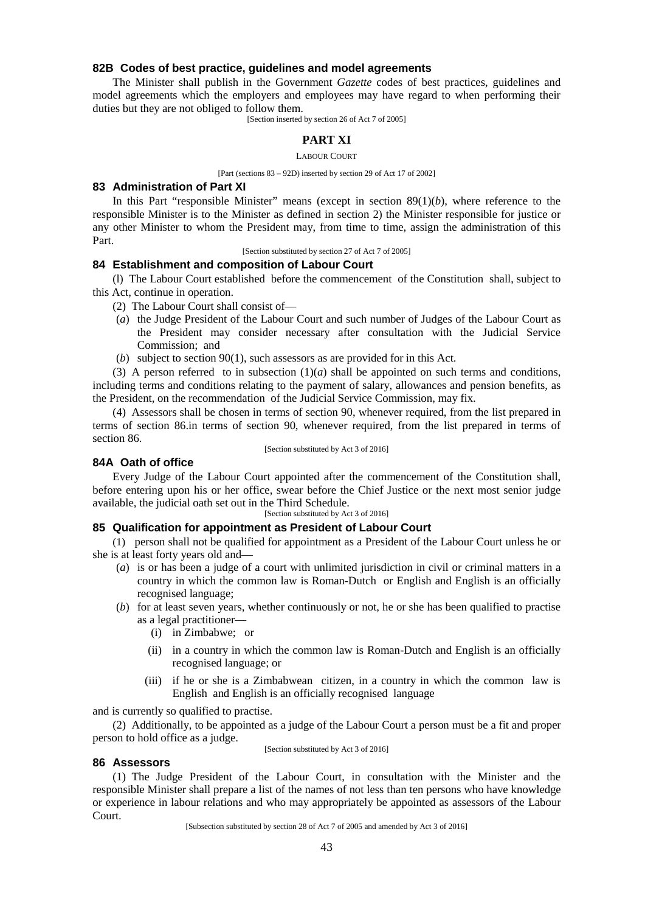### 82B Codes of best practice, guidelines and model agreements

The Minister shall publish in the Government *Gazette* codes of best practices, guidelines and model agreements which the employers and employees may have regard to when performing their duties but they are not obliged to follow them.

[Section inserted by section 26 of Act 7 of 2005]

## PART XI

LABOUR COURT

[Part (sections 83 – 92D) inserted by section 29 of Act 17 of 2002]

### 83 Administration of Part XI

In this Part "responsible Minister" means (except in section 89(1)(*b*), where reference to the responsible Minister is to the Minister as defined in section 2) the Minister responsible for justice or any other Minister to whom the President may, from time to time, assign the administration of this Part.

[Section substituted by section 27 of Act 7 of 2005]

### 84 Establishment and composition of Labour Court

(l) The Labour Court established before the commencement of the Constitution shall, subject to this Act, continue in operation.

(2) The Labour Court shall consist of—

(*a*) the Judge President of the Labour Court and such number of Judges of the Labour Court as the President may consider necessary after consultation with the Judicial Service Commission; and

(*b*) subject to section 90(1), such assessors as are provided for in this Act.

(3) A person referred to in subsection (1)(*a*) shall be appointed on such terms and conditions, including terms and conditions relating to the payment of salary, allowances and pension benefits, as the President, on the recommendation of the Judicial Service Commission, may fix.

(4) Assessors shall be chosen in terms of section 90, whenever required, from the list prepared in terms of section 86.in terms of section 90, whenever required, from the list prepared in terms of section 86.

[Section substituted by Act 3 of 2016]

### 84A Oath of office

Every Judge of the Labour Court appointed after the commencement of the Constitution shall, before entering upon his or her office, swear before the Chief Justice or the next most senior judge available, the judicial oath set out in the Third Schedule.

[Section substituted by Act 3 of 2016]

### 85 Qualification for appointment as President of Labour Court

(1) person shall not be qualified for appointment as a President of the Labour Court unless he or she is at least forty years old and—

(*a*) is or has been a judge of a court with unlimited jurisdiction in civil or criminal matters in a country in which the common law is Roman-Dutch or English and English is an officially recognised language;

(*b*) for at least seven years, whether continuously or not, he or she has been qualified to practise as a legal practitioner—

(i) in Zimbabwe; or

(ii) in a country in which the common law is Roman-Dutch and English is an officially recognised language; or

(iii) if he or she is a Zimbabwean citizen, in a country in which the common law is English and English is an officially recognised language

and is currently so qualified to practise.

(2) Additionally, to be appointed as a judge of the Labour Court a person must be a fit and proper person to hold office as a judge.

[Section substituted by Act 3 of 2016]

### 86 Assessors

(1) The Judge President of the Labour Court, in consultation with the Minister and the responsible Minister shall prepare a list of the names of not less than ten persons who have knowledge or experience in labour relations and who may appropriately be appointed as assessors of the Labour Court.

[Subsection substituted by section 28 of Act 7 of 2005 and amended by Act 3 of 2016]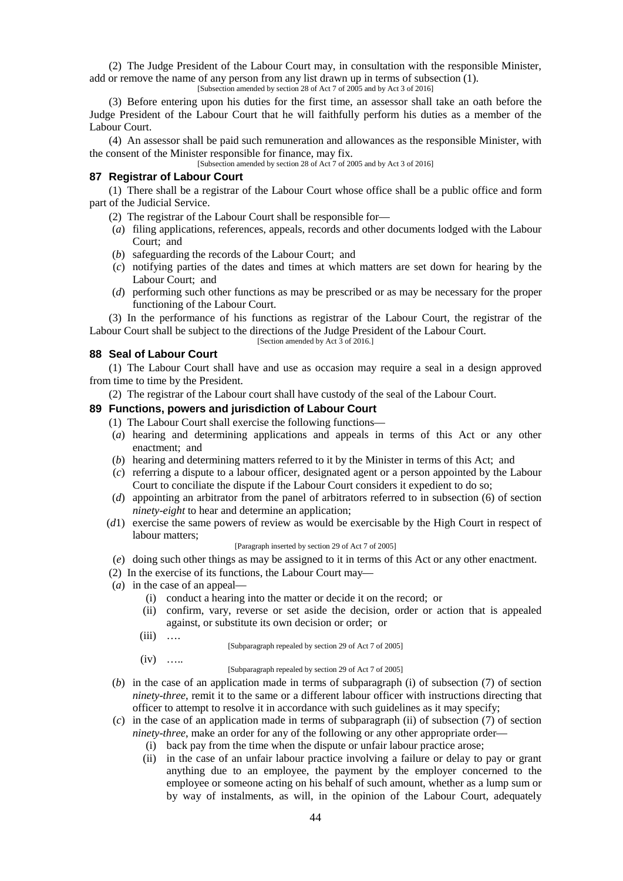(2) The Judge President of the Labour Court may, in consultation with the responsible Minister, add or remove the name of any person from any list drawn up in terms of subsection (1).

[Subsection amended by section 28 of Act 7 of 2005 and by Act 3 of 2016]

(3) Before entering upon his duties for the first time, an assessor shall take an oath before the Judge President of the Labour Court that he will faithfully perform his duties as a member of the Labour Court.

(4) An assessor shall be paid such remuneration and allowances as the responsible Minister, with the consent of the Minister responsible for finance, may fix.

[Subsection amended by section 28 of Act 7 of 2005 and by Act 3 of 2016]

### 87 Registrar of Labour Court

(1) There shall be a registrar of the Labour Court whose office shall be a public office and form part of the Judicial Service.

(2) The registrar of the Labour Court shall be responsible for—

(*a*) filing applications, references, appeals, records and other documents lodged with the Labour Court; and

(*b*) safeguarding the records of the Labour Court; and

(*c*) notifying parties of the dates and times at which matters are set down for hearing by the Labour Court; and

(*d*) performing such other functions as may be prescribed or as may be necessary for the proper functioning of the Labour Court.

(3) In the performance of his functions as registrar of the Labour Court, the registrar of the Labour Court shall be subject to the directions of the Judge President of the Labour Court.

[Section amended by Act 3 of 2016.]

### 88 Seal of Labour Court

(1) The Labour Court shall have and use as occasion may require a seal in a design approved from time to time by the President.

(2) The registrar of the Labour court shall have custody of the seal of the Labour Court.

### 89 Functions, powers and jurisdiction of Labour Court

(1) The Labour Court shall exercise the following functions—

(*a*) hearing and determining applications and appeals in terms of this Act or any other enactment; and

(*b*) hearing and determining matters referred to it by the Minister in terms of this Act; and

(*c*) referring a dispute to a labour officer, designated agent or a person appointed by the Labour Court to conciliate the dispute if the Labour Court considers it expedient to do so;

(*d*) appointing an arbitrator from the panel of arbitrators referred to in subsection (6) of section *ninety-eight* to hear and determine an application;

(*d*1) exercise the same powers of review as would be exercisable by the High Court in respect of labour matters;

[Paragraph inserted by section 29 of Act 7 of 2005]

(*e*) doing such other things as may be assigned to it in terms of this Act or any other enactment.

(2) In the exercise of its functions, the Labour Court may—

(*a*) in the case of an appeal—

(i) conduct a hearing into the matter or decide it on the record; or

(ii) confirm, vary, reverse or set aside the decision, order or action that is appealed against, or substitute its own decision or order; or

(iii) ….

[Subparagraph repealed by section 29 of Act 7 of 2005]

(iv) …..

[Subparagraph repealed by section 29 of Act 7 of 2005]

(*b*) in the case of an application made in terms of subparagraph (i) of subsection (7) of section *ninety-three*, remit it to the same or a different labour officer with instructions directing that officer to attempt to resolve it in accordance with such guidelines as it may specify;

(*c*) in the case of an application made in terms of subparagraph (ii) of subsection (7) of section *ninety-three*, make an order for any of the following or any other appropriate order—

(i) back pay from the time when the dispute or unfair labour practice arose;

(ii) in the case of an unfair labour practice involving a failure or delay to pay or grant anything due to an employee, the payment by the employer concerned to the employee or someone acting on his behalf of such amount, whether as a lump sum or by way of instalments, as will, in the opinion of the Labour Court, adequately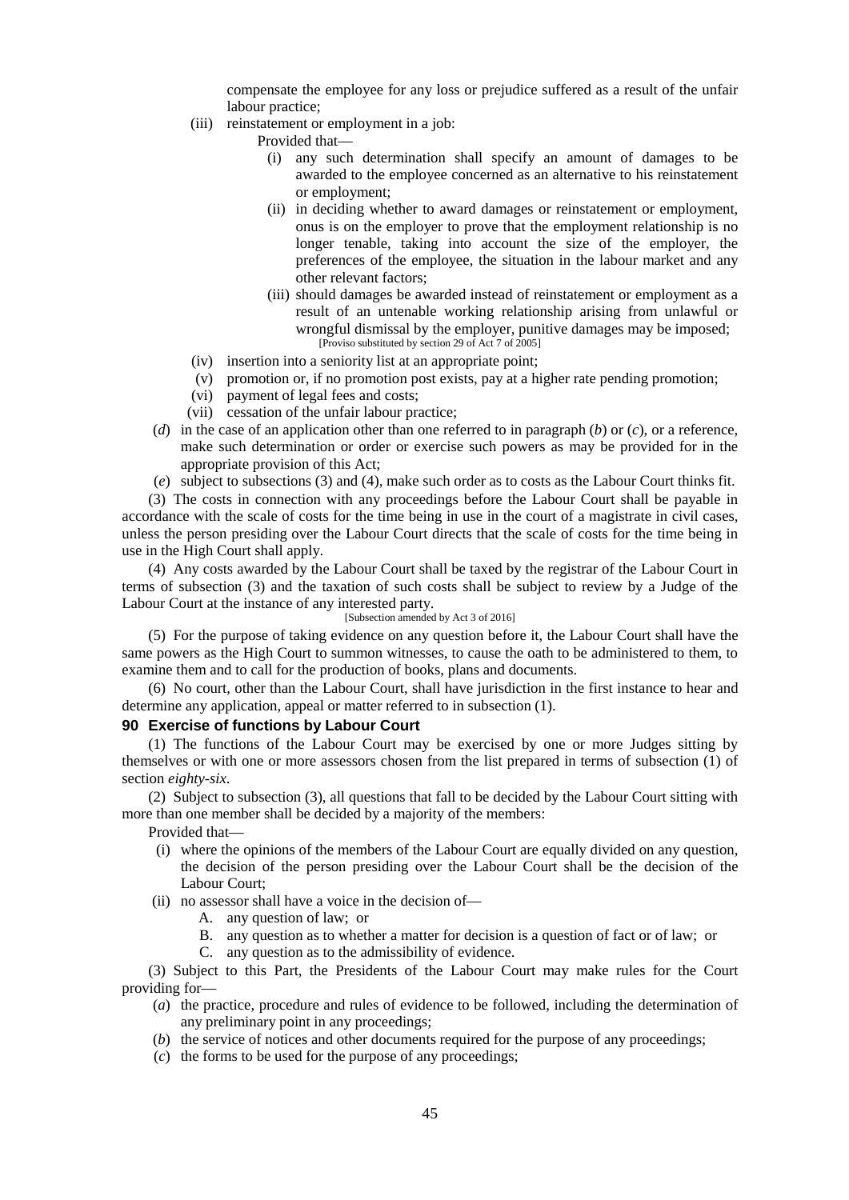compensate the employee for any loss or prejudice suffered as a result of the unfair labour practice;

(iii) reinstatement or employment in a job:

Provided that—

(i) any such determination shall specify an amount of damages to be awarded to the employee concerned as an alternative to his reinstatement or employment;

(ii) in deciding whether to award damages or reinstatement or employment, onus is on the employer to prove that the employment relationship is no longer tenable, taking into account the size of the employer, the preferences of the employee, the situation in the labour market and any other relevant factors;

(iii) should damages be awarded instead of reinstatement or employment as a result of an untenable working relationship arising from unlawful or wrongful dismissal by the employer, punitive damages may be imposed;

[Proviso substituted by section 29 of Act 7 of 2005]

(iv) insertion into a seniority list at an appropriate point;

(v) promotion or, if no promotion post exists, pay at a higher rate pending promotion;

(vi) payment of legal fees and costs;

(vii) cessation of the unfair labour practice;

(*d*) in the case of an application other than one referred to in paragraph (*b*) or (*c*), or a reference, make such determination or order or exercise such powers as may be provided for in the appropriate provision of this Act;

(*e*) subject to subsections (3) and (4), make such order as to costs as the Labour Court thinks fit.

(3) The costs in connection with any proceedings before the Labour Court shall be payable in accordance with the scale of costs for the time being in use in the court of a magistrate in civil cases, unless the person presiding over the Labour Court directs that the scale of costs for the time being in use in the High Court shall apply.

(4) Any costs awarded by the Labour Court shall be taxed by the registrar of the Labour Court in terms of subsection (3) and the taxation of such costs shall be subject to review by a Judge of the Labour Court at the instance of any interested party.

[Subsection amended by Act 3 of 2016]

(5) For the purpose of taking evidence on any question before it, the Labour Court shall have the same powers as the High Court to summon witnesses, to cause the oath to be administered to them, to examine them and to call for the production of books, plans and documents.

(6) No court, other than the Labour Court, shall have jurisdiction in the first instance to hear and determine any application, appeal or matter referred to in subsection (1).

### 90 Exercise of functions by Labour Court

(1) The functions of the Labour Court may be exercised by one or more Judges sitting by themselves or with one or more assessors chosen from the list prepared in terms of subsection (1) of section *eighty-six*.

(2) Subject to subsection (3), all questions that fall to be decided by the Labour Court sitting with more than one member shall be decided by a majority of the members:

Provided that—

(i) where the opinions of the members of the Labour Court are equally divided on any question, the decision of the person presiding over the Labour Court shall be the decision of the Labour Court;

(ii) no assessor shall have a voice in the decision of—

A. any question of law; or

B. any question as to whether a matter for decision is a question of fact or of law; or

C. any question as to the admissibility of evidence.

(3) Subject to this Part, the Presidents of the Labour Court may make rules for the Court providing for—

(*a*) the practice, procedure and rules of evidence to be followed, including the determination of any preliminary point in any proceedings;

(*b*) the service of notices and other documents required for the purpose of any proceedings;

(*c*) the forms to be used for the purpose of any proceedings;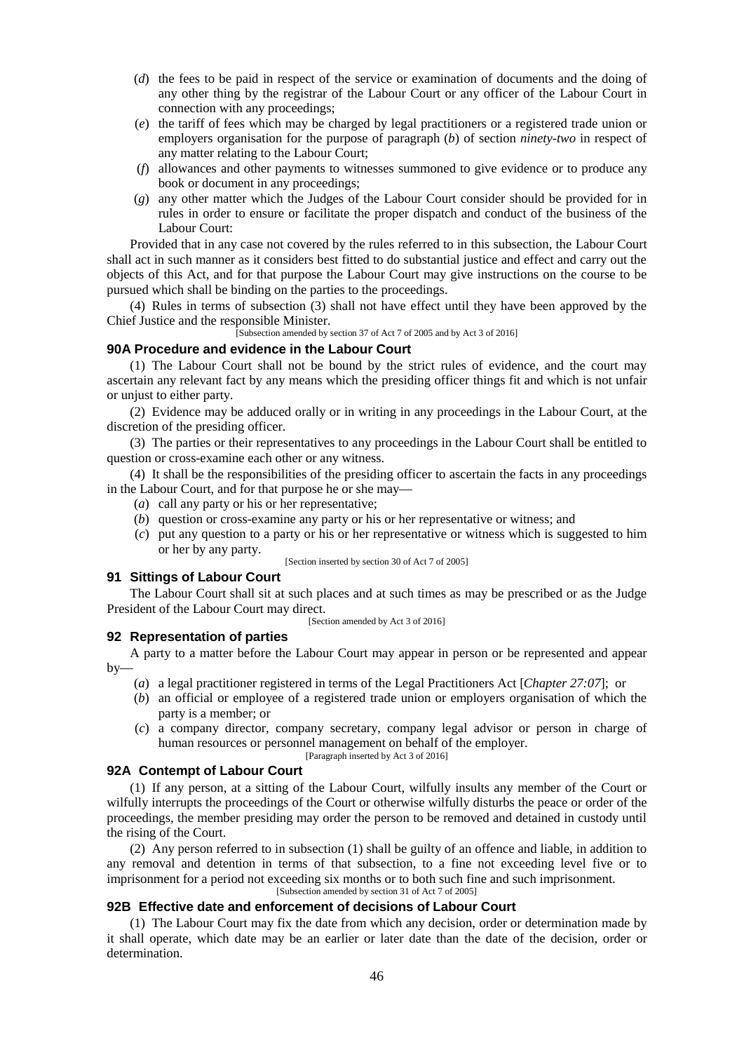(*d*) the fees to be paid in respect of the service or examination of documents and the doing of any other thing by the registrar of the Labour Court or any officer of the Labour Court in connection with any proceedings;

(*e*) the tariff of fees which may be charged by legal practitioners or a registered trade union or employers organisation for the purpose of paragraph (*b*) of section *ninety-two* in respect of any matter relating to the Labour Court;

(*f*) allowances and other payments to witnesses summoned to give evidence or to produce any book or document in any proceedings;

(*g*) any other matter which the Judges of the Labour Court consider should be provided for in rules in order to ensure or facilitate the proper dispatch and conduct of the business of the Labour Court:

Provided that in any case not covered by the rules referred to in this subsection, the Labour Court shall act in such manner as it considers best fitted to do substantial justice and effect and carry out the objects of this Act, and for that purpose the Labour Court may give instructions on the course to be pursued which shall be binding on the parties to the proceedings.

(4) Rules in terms of subsection (3) shall not have effect until they have been approved by the Chief Justice and the responsible Minister.

[Subsection amended by section 37 of Act 7 of 2005 and by Act 3 of 2016]

### 90A Procedure and evidence in the Labour Court

(1) The Labour Court shall not be bound by the strict rules of evidence, and the court may ascertain any relevant fact by any means which the presiding officer things fit and which is not unfair or unjust to either party.

(2) Evidence may be adduced orally or in writing in any proceedings in the Labour Court, at the discretion of the presiding officer.

(3) The parties or their representatives to any proceedings in the Labour Court shall be entitled to question or cross-examine each other or any witness.

(4) It shall be the responsibilities of the presiding officer to ascertain the facts in any proceedings in the Labour Court, and for that purpose he or she may—

(*a*) call any party or his or her representative;

(*b*) question or cross-examine any party or his or her representative or witness; and

(*c*) put any question to a party or his or her representative or witness which is suggested to him or her by any party.

[Section inserted by section 30 of Act 7 of 2005]

### 91 Sittings of Labour Court

The Labour Court shall sit at such places and at such times as may be prescribed or as the Judge President of the Labour Court may direct.

[Section amended by Act 3 of 2016]

### 92 Representation of parties

A party to a matter before the Labour Court may appear in person or be represented and appear by—

(*a*) a legal practitioner registered in terms of the Legal Practitioners Act [*Chapter 27:07*]; or

(*b*) an official or employee of a registered trade union or employers organisation of which the party is a member; or

(*c*) a company director, company secretary, company legal advisor or person in charge of human resources or personnel management on behalf of the employer.

[Paragraph inserted by Act 3 of 2016]

### 92A Contempt of Labour Court

(1) If any person, at a sitting of the Labour Court, wilfully insults any member of the Court or wilfully interrupts the proceedings of the Court or otherwise wilfully disturbs the peace or order of the proceedings, the member presiding may order the person to be removed and detained in custody until the rising of the Court.

(2) Any person referred to in subsection (1) shall be guilty of an offence and liable, in addition to any removal and detention in terms of that subsection, to a fine not exceeding level five or to imprisonment for a period not exceeding six months or to both such fine and such imprisonment.

[Subsection amended by section 31 of Act 7 of 2005]

### 92B Effective date and enforcement of decisions of Labour Court

(1) The Labour Court may fix the date from which any decision, order or determination made by it shall operate, which date may be an earlier or later date than the date of the decision, order or determination.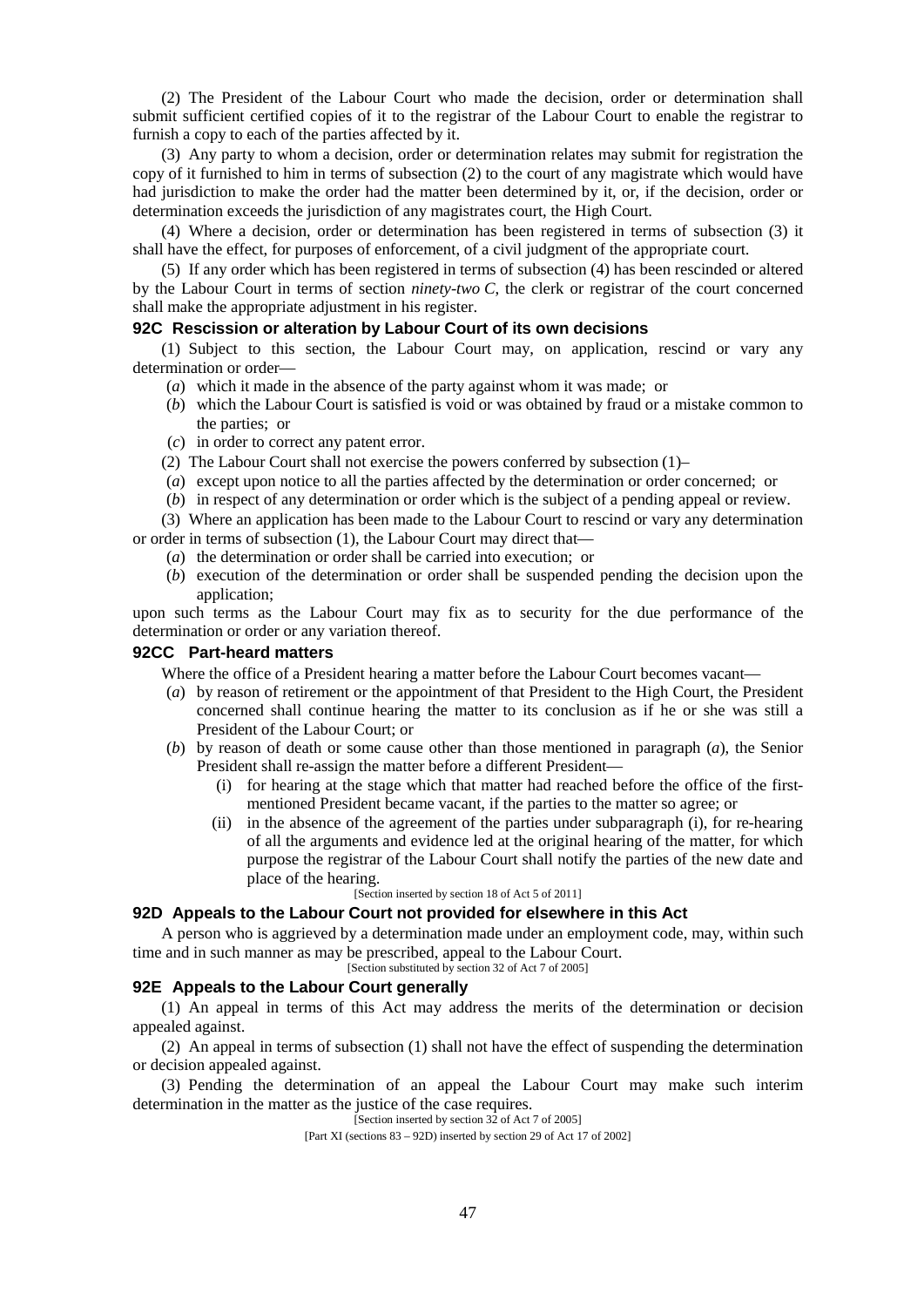(2) The President of the Labour Court who made the decision, order or determination shall submit sufficient certified copies of it to the registrar of the Labour Court to enable the registrar to furnish a copy to each of the parties affected by it.

(3) Any party to whom a decision, order or determination relates may submit for registration the copy of it furnished to him in terms of subsection (2) to the court of any magistrate which would have had jurisdiction to make the order had the matter been determined by it, or, if the decision, order or determination exceeds the jurisdiction of any magistrates court, the High Court.

(4) Where a decision, order or determination has been registered in terms of subsection (3) it shall have the effect, for purposes of enforcement, of a civil judgment of the appropriate court.

(5) If any order which has been registered in terms of subsection (4) has been rescinded or altered by the Labour Court in terms of section *ninety-two C*, the clerk or registrar of the court concerned shall make the appropriate adjustment in his register.

### 92C Rescission or alteration by Labour Court of its own decisions

(1) Subject to this section, the Labour Court may, on application, rescind or vary any determination or order—

(*a*) which it made in the absence of the party against whom it was made; or

(*b*) which the Labour Court is satisfied is void or was obtained by fraud or a mistake common to the parties; or

(*c*) in order to correct any patent error.

(2) The Labour Court shall not exercise the powers conferred by subsection (1)–

(*a*) except upon notice to all the parties affected by the determination or order concerned; or

(*b*) in respect of any determination or order which is the subject of a pending appeal or review.

(3) Where an application has been made to the Labour Court to rescind or vary any determination or order in terms of subsection (1), the Labour Court may direct that—

(*a*) the determination or order shall be carried into execution; or

(*b*) execution of the determination or order shall be suspended pending the decision upon the application;

upon such terms as the Labour Court may fix as to security for the due performance of the determination or order or any variation thereof.

### 92CC Part-heard matters

Where the office of a President hearing a matter before the Labour Court becomes vacant—

(*a*) by reason of retirement or the appointment of that President to the High Court, the President concerned shall continue hearing the matter to its conclusion as if he or she was still a President of the Labour Court; or

(*b*) by reason of death or some cause other than those mentioned in paragraph (*a*), the Senior President shall re-assign the matter before a different President—

(i) for hearing at the stage which that matter had reached before the office of the first-mentioned President became vacant, if the parties to the matter so agree; or

(ii) in the absence of the agreement of the parties under subparagraph (i), for re-hearing of all the arguments and evidence led at the original hearing of the matter, for which purpose the registrar of the Labour Court shall notify the parties of the new date and place of the hearing.

[Section inserted by section 18 of Act 5 of 2011]

### 92D Appeals to the Labour Court not provided for elsewhere in this Act

A person who is aggrieved by a determination made under an employment code, may, within such time and in such manner as may be prescribed, appeal to the Labour Court.

[Section substituted by section 32 of Act 7 of 2005]

### 92E Appeals to the Labour Court generally

(1) An appeal in terms of this Act may address the merits of the determination or decision appealed against.

(2) An appeal in terms of subsection (1) shall not have the effect of suspending the determination or decision appealed against.

(3) Pending the determination of an appeal the Labour Court may make such interim determination in the matter as the justice of the case requires.

[Section inserted by section 32 of Act 7 of 2005]

[Part XI (sections 83 – 92D) inserted by section 29 of Act 17 of 2002]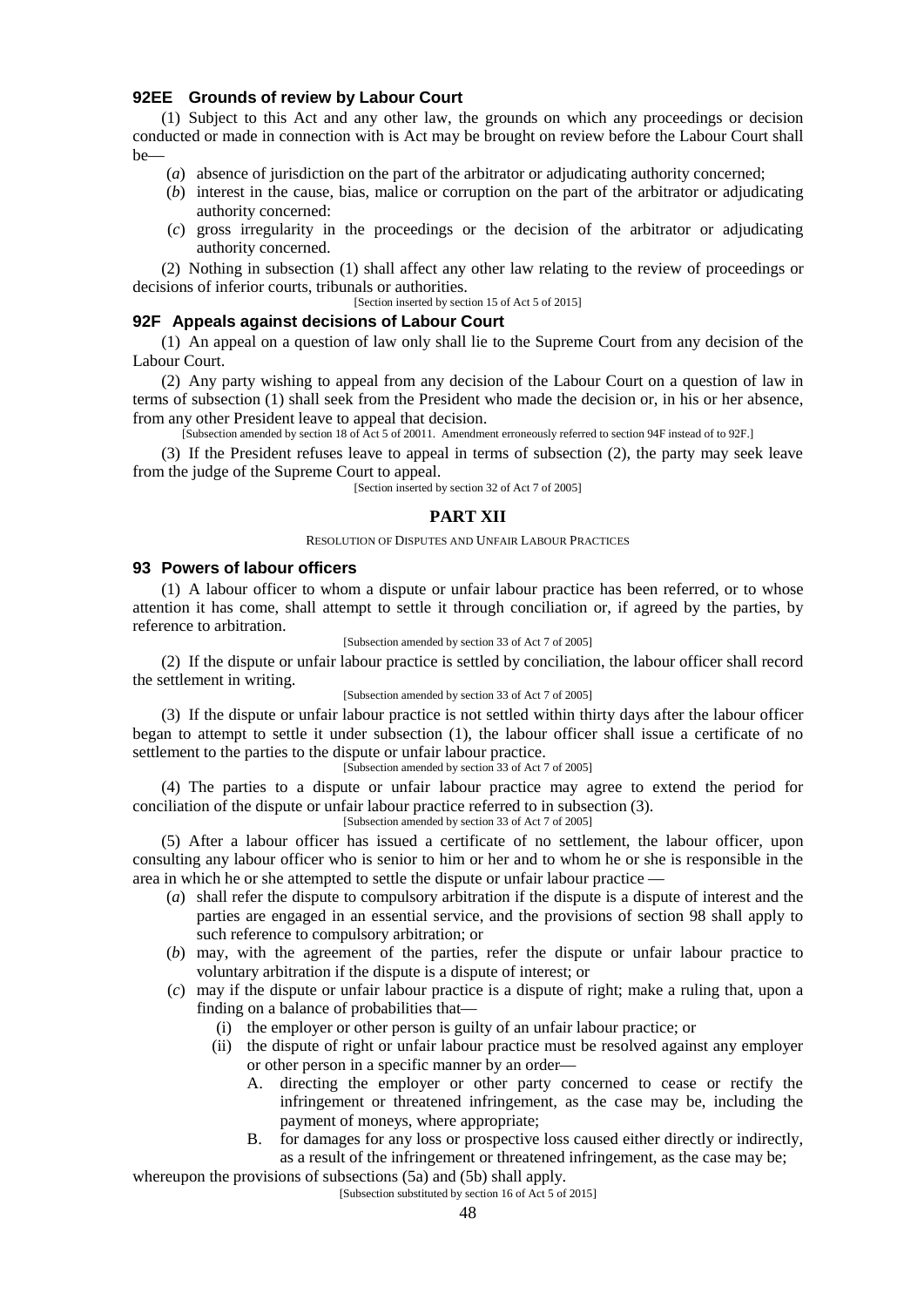### 92EE Grounds of review by Labour Court

(1) Subject to this Act and any other law, the grounds on which any proceedings or decision conducted or made in connection with is Act may be brought on review before the Labour Court shall be—

(*a*) absence of jurisdiction on the part of the arbitrator or adjudicating authority concerned;

(*b*) interest in the cause, bias, malice or corruption on the part of the arbitrator or adjudicating authority concerned:

(*c*) gross irregularity in the proceedings or the decision of the arbitrator or adjudicating authority concerned.

(2) Nothing in subsection (1) shall affect any other law relating to the review of proceedings or decisions of inferior courts, tribunals or authorities.

[Section inserted by section 15 of Act 5 of 2015]

### 92F Appeals against decisions of Labour Court

(1) An appeal on a question of law only shall lie to the Supreme Court from any decision of the Labour Court.

(2) Any party wishing to appeal from any decision of the Labour Court on a question of law in terms of subsection (1) shall seek from the President who made the decision or, in his or her absence, from any other President leave to appeal that decision.

[Subsection amended by section 18 of Act 5 of 20011. Amendment erroneously referred to section 94F instead of to 92F.]

(3) If the President refuses leave to appeal in terms of subsection (2), the party may seek leave from the judge of the Supreme Court to appeal.

[Section inserted by section 32 of Act 7 of 2005]

## PART XII

RESOLUTION OF DISPUTES AND UNFAIR LABOUR PRACTICES

### 93 Powers of labour officers

(1) A labour officer to whom a dispute or unfair labour practice has been referred, or to whose attention it has come, shall attempt to settle it through conciliation or, if agreed by the parties, by reference to arbitration.

[Subsection amended by section 33 of Act 7 of 2005]

(2) If the dispute or unfair labour practice is settled by conciliation, the labour officer shall record the settlement in writing.

[Subsection amended by section 33 of Act 7 of 2005]

(3) If the dispute or unfair labour practice is not settled within thirty days after the labour officer began to attempt to settle it under subsection (1), the labour officer shall issue a certificate of no settlement to the parties to the dispute or unfair labour practice.

[Subsection amended by section 33 of Act 7 of 2005]

(4) The parties to a dispute or unfair labour practice may agree to extend the period for conciliation of the dispute or unfair labour practice referred to in subsection (3).

[Subsection amended by section 33 of Act 7 of 2005]

(5) After a labour officer has issued a certificate of no settlement, the labour officer, upon consulting any labour officer who is senior to him or her and to whom he or she is responsible in the area in which he or she attempted to settle the dispute or unfair labour practice —

(*a*) shall refer the dispute to compulsory arbitration if the dispute is a dispute of interest and the parties are engaged in an essential service, and the provisions of section 98 shall apply to such reference to compulsory arbitration; or

(*b*) may, with the agreement of the parties, refer the dispute or unfair labour practice to voluntary arbitration if the dispute is a dispute of interest; or

(*c*) may if the dispute or unfair labour practice is a dispute of right; make a ruling that, upon a finding on a balance of probabilities that—

(i) the employer or other person is guilty of an unfair labour practice; or

(ii) the dispute of right or unfair labour practice must be resolved against any employer or other person in a specific manner by an order—

A. directing the employer or other party concerned to cease or rectify the infringement or threatened infringement, as the case may be, including the payment of moneys, where appropriate;

B. for damages for any loss or prospective loss caused either directly or indirectly, as a result of the infringement or threatened infringement, as the case may be;

whereupon the provisions of subsections (5a) and (5b) shall apply.

[Subsection substituted by section 16 of Act 5 of 2015]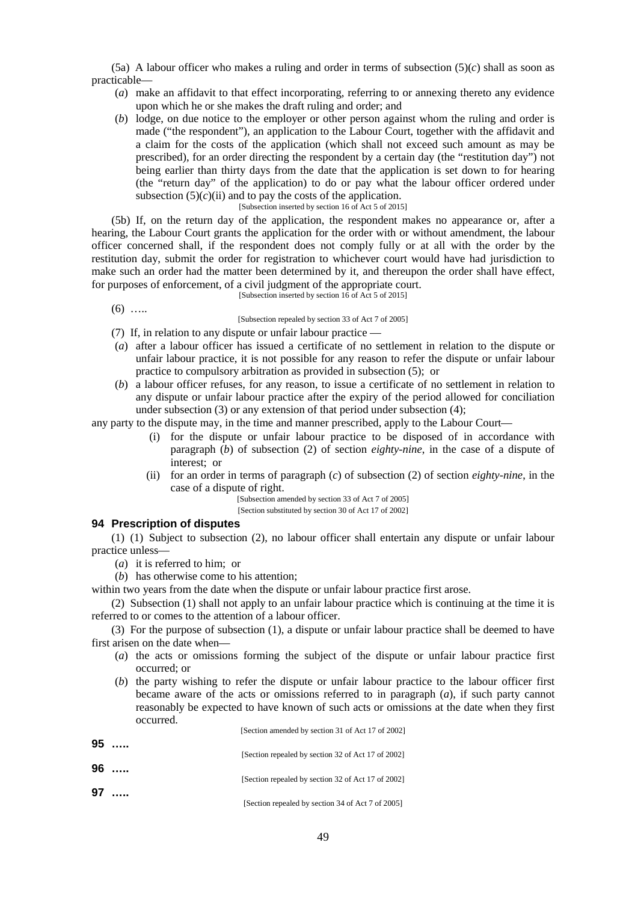(5a) A labour officer who makes a ruling and order in terms of subsection (5)(*c*) shall as soon as practicable—

(*a*) make an affidavit to that effect incorporating, referring to or annexing thereto any evidence upon which he or she makes the draft ruling and order; and

(*b*) lodge, on due notice to the employer or other person against whom the ruling and order is made ("the respondent"), an application to the Labour Court, together with the affidavit and a claim for the costs of the application (which shall not exceed such amount as may be prescribed), for an order directing the respondent by a certain day (the "restitution day") not being earlier than thirty days from the date that the application is set down to for hearing (the "return day" of the application) to do or pay what the labour officer ordered under subsection (5)(*c*)(ii) and to pay the costs of the application.

[Subsection inserted by section 16 of Act 5 of 2015]

(5b) If, on the return day of the application, the respondent makes no appearance or, after a hearing, the Labour Court grants the application for the order with or without amendment, the labour officer concerned shall, if the respondent does not comply fully or at all with the order by the restitution day, submit the order for registration to whichever court would have had jurisdiction to make such an order had the matter been determined by it, and thereupon the order shall have effect, for purposes of enforcement, of a civil judgment of the appropriate court.

[Subsection inserted by section 16 of Act 5 of 2015]

(6) …..

[Subsection repealed by section 33 of Act 7 of 2005]

(7) If, in relation to any dispute or unfair labour practice —

(*a*) after a labour officer has issued a certificate of no settlement in relation to the dispute or unfair labour practice, it is not possible for any reason to refer the dispute or unfair labour practice to compulsory arbitration as provided in subsection (5); or

(*b*) a labour officer refuses, for any reason, to issue a certificate of no settlement in relation to any dispute or unfair labour practice after the expiry of the period allowed for conciliation under subsection (3) or any extension of that period under subsection (4);

any party to the dispute may, in the time and manner prescribed, apply to the Labour Court—

(i) for the dispute or unfair labour practice to be disposed of in accordance with paragraph (*b*) of subsection (2) of section *eighty-nine*, in the case of a dispute of interest; or

(ii) for an order in terms of paragraph (*c*) of subsection (2) of section *eighty-nine*, in the case of a dispute of right.

[Subsection amended by section 33 of Act 7 of 2005]

[Section substituted by section 30 of Act 17 of 2002]

## 94 Prescription of disputes

(1) (1) Subject to subsection (2), no labour officer shall entertain any dispute or unfair labour practice unless—

(*a*) it is referred to him; or

(*b*) has otherwise come to his attention;

within two years from the date when the dispute or unfair labour practice first arose.

(2) Subsection (1) shall not apply to an unfair labour practice which is continuing at the time it is referred to or comes to the attention of a labour officer.

(3) For the purpose of subsection (1), a dispute or unfair labour practice shall be deemed to have first arisen on the date when—

(*a*) the acts or omissions forming the subject of the dispute or unfair labour practice first occurred; or

(*b*) the party wishing to refer the dispute or unfair labour practice to the labour officer first became aware of the acts or omissions referred to in paragraph (*a*), if such party cannot reasonably be expected to have known of such acts or omissions at the date when they first occurred.

[Section amended by section 31 of Act 17 of 2002]

## 95 …..

[Section repealed by section 32 of Act 17 of 2002]

## 96 …..

[Section repealed by section 32 of Act 17 of 2002]

## 97 …..

[Section repealed by section 34 of Act 7 of 2005]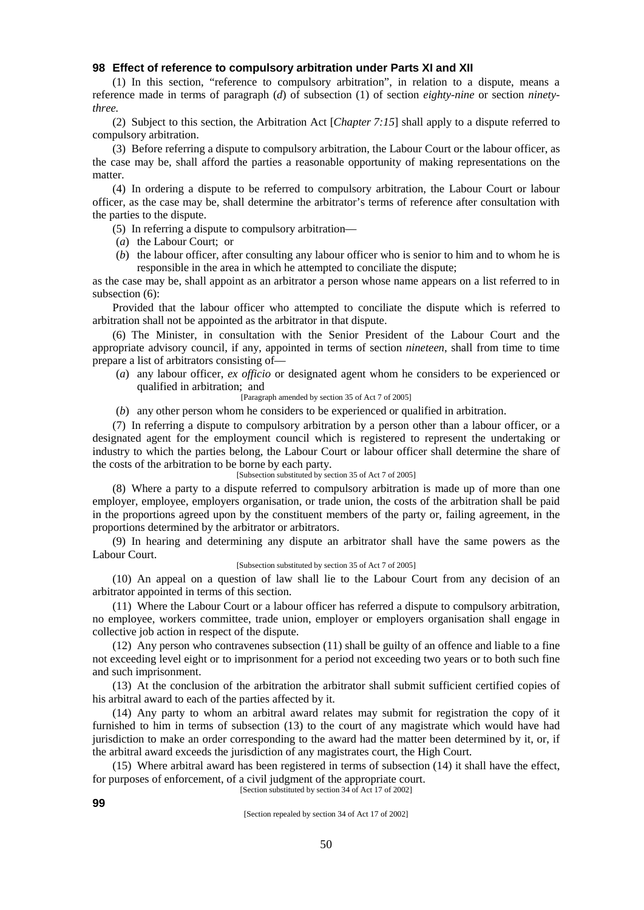### 98 Effect of reference to compulsory arbitration under Parts XI and XII

(1) In this section, "reference to compulsory arbitration", in relation to a dispute, means a reference made in terms of paragraph (*d*) of subsection (1) of section *eighty-nine* or section *ninety-three.*

(2) Subject to this section, the Arbitration Act [*Chapter 7:15*] shall apply to a dispute referred to compulsory arbitration.

(3) Before referring a dispute to compulsory arbitration, the Labour Court or the labour officer, as the case may be, shall afford the parties a reasonable opportunity of making representations on the matter.

(4) In ordering a dispute to be referred to compulsory arbitration, the Labour Court or labour officer, as the case may be, shall determine the arbitrator's terms of reference after consultation with the parties to the dispute.

(5) In referring a dispute to compulsory arbitration—

(*a*) the Labour Court; or

(*b*) the labour officer, after consulting any labour officer who is senior to him and to whom he is responsible in the area in which he attempted to conciliate the dispute;

as the case may be, shall appoint as an arbitrator a person whose name appears on a list referred to in subsection (6):

Provided that the labour officer who attempted to conciliate the dispute which is referred to arbitration shall not be appointed as the arbitrator in that dispute.

(6) The Minister, in consultation with the Senior President of the Labour Court and the appropriate advisory council, if any, appointed in terms of section *nineteen*, shall from time to time prepare a list of arbitrators consisting of—

(*a*) any labour officer, *ex officio* or designated agent whom he considers to be experienced or qualified in arbitration; and

[Paragraph amended by section 35 of Act 7 of 2005]

(*b*) any other person whom he considers to be experienced or qualified in arbitration.

(7) In referring a dispute to compulsory arbitration by a person other than a labour officer, or a designated agent for the employment council which is registered to represent the undertaking or industry to which the parties belong, the Labour Court or labour officer shall determine the share of the costs of the arbitration to be borne by each party.

[Subsection substituted by section 35 of Act 7 of 2005]

(8) Where a party to a dispute referred to compulsory arbitration is made up of more than one employer, employee, employers organisation, or trade union, the costs of the arbitration shall be paid in the proportions agreed upon by the constituent members of the party or, failing agreement, in the proportions determined by the arbitrator or arbitrators.

(9) In hearing and determining any dispute an arbitrator shall have the same powers as the Labour Court.

[Subsection substituted by section 35 of Act 7 of 2005]

(10) An appeal on a question of law shall lie to the Labour Court from any decision of an arbitrator appointed in terms of this section.

(11) Where the Labour Court or a labour officer has referred a dispute to compulsory arbitration, no employee, workers committee, trade union, employer or employers organisation shall engage in collective job action in respect of the dispute.

(12) Any person who contravenes subsection (11) shall be guilty of an offence and liable to a fine not exceeding level eight or to imprisonment for a period not exceeding two years or to both such fine and such imprisonment.

(13) At the conclusion of the arbitration the arbitrator shall submit sufficient certified copies of his arbitral award to each of the parties affected by it.

(14) Any party to whom an arbitral award relates may submit for registration the copy of it furnished to him in terms of subsection (13) to the court of any magistrate which would have had jurisdiction to make an order corresponding to the award had the matter been determined by it, or, if the arbitral award exceeds the jurisdiction of any magistrates court, the High Court.

(15) Where arbitral award has been registered in terms of subsection (14) it shall have the effect, for purposes of enforcement, of a civil judgment of the appropriate court.

[Section substituted by section 34 of Act 17 of 2002]

### 99

[Section repealed by section 34 of Act 17 of 2002]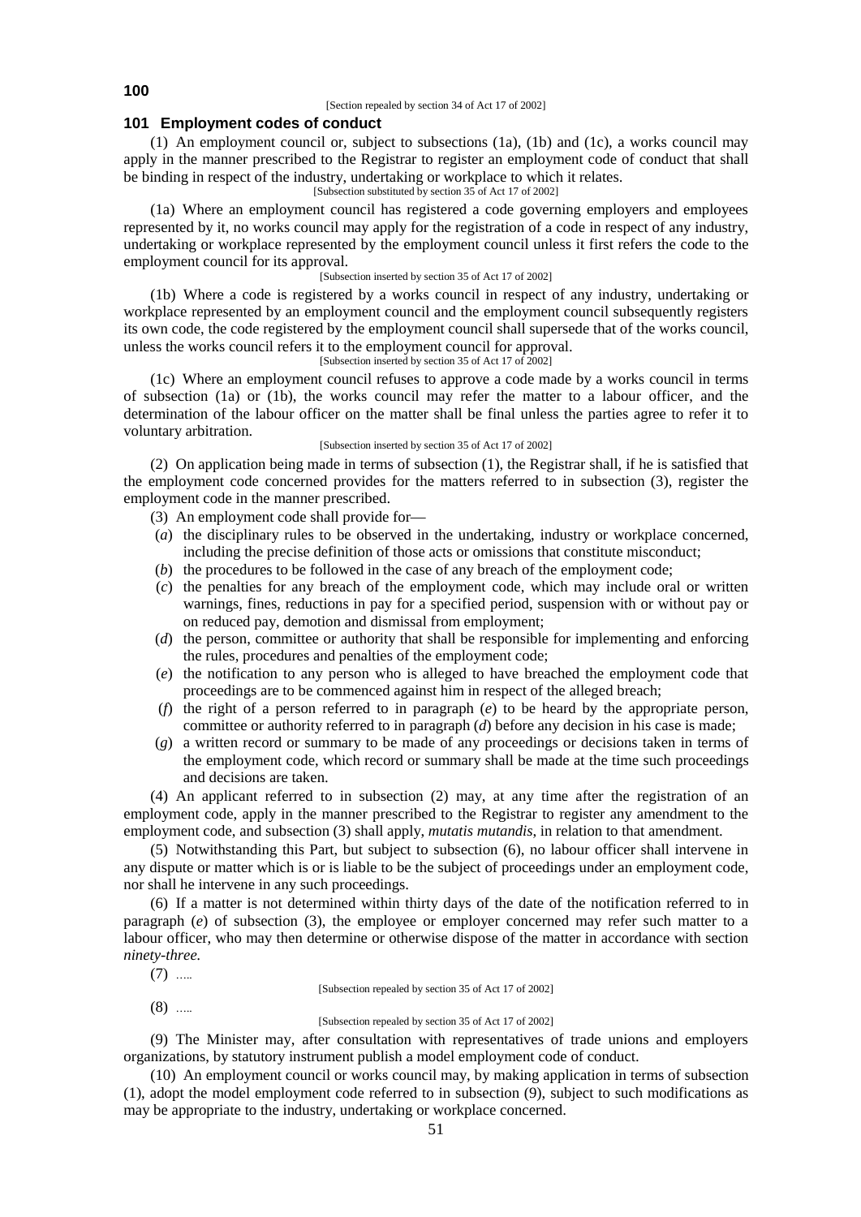**100**

[Section repealed by section 34 of Act 17 of 2002]

### 101 Employment codes of conduct

(1) An employment council or, subject to subsections (1a), (1b) and (1c), a works council may apply in the manner prescribed to the Registrar to register an employment code of conduct that shall be binding in respect of the industry, undertaking or workplace to which it relates.

[Subsection substituted by section 35 of Act 17 of 2002]

(1a) Where an employment council has registered a code governing employers and employees represented by it, no works council may apply for the registration of a code in respect of any industry, undertaking or workplace represented by the employment council unless it first refers the code to the employment council for its approval.

[Subsection inserted by section 35 of Act 17 of 2002]

(1b) Where a code is registered by a works council in respect of any industry, undertaking or workplace represented by an employment council and the employment council subsequently registers its own code, the code registered by the employment council shall supersede that of the works council, unless the works council refers it to the employment council for approval.

[Subsection inserted by section 35 of Act 17 of 2002]

(1c) Where an employment council refuses to approve a code made by a works council in terms of subsection (1a) or (1b), the works council may refer the matter to a labour officer, and the determination of the labour officer on the matter shall be final unless the parties agree to refer it to voluntary arbitration.

[Subsection inserted by section 35 of Act 17 of 2002]

(2) On application being made in terms of subsection (1), the Registrar shall, if he is satisfied that the employment code concerned provides for the matters referred to in subsection (3), register the employment code in the manner prescribed.

(3) An employment code shall provide for—

(*a*) the disciplinary rules to be observed in the undertaking, industry or workplace concerned, including the precise definition of those acts or omissions that constitute misconduct;

(*b*) the procedures to be followed in the case of any breach of the employment code;

(*c*) the penalties for any breach of the employment code, which may include oral or written warnings, fines, reductions in pay for a specified period, suspension with or without pay or on reduced pay, demotion and dismissal from employment;

(*d*) the person, committee or authority that shall be responsible for implementing and enforcing the rules, procedures and penalties of the employment code;

(*e*) the notification to any person who is alleged to have breached the employment code that proceedings are to be commenced against him in respect of the alleged breach;

(*f*) the right of a person referred to in paragraph (*e*) to be heard by the appropriate person, committee or authority referred to in paragraph (*d*) before any decision in his case is made;

(*g*) a written record or summary to be made of any proceedings or decisions taken in terms of the employment code, which record or summary shall be made at the time such proceedings and decisions are taken.

(4) An applicant referred to in subsection (2) may, at any time after the registration of an employment code, apply in the manner prescribed to the Registrar to register any amendment to the employment code, and subsection (3) shall apply, *mutatis mutandis*, in relation to that amendment.

(5) Notwithstanding this Part, but subject to subsection (6), no labour officer shall intervene in any dispute or matter which is or is liable to be the subject of proceedings under an employment code, nor shall he intervene in any such proceedings.

(6) If a matter is not determined within thirty days of the date of the notification referred to in paragraph (*e*) of subsection (3), the employee or employer concerned may refer such matter to a labour officer, who may then determine or otherwise dispose of the matter in accordance with section *ninety-three.*

(7) …..

[Subsection repealed by section 35 of Act 17 of 2002]

(8) …..

[Subsection repealed by section 35 of Act 17 of 2002]

(9) The Minister may, after consultation with representatives of trade unions and employers organizations, by statutory instrument publish a model employment code of conduct.

(10) An employment council or works council may, by making application in terms of subsection (1), adopt the model employment code referred to in subsection (9), subject to such modifications as may be appropriate to the industry, undertaking or workplace concerned.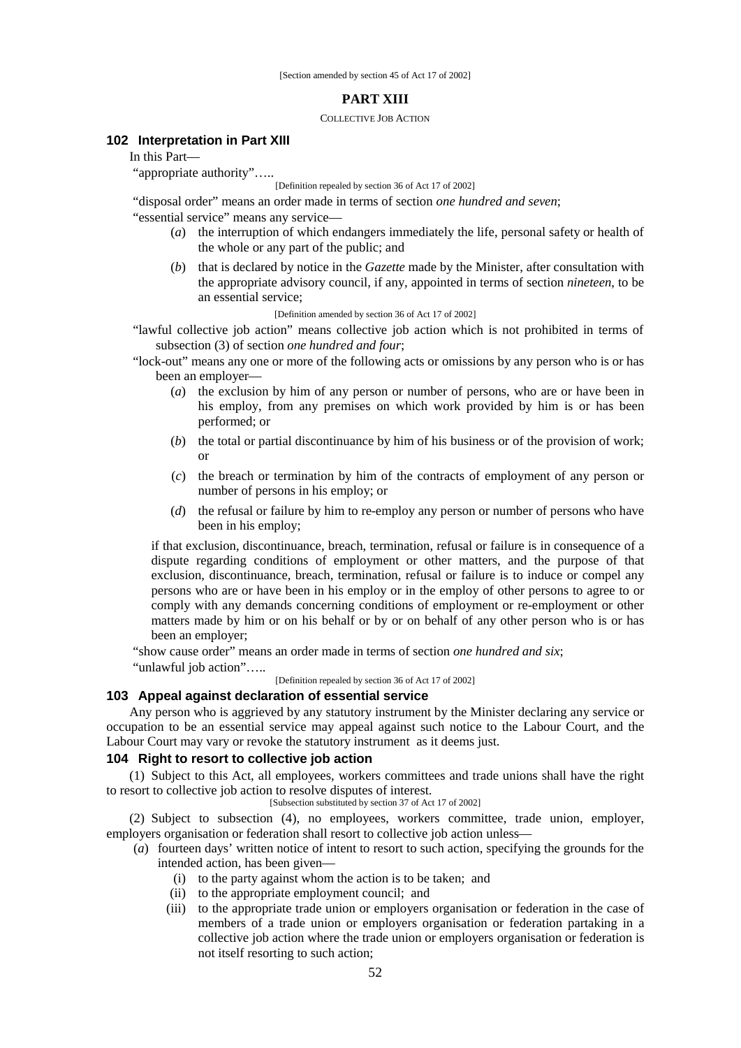[Section amended by section 45 of Act 17 of 2002]

## PART XIII

COLLECTIVE JOB ACTION

### 102 Interpretation in Part XIII

In this Part—

"appropriate authority"…..

[Definition repealed by section 36 of Act 17 of 2002]

"disposal order" means an order made in terms of section *one hundred and seven*;

"essential service" means any service—

(*a*) the interruption of which endangers immediately the life, personal safety or health of the whole or any part of the public; and

(*b*) that is declared by notice in the *Gazette* made by the Minister, after consultation with the appropriate advisory council, if any, appointed in terms of section *nineteen*, to be an essential service;

[Definition amended by section 36 of Act 17 of 2002]

"lawful collective job action" means collective job action which is not prohibited in terms of subsection (3) of section *one hundred and four*;

"lock-out" means any one or more of the following acts or omissions by any person who is or has been an employer—

(*a*) the exclusion by him of any person or number of persons, who are or have been in his employ, from any premises on which work provided by him is or has been performed; or

(*b*) the total or partial discontinuance by him of his business or of the provision of work; or

(*c*) the breach or termination by him of the contracts of employment of any person or number of persons in his employ; or

(*d*) the refusal or failure by him to re-employ any person or number of persons who have been in his employ;

if that exclusion, discontinuance, breach, termination, refusal or failure is in consequence of a dispute regarding conditions of employment or other matters, and the purpose of that exclusion, discontinuance, breach, termination, refusal or failure is to induce or compel any persons who are or have been in his employ or in the employ of other persons to agree to or comply with any demands concerning conditions of employment or re-employment or other matters made by him or on his behalf or by or on behalf of any other person who is or has been an employer;

"show cause order" means an order made in terms of section *one hundred and six*;

"unlawful job action"…..

[Definition repealed by section 36 of Act 17 of 2002]

### 103 Appeal against declaration of essential service

Any person who is aggrieved by any statutory instrument by the Minister declaring any service or occupation to be an essential service may appeal against such notice to the Labour Court, and the Labour Court may vary or revoke the statutory instrument as it deems just.

### 104 Right to resort to collective job action

(1) Subject to this Act, all employees, workers committees and trade unions shall have the right to resort to collective job action to resolve disputes of interest.

[Subsection substituted by section 37 of Act 17 of 2002]

(2) Subject to subsection (4), no employees, workers committee, trade union, employer, employers organisation or federation shall resort to collective job action unless—

(*a*) fourteen days' written notice of intent to resort to such action, specifying the grounds for the intended action, has been given—

(i) to the party against whom the action is to be taken; and

(ii) to the appropriate employment council; and

(iii) to the appropriate trade union or employers organisation or federation in the case of members of a trade union or employers organisation or federation partaking in a collective job action where the trade union or employers organisation or federation is not itself resorting to such action;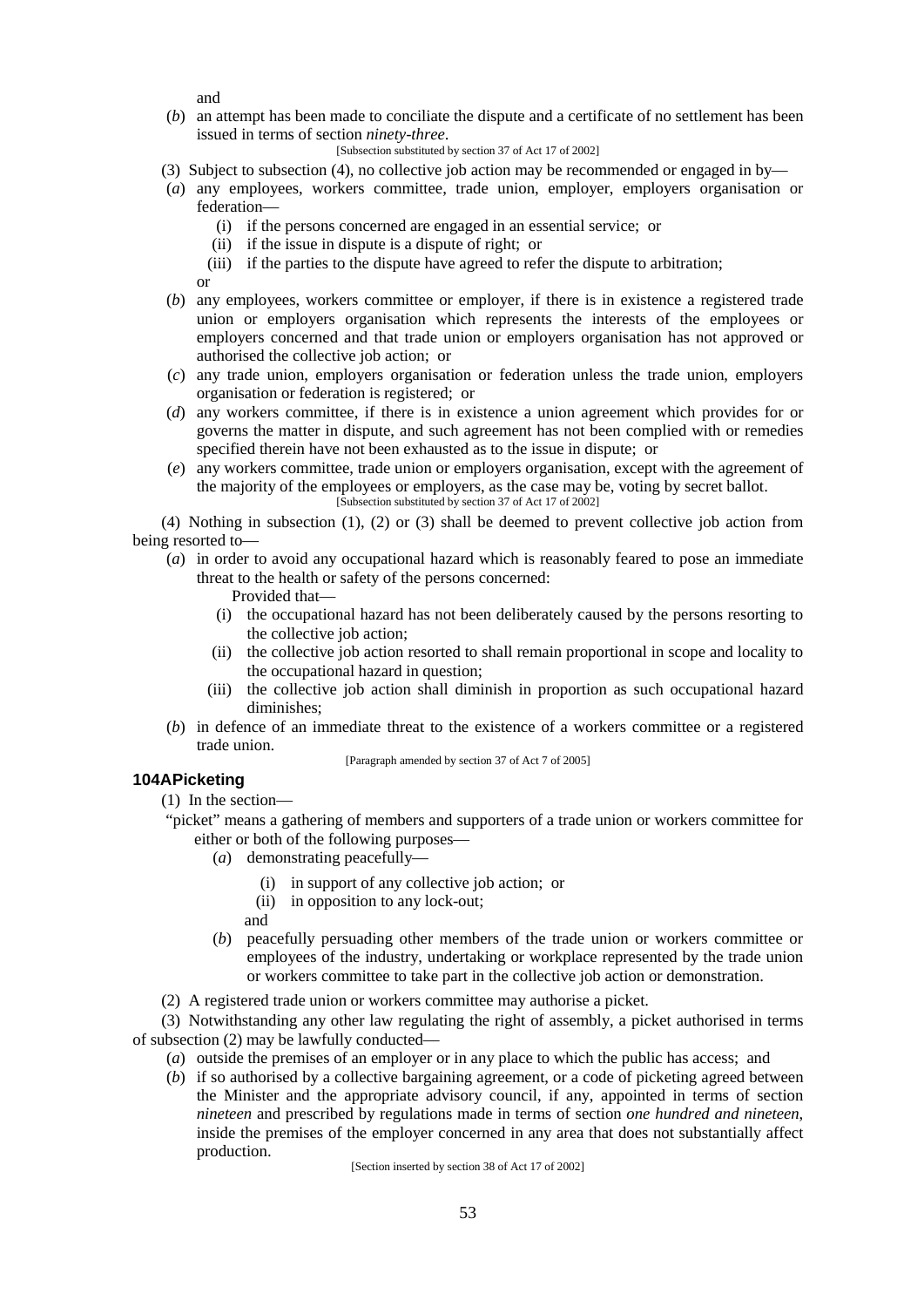and

(*b*) an attempt has been made to conciliate the dispute and a certificate of no settlement has been issued in terms of section *ninety-three*.

[Subsection substituted by section 37 of Act 17 of 2002]

(3) Subject to subsection (4), no collective job action may be recommended or engaged in by—

(*a*) any employees, workers committee, trade union, employer, employers organisation or federation—

(i) if the persons concerned are engaged in an essential service; or

(ii) if the issue in dispute is a dispute of right; or

(iii) if the parties to the dispute have agreed to refer the dispute to arbitration;

or

(*b*) any employees, workers committee or employer, if there is in existence a registered trade union or employers organisation which represents the interests of the employees or employers concerned and that trade union or employers organisation has not approved or authorised the collective job action; or

(*c*) any trade union, employers organisation or federation unless the trade union, employers organisation or federation is registered; or

(*d*) any workers committee, if there is in existence a union agreement which provides for or governs the matter in dispute, and such agreement has not been complied with or remedies specified therein have not been exhausted as to the issue in dispute; or

(*e*) any workers committee, trade union or employers organisation, except with the agreement of the majority of the employees or employers, as the case may be, voting by secret ballot.

[Subsection substituted by section 37 of Act 17 of 2002]

(4) Nothing in subsection (1), (2) or (3) shall be deemed to prevent collective job action from being resorted to—

(*a*) in order to avoid any occupational hazard which is reasonably feared to pose an immediate threat to the health or safety of the persons concerned:

Provided that—

(i) the occupational hazard has not been deliberately caused by the persons resorting to the collective job action;

(ii) the collective job action resorted to shall remain proportional in scope and locality to the occupational hazard in question;

(iii) the collective job action shall diminish in proportion as such occupational hazard diminishes;

(*b*) in defence of an immediate threat to the existence of a workers committee or a registered trade union.

[Paragraph amended by section 37 of Act 7 of 2005]

### 104A Picketing

(1) In the section—

"picket" means a gathering of members and supporters of a trade union or workers committee for either or both of the following purposes—

(*a*) demonstrating peacefully—

(i) in support of any collective job action; or

(ii) in opposition to any lock-out;

and

(*b*) peacefully persuading other members of the trade union or workers committee or employees of the industry, undertaking or workplace represented by the trade union or workers committee to take part in the collective job action or demonstration.

(2) A registered trade union or workers committee may authorise a picket.

(3) Notwithstanding any other law regulating the right of assembly, a picket authorised in terms of subsection (2) may be lawfully conducted—

(*a*) outside the premises of an employer or in any place to which the public has access; and

(*b*) if so authorised by a collective bargaining agreement, or a code of picketing agreed between the Minister and the appropriate advisory council, if any, appointed in terms of section *nineteen* and prescribed by regulations made in terms of section *one hundred and nineteen*, inside the premises of the employer concerned in any area that does not substantially affect production.

[Section inserted by section 38 of Act 17 of 2002]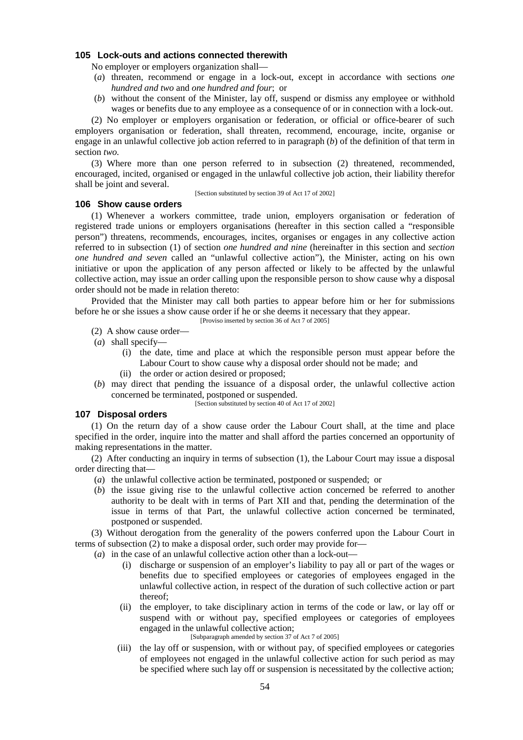### 105 Lock-outs and actions connected therewith

No employer or employers organization shall—

(*a*) threaten, recommend or engage in a lock-out, except in accordance with sections *one hundred and two* and *one hundred and four*; or

(*b*) without the consent of the Minister, lay off, suspend or dismiss any employee or withhold wages or benefits due to any employee as a consequence of or in connection with a lock-out.

(2) No employer or employers organisation or federation, or official or office-bearer of such employers organisation or federation, shall threaten, recommend, encourage, incite, organise or engage in an unlawful collective job action referred to in paragraph (*b*) of the definition of that term in section *two.*

(3) Where more than one person referred to in subsection (2) threatened, recommended, encouraged, incited, organised or engaged in the unlawful collective job action, their liability therefor shall be joint and several.

[Section substituted by section 39 of Act 17 of 2002]

### 106 Show cause orders

(1) Whenever a workers committee, trade union, employers organisation or federation of registered trade unions or employers organisations (hereafter in this section called a "responsible person") threatens, recommends, encourages, incites, organises or engages in any collective action referred to in subsection (1) of section *one hundred and nine* (hereinafter in this section and *section one hundred and seven* called an "unlawful collective action"), the Minister, acting on his own initiative or upon the application of any person affected or likely to be affected by the unlawful collective action, may issue an order calling upon the responsible person to show cause why a disposal order should not be made in relation thereto:

Provided that the Minister may call both parties to appear before him or her for submissions before he or she issues a show cause order if he or she deems it necessary that they appear.

[Proviso inserted by section 36 of Act 7 of 2005]

(2) A show cause order—

(*a*) shall specify—

(i) the date, time and place at which the responsible person must appear before the Labour Court to show cause why a disposal order should not be made; and

(ii) the order or action desired or proposed;

(*b*) may direct that pending the issuance of a disposal order, the unlawful collective action concerned be terminated, postponed or suspended.

[Section substituted by section 40 of Act 17 of 2002]

### 107 Disposal orders

(1) On the return day of a show cause order the Labour Court shall, at the time and place specified in the order, inquire into the matter and shall afford the parties concerned an opportunity of making representations in the matter.

(2) After conducting an inquiry in terms of subsection (1), the Labour Court may issue a disposal order directing that—

(*a*) the unlawful collective action be terminated, postponed or suspended; or

(*b*) the issue giving rise to the unlawful collective action concerned be referred to another authority to be dealt with in terms of Part XII and that, pending the determination of the issue in terms of that Part, the unlawful collective action concerned be terminated, postponed or suspended.

(3) Without derogation from the generality of the powers conferred upon the Labour Court in terms of subsection (2) to make a disposal order, such order may provide for—

(*a*) in the case of an unlawful collective action other than a lock-out—

(i) discharge or suspension of an employer's liability to pay all or part of the wages or benefits due to specified employees or categories of employees engaged in the unlawful collective action, in respect of the duration of such collective action or part thereof;

(ii) the employer, to take disciplinary action in terms of the code or law, or lay off or suspend with or without pay, specified employees or categories of employees engaged in the unlawful collective action;

[Subparagraph amended by section 37 of Act 7 of 2005]

(iii) the lay off or suspension, with or without pay, of specified employees or categories of employees not engaged in the unlawful collective action for such period as may be specified where such lay off or suspension is necessitated by the collective action;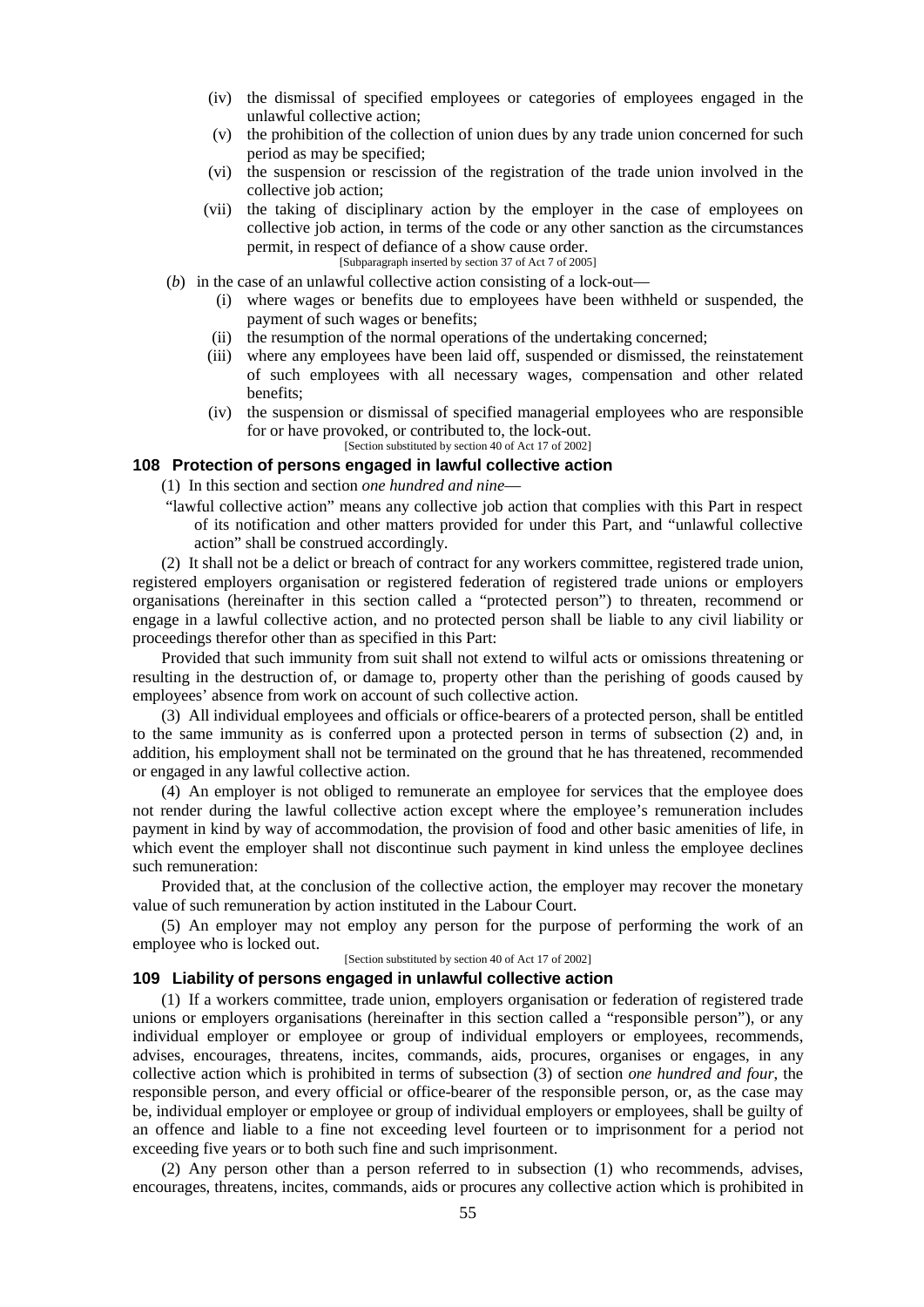(iv) the dismissal of specified employees or categories of employees engaged in the unlawful collective action;

(v) the prohibition of the collection of union dues by any trade union concerned for such period as may be specified;

(vi) the suspension or rescission of the registration of the trade union involved in the collective job action;

(vii) the taking of disciplinary action by the employer in the case of employees on collective job action, in terms of the code or any other sanction as the circumstances permit, in respect of defiance of a show cause order.

[Subparagraph inserted by section 37 of Act 7 of 2005]

(*b*) in the case of an unlawful collective action consisting of a lock-out—

(i) where wages or benefits due to employees have been withheld or suspended, the payment of such wages or benefits;

(ii) the resumption of the normal operations of the undertaking concerned;

(iii) where any employees have been laid off, suspended or dismissed, the reinstatement of such employees with all necessary wages, compensation and other related benefits;

(iv) the suspension or dismissal of specified managerial employees who are responsible for or have provoked, or contributed to, the lock-out.

[Section substituted by section 40 of Act 17 of 2002]

### 108 Protection of persons engaged in lawful collective action

(1) In this section and section *one hundred and nine*—

"lawful collective action" means any collective job action that complies with this Part in respect of its notification and other matters provided for under this Part, and "unlawful collective action" shall be construed accordingly.

(2) It shall not be a delict or breach of contract for any workers committee, registered trade union, registered employers organisation or registered federation of registered trade unions or employers organisations (hereinafter in this section called a "protected person") to threaten, recommend or engage in a lawful collective action, and no protected person shall be liable to any civil liability or proceedings therefor other than as specified in this Part:

Provided that such immunity from suit shall not extend to wilful acts or omissions threatening or resulting in the destruction of, or damage to, property other than the perishing of goods caused by employees' absence from work on account of such collective action.

(3) All individual employees and officials or office-bearers of a protected person, shall be entitled to the same immunity as is conferred upon a protected person in terms of subsection (2) and, in addition, his employment shall not be terminated on the ground that he has threatened, recommended or engaged in any lawful collective action.

(4) An employer is not obliged to remunerate an employee for services that the employee does not render during the lawful collective action except where the employee's remuneration includes payment in kind by way of accommodation, the provision of food and other basic amenities of life, in which event the employer shall not discontinue such payment in kind unless the employee declines such remuneration:

Provided that, at the conclusion of the collective action, the employer may recover the monetary value of such remuneration by action instituted in the Labour Court.

(5) An employer may not employ any person for the purpose of performing the work of an employee who is locked out.

[Section substituted by section 40 of Act 17 of 2002]

### 109 Liability of persons engaged in unlawful collective action

(1) If a workers committee, trade union, employers organisation or federation of registered trade unions or employers organisations (hereinafter in this section called a "responsible person"), or any individual employer or employee or group of individual employers or employees, recommends, advises, encourages, threatens, incites, commands, aids, procures, organises or engages, in any collective action which is prohibited in terms of subsection (3) of section *one hundred and four*, the responsible person, and every official or office-bearer of the responsible person, or, as the case may be, individual employer or employee or group of individual employers or employees, shall be guilty of an offence and liable to a fine not exceeding level fourteen or to imprisonment for a period not exceeding five years or to both such fine and such imprisonment.

(2) Any person other than a person referred to in subsection (1) who recommends, advises, encourages, threatens, incites, commands, aids or procures any collective action which is prohibited in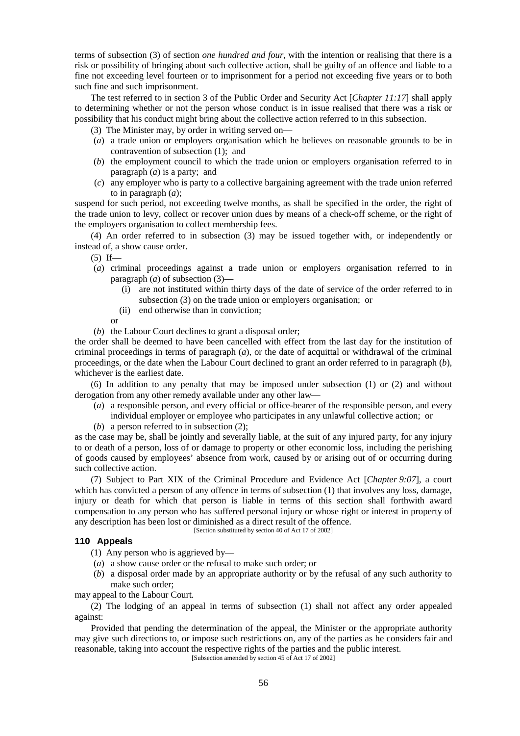terms of subsection (3) of section *one hundred and four*, with the intention or realising that there is a risk or possibility of bringing about such collective action, shall be guilty of an offence and liable to a fine not exceeding level fourteen or to imprisonment for a period not exceeding five years or to both such fine and such imprisonment.

The test referred to in section 3 of the Public Order and Security Act [*Chapter 11:17*] shall apply to determining whether or not the person whose conduct is in issue realised that there was a risk or possibility that his conduct might bring about the collective action referred to in this subsection.

(3) The Minister may, by order in writing served on—

(*a*) a trade union or employers organisation which he believes on reasonable grounds to be in contravention of subsection (1); and

(*b*) the employment council to which the trade union or employers organisation referred to in paragraph (*a*) is a party; and

(*c*) any employer who is party to a collective bargaining agreement with the trade union referred to in paragraph (*a*);

suspend for such period, not exceeding twelve months, as shall be specified in the order, the right of the trade union to levy, collect or recover union dues by means of a check-off scheme, or the right of the employers organisation to collect membership fees.

(4) An order referred to in subsection (3) may be issued together with, or independently or instead of, a show cause order.

(5) If—

(*a*) criminal proceedings against a trade union or employers organisation referred to in paragraph (*a*) of subsection (3)—

(i) are not instituted within thirty days of the date of service of the order referred to in subsection (3) on the trade union or employers organisation; or

(ii) end otherwise than in conviction;

or

(*b*) the Labour Court declines to grant a disposal order;

the order shall be deemed to have been cancelled with effect from the last day for the institution of criminal proceedings in terms of paragraph (*a*), or the date of acquittal or withdrawal of the criminal proceedings, or the date when the Labour Court declined to grant an order referred to in paragraph (*b*), whichever is the earliest date.

(6) In addition to any penalty that may be imposed under subsection (1) or (2) and without derogation from any other remedy available under any other law—

(*a*) a responsible person, and every official or office-bearer of the responsible person, and every individual employer or employee who participates in any unlawful collective action; or

(*b*) a person referred to in subsection (2);

as the case may be, shall be jointly and severally liable, at the suit of any injured party, for any injury to or death of a person, loss of or damage to property or other economic loss, including the perishing of goods caused by employees' absence from work, caused by or arising out of or occurring during such collective action.

(7) Subject to Part XIX of the Criminal Procedure and Evidence Act [*Chapter 9:07*], a court which has convicted a person of any offence in terms of subsection (1) that involves any loss, damage, injury or death for which that person is liable in terms of this section shall forthwith award compensation to any person who has suffered personal injury or whose right or interest in property of any description has been lost or diminished as a direct result of the offence.

[Section substituted by section 40 of Act 17 of 2002]

### 110 Appeals

(1) Any person who is aggrieved by—

(*a*) a show cause order or the refusal to make such order; or

(*b*) a disposal order made by an appropriate authority or by the refusal of any such authority to make such order;

may appeal to the Labour Court.

(2) The lodging of an appeal in terms of subsection (1) shall not affect any order appealed against:

Provided that pending the determination of the appeal, the Minister or the appropriate authority may give such directions to, or impose such restrictions on, any of the parties as he considers fair and reasonable, taking into account the respective rights of the parties and the public interest.

[Subsection amended by section 45 of Act 17 of 2002]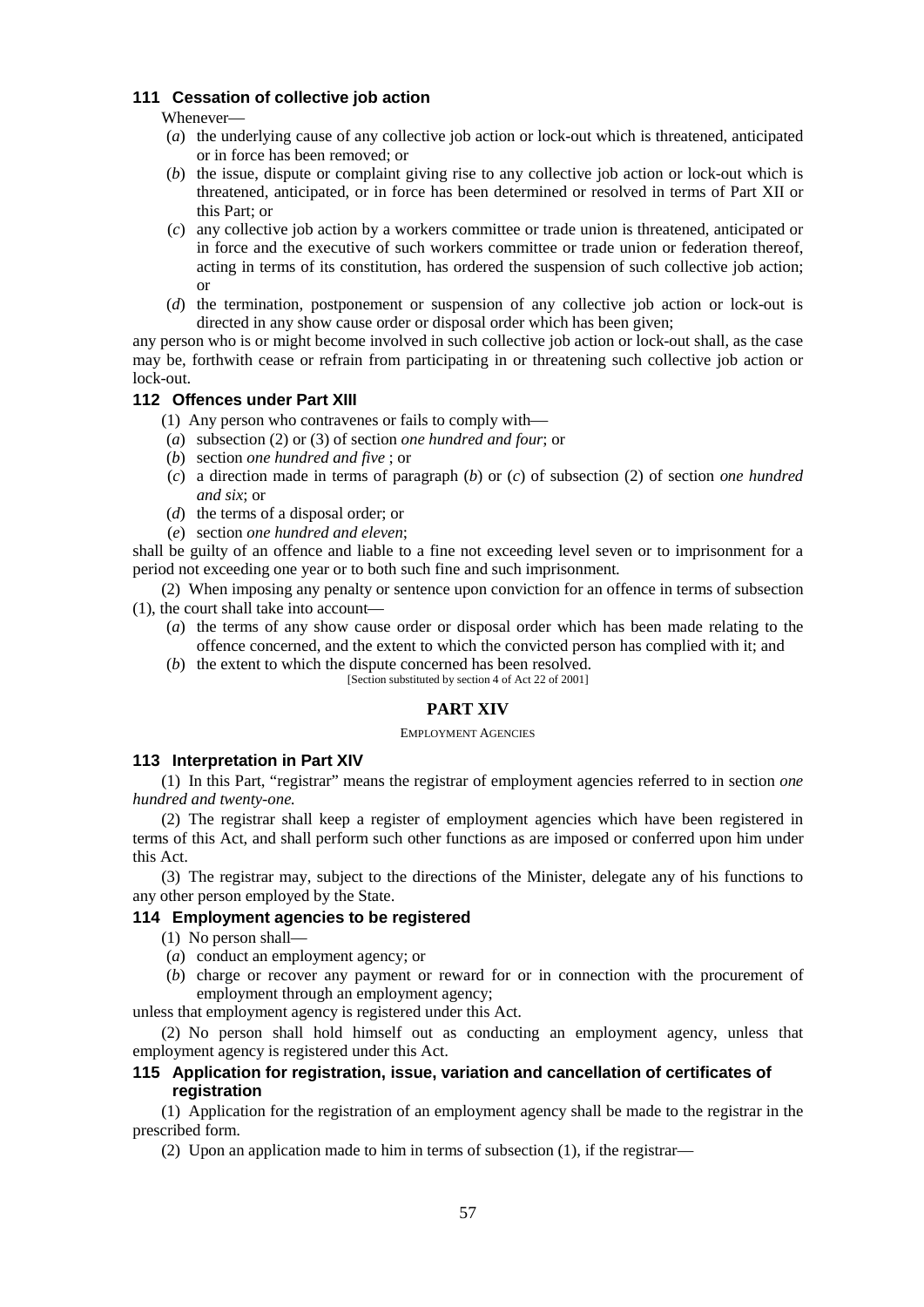### 111 Cessation of collective job action

Whenever—

(*a*) the underlying cause of any collective job action or lock-out which is threatened, anticipated or in force has been removed; or

(*b*) the issue, dispute or complaint giving rise to any collective job action or lock-out which is threatened, anticipated, or in force has been determined or resolved in terms of Part XII or this Part; or

(*c*) any collective job action by a workers committee or trade union is threatened, anticipated or in force and the executive of such workers committee or trade union or federation thereof, acting in terms of its constitution, has ordered the suspension of such collective job action; or

(*d*) the termination, postponement or suspension of any collective job action or lock-out is directed in any show cause order or disposal order which has been given;

any person who is or might become involved in such collective job action or lock-out shall, as the case may be, forthwith cease or refrain from participating in or threatening such collective job action or lock-out.

### 112 Offences under Part XIII

(1) Any person who contravenes or fails to comply with—

(*a*) subsection (2) or (3) of section *one hundred and four*; or

(*b*) section *one hundred and five* ; or

(*c*) a direction made in terms of paragraph (*b*) or (*c*) of subsection (2) of section *one hundred and six*; or

(*d*) the terms of a disposal order; or

(*e*) section *one hundred and eleven*;

shall be guilty of an offence and liable to a fine not exceeding level seven or to imprisonment for a period not exceeding one year or to both such fine and such imprisonment.

(2) When imposing any penalty or sentence upon conviction for an offence in terms of subsection (1), the court shall take into account—

(*a*) the terms of any show cause order or disposal order which has been made relating to the offence concerned, and the extent to which the convicted person has complied with it; and

(*b*) the extent to which the dispute concerned has been resolved.

[Section substituted by section 4 of Act 22 of 2001]

## PART XIV

EMPLOYMENT AGENCIES

### 113 Interpretation in Part XIV

(1) In this Part, "registrar" means the registrar of employment agencies referred to in section *one hundred and twenty-one.*

(2) The registrar shall keep a register of employment agencies which have been registered in terms of this Act, and shall perform such other functions as are imposed or conferred upon him under this Act.

(3) The registrar may, subject to the directions of the Minister, delegate any of his functions to any other person employed by the State.

### 114 Employment agencies to be registered

(1) No person shall—

(*a*) conduct an employment agency; or

(*b*) charge or recover any payment or reward for or in connection with the procurement of employment through an employment agency;

unless that employment agency is registered under this Act.

(2) No person shall hold himself out as conducting an employment agency, unless that employment agency is registered under this Act.

### 115 Application for registration, issue, variation and cancellation of certificates of registration

(1) Application for the registration of an employment agency shall be made to the registrar in the prescribed form.

(2) Upon an application made to him in terms of subsection (1), if the registrar—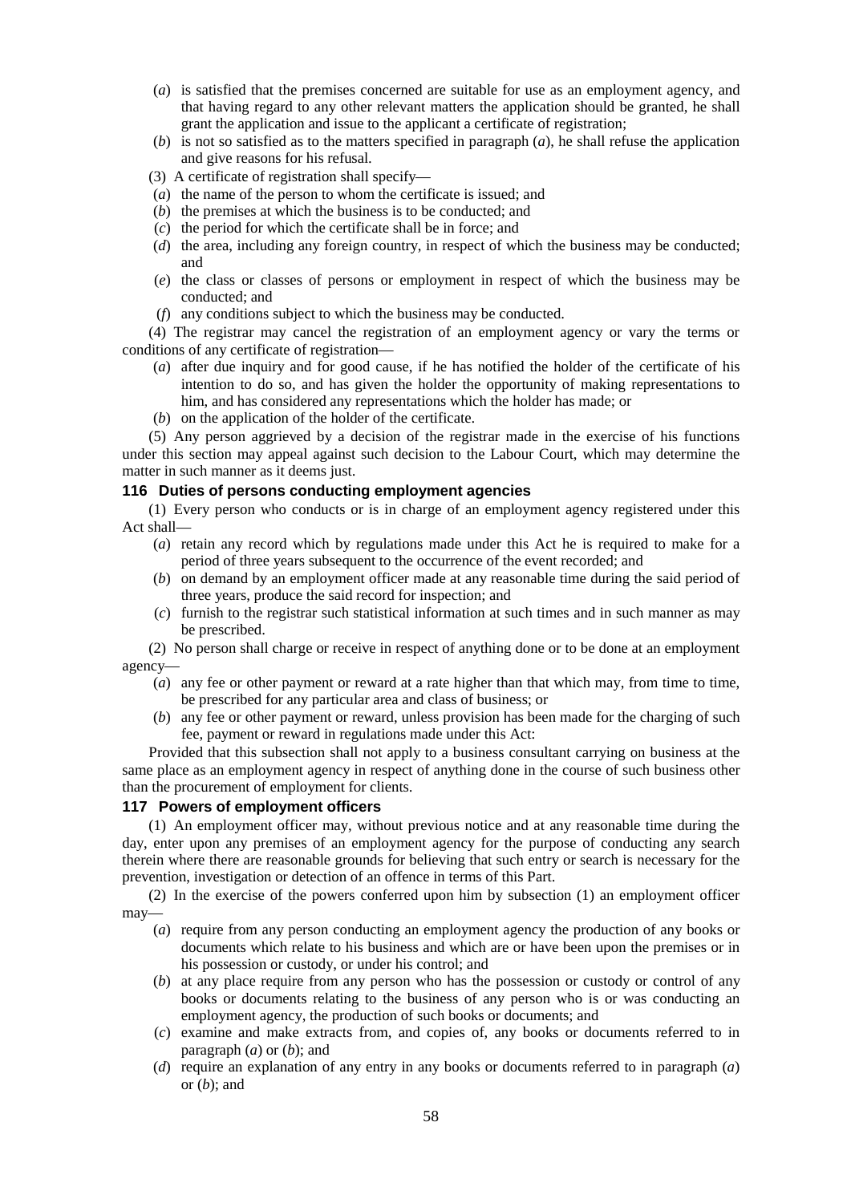(*a*) is satisfied that the premises concerned are suitable for use as an employment agency, and that having regard to any other relevant matters the application should be granted, he shall grant the application and issue to the applicant a certificate of registration;

(*b*) is not so satisfied as to the matters specified in paragraph (*a*), he shall refuse the application and give reasons for his refusal.

(3) A certificate of registration shall specify—

(*a*) the name of the person to whom the certificate is issued; and

(*b*) the premises at which the business is to be conducted; and

(*c*) the period for which the certificate shall be in force; and

(*d*) the area, including any foreign country, in respect of which the business may be conducted; and

(*e*) the class or classes of persons or employment in respect of which the business may be conducted; and

(*f*) any conditions subject to which the business may be conducted.

(4) The registrar may cancel the registration of an employment agency or vary the terms or conditions of any certificate of registration—

(*a*) after due inquiry and for good cause, if he has notified the holder of the certificate of his intention to do so, and has given the holder the opportunity of making representations to him, and has considered any representations which the holder has made; or

(*b*) on the application of the holder of the certificate.

(5) Any person aggrieved by a decision of the registrar made in the exercise of his functions under this section may appeal against such decision to the Labour Court, which may determine the matter in such manner as it deems just.

### 116 Duties of persons conducting employment agencies

(1) Every person who conducts or is in charge of an employment agency registered under this Act shall—

(*a*) retain any record which by regulations made under this Act he is required to make for a period of three years subsequent to the occurrence of the event recorded; and

(*b*) on demand by an employment officer made at any reasonable time during the said period of three years, produce the said record for inspection; and

(*c*) furnish to the registrar such statistical information at such times and in such manner as may be prescribed.

(2) No person shall charge or receive in respect of anything done or to be done at an employment agency—

(*a*) any fee or other payment or reward at a rate higher than that which may, from time to time, be prescribed for any particular area and class of business; or

(*b*) any fee or other payment or reward, unless provision has been made for the charging of such fee, payment or reward in regulations made under this Act:

Provided that this subsection shall not apply to a business consultant carrying on business at the same place as an employment agency in respect of anything done in the course of such business other than the procurement of employment for clients.

### 117 Powers of employment officers

(1) An employment officer may, without previous notice and at any reasonable time during the day, enter upon any premises of an employment agency for the purpose of conducting any search therein where there are reasonable grounds for believing that such entry or search is necessary for the prevention, investigation or detection of an offence in terms of this Part.

(2) In the exercise of the powers conferred upon him by subsection (1) an employment officer may—

(*a*) require from any person conducting an employment agency the production of any books or documents which relate to his business and which are or have been upon the premises or in his possession or custody, or under his control; and

(*b*) at any place require from any person who has the possession or custody or control of any books or documents relating to the business of any person who is or was conducting an employment agency, the production of such books or documents; and

(*c*) examine and make extracts from, and copies of, any books or documents referred to in paragraph (*a*) or (*b*); and

(*d*) require an explanation of any entry in any books or documents referred to in paragraph (*a*) or (*b*); and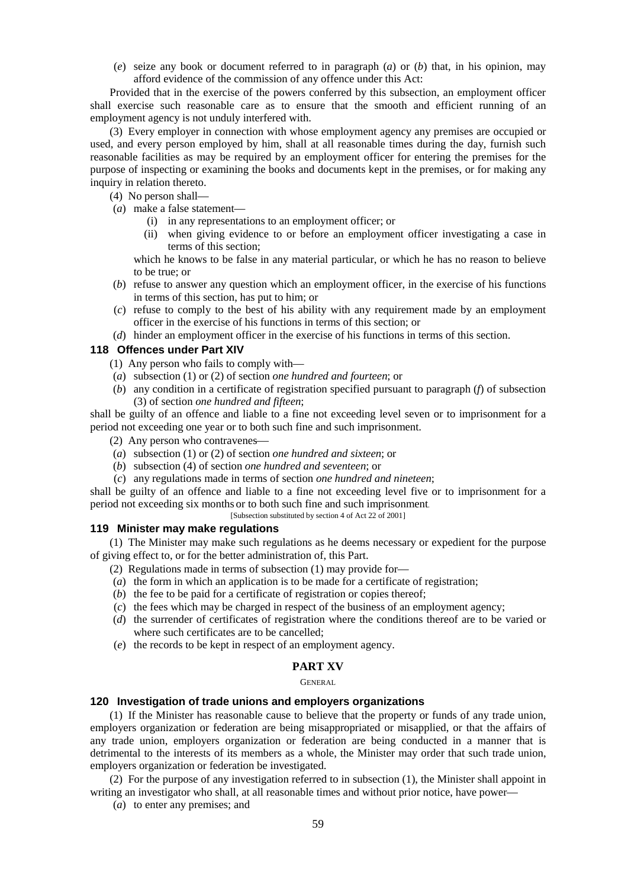(*e*) seize any book or document referred to in paragraph (*a*) or (*b*) that, in his opinion, may afford evidence of the commission of any offence under this Act:

Provided that in the exercise of the powers conferred by this subsection, an employment officer shall exercise such reasonable care as to ensure that the smooth and efficient running of an employment agency is not unduly interfered with.

(3) Every employer in connection with whose employment agency any premises are occupied or used, and every person employed by him, shall at all reasonable times during the day, furnish such reasonable facilities as may be required by an employment officer for entering the premises for the purpose of inspecting or examining the books and documents kept in the premises, or for making any inquiry in relation thereto.

(4) No person shall—

(*a*) make a false statement—

(i) in any representations to an employment officer; or

(ii) when giving evidence to or before an employment officer investigating a case in terms of this section;

which he knows to be false in any material particular, or which he has no reason to believe to be true; or

(*b*) refuse to answer any question which an employment officer, in the exercise of his functions in terms of this section, has put to him; or

(*c*) refuse to comply to the best of his ability with any requirement made by an employment officer in the exercise of his functions in terms of this section; or

(*d*) hinder an employment officer in the exercise of his functions in terms of this section.

### 118 Offences under Part XIV

(1) Any person who fails to comply with—

(*a*) subsection (1) or (2) of section *one hundred and fourteen*; or

(*b*) any condition in a certificate of registration specified pursuant to paragraph (*f*) of subsection (3) of section *one hundred and fifteen*;

shall be guilty of an offence and liable to a fine not exceeding level seven or to imprisonment for a period not exceeding one year or to both such fine and such imprisonment.

(2) Any person who contravenes—

(*a*) subsection (1) or (2) of section *one hundred and sixteen*; or

(*b*) subsection (4) of section *one hundred and seventeen*; or

(*c*) any regulations made in terms of section *one hundred and nineteen*;

shall be guilty of an offence and liable to a fine not exceeding level five or to imprisonment for a period not exceeding six months or to both such fine and such imprisonment.

[Subsection substituted by section 4 of Act 22 of 2001]

### 119 Minister may make regulations

(1) The Minister may make such regulations as he deems necessary or expedient for the purpose of giving effect to, or for the better administration of, this Part.

(2) Regulations made in terms of subsection (1) may provide for—

(*a*) the form in which an application is to be made for a certificate of registration;

(*b*) the fee to be paid for a certificate of registration or copies thereof;

(*c*) the fees which may be charged in respect of the business of an employment agency;

(*d*) the surrender of certificates of registration where the conditions thereof are to be varied or where such certificates are to be cancelled;

(*e*) the records to be kept in respect of an employment agency.

## PART XV

GENERAL

### 120 Investigation of trade unions and employers organizations

(1) If the Minister has reasonable cause to believe that the property or funds of any trade union, employers organization or federation are being misappropriated or misapplied, or that the affairs of any trade union, employers organization or federation are being conducted in a manner that is detrimental to the interests of its members as a whole, the Minister may order that such trade union, employers organization or federation be investigated.

(2) For the purpose of any investigation referred to in subsection (1), the Minister shall appoint in writing an investigator who shall, at all reasonable times and without prior notice, have power—

(*a*) to enter any premises; and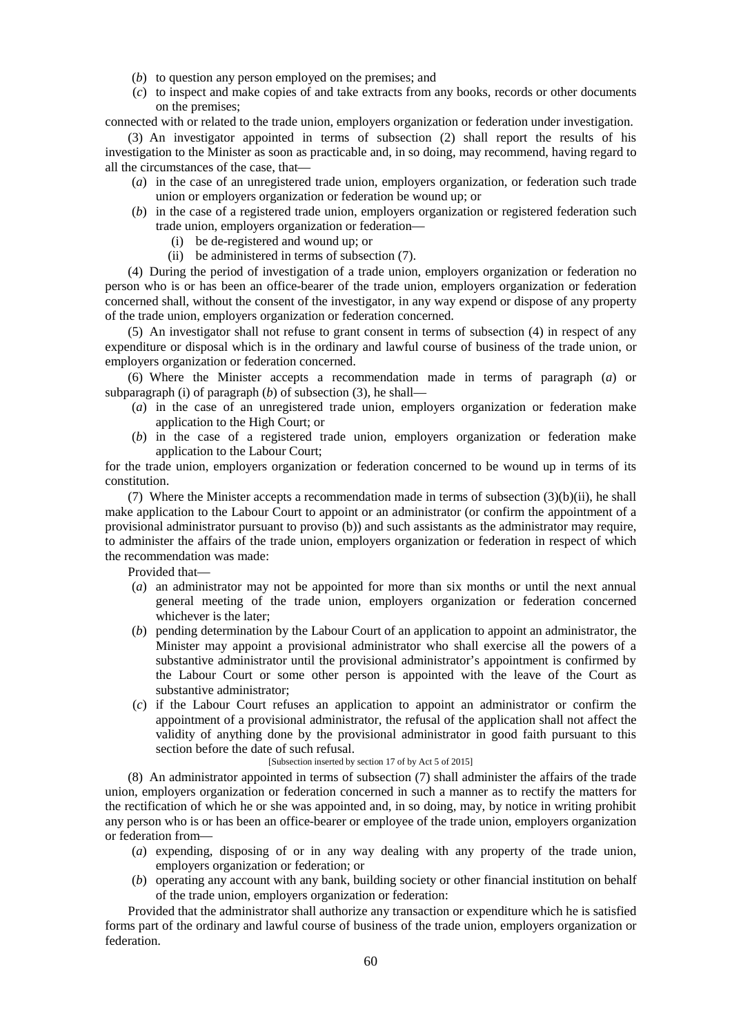(*b*) to question any person employed on the premises; and

(*c*) to inspect and make copies of and take extracts from any books, records or other documents on the premises;

connected with or related to the trade union, employers organization or federation under investigation.

(3) An investigator appointed in terms of subsection (2) shall report the results of his investigation to the Minister as soon as practicable and, in so doing, may recommend, having regard to all the circumstances of the case, that—

(*a*) in the case of an unregistered trade union, employers organization, or federation such trade union or employers organization or federation be wound up; or

(*b*) in the case of a registered trade union, employers organization or registered federation such trade union, employers organization or federation—

(i) be de-registered and wound up; or

(ii) be administered in terms of subsection (7).

(4) During the period of investigation of a trade union, employers organization or federation no person who is or has been an office-bearer of the trade union, employers organization or federation concerned shall, without the consent of the investigator, in any way expend or dispose of any property of the trade union, employers organization or federation concerned.

(5) An investigator shall not refuse to grant consent in terms of subsection (4) in respect of any expenditure or disposal which is in the ordinary and lawful course of business of the trade union, or employers organization or federation concerned.

(6) Where the Minister accepts a recommendation made in terms of paragraph (*a*) or subparagraph (i) of paragraph (*b*) of subsection (3), he shall—

(*a*) in the case of an unregistered trade union, employers organization or federation make application to the High Court; or

(*b*) in the case of a registered trade union, employers organization or federation make application to the Labour Court;

for the trade union, employers organization or federation concerned to be wound up in terms of its constitution.

(7) Where the Minister accepts a recommendation made in terms of subsection (3)(b)(ii), he shall make application to the Labour Court to appoint or an administrator (or confirm the appointment of a provisional administrator pursuant to proviso (b)) and such assistants as the administrator may require, to administer the affairs of the trade union, employers organization or federation in respect of which the recommendation was made:

Provided that—

(*a*) an administrator may not be appointed for more than six months or until the next annual general meeting of the trade union, employers organization or federation concerned whichever is the later;

(*b*) pending determination by the Labour Court of an application to appoint an administrator, the Minister may appoint a provisional administrator who shall exercise all the powers of a substantive administrator until the provisional administrator's appointment is confirmed by the Labour Court or some other person is appointed with the leave of the Court as substantive administrator;

(*c*) if the Labour Court refuses an application to appoint an administrator or confirm the appointment of a provisional administrator, the refusal of the application shall not affect the validity of anything done by the provisional administrator in good faith pursuant to this section before the date of such refusal.

[Subsection inserted by section 17 of by Act 5 of 2015]

(8) An administrator appointed in terms of subsection (7) shall administer the affairs of the trade union, employers organization or federation concerned in such a manner as to rectify the matters for the rectification of which he or she was appointed and, in so doing, may, by notice in writing prohibit any person who is or has been an office-bearer or employee of the trade union, employers organization or federation from—

(*a*) expending, disposing of or in any way dealing with any property of the trade union, employers organization or federation; or

(*b*) operating any account with any bank, building society or other financial institution on behalf of the trade union, employers organization or federation:

Provided that the administrator shall authorize any transaction or expenditure which he is satisfied forms part of the ordinary and lawful course of business of the trade union, employers organization or federation.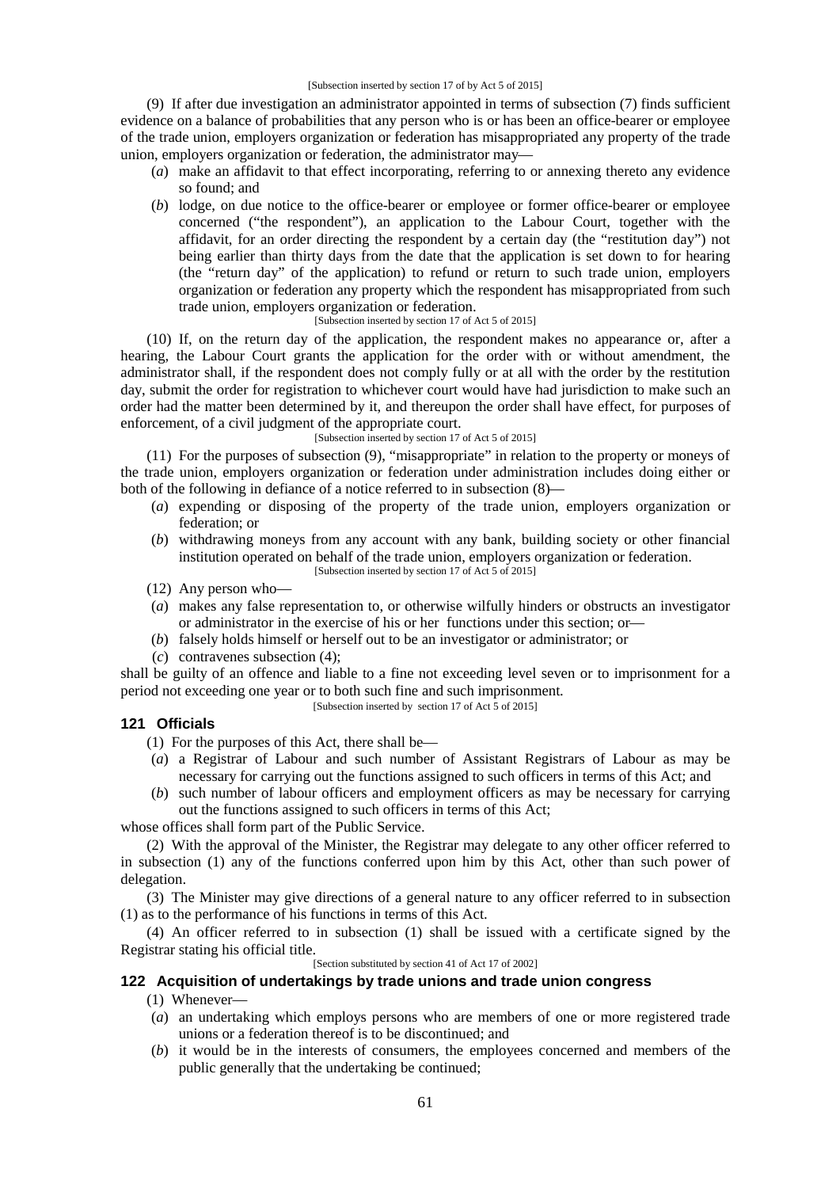[Subsection inserted by section 17 of by Act 5 of 2015]

(9) If after due investigation an administrator appointed in terms of subsection (7) finds sufficient evidence on a balance of probabilities that any person who is or has been an office-bearer or employee of the trade union, employers organization or federation has misappropriated any property of the trade union, employers organization or federation, the administrator may—

(*a*) make an affidavit to that effect incorporating, referring to or annexing thereto any evidence so found; and

(*b*) lodge, on due notice to the office-bearer or employee or former office-bearer or employee concerned ("the respondent"), an application to the Labour Court, together with the affidavit, for an order directing the respondent by a certain day (the "restitution day") not being earlier than thirty days from the date that the application is set down to for hearing (the "return day" of the application) to refund or return to such trade union, employers organization or federation any property which the respondent has misappropriated from such trade union, employers organization or federation.

[Subsection inserted by section 17 of Act 5 of 2015]

(10) If, on the return day of the application, the respondent makes no appearance or, after a hearing, the Labour Court grants the application for the order with or without amendment, the administrator shall, if the respondent does not comply fully or at all with the order by the restitution day, submit the order for registration to whichever court would have had jurisdiction to make such an order had the matter been determined by it, and thereupon the order shall have effect, for purposes of enforcement, of a civil judgment of the appropriate court.

[Subsection inserted by section 17 of Act 5 of 2015]

(11) For the purposes of subsection (9), "misappropriate" in relation to the property or moneys of the trade union, employers organization or federation under administration includes doing either or both of the following in defiance of a notice referred to in subsection (8)—

(*a*) expending or disposing of the property of the trade union, employers organization or federation; or

(*b*) withdrawing moneys from any account with any bank, building society or other financial institution operated on behalf of the trade union, employers organization or federation.

[Subsection inserted by section 17 of Act 5 of 2015]

(12) Any person who—

(*a*) makes any false representation to, or otherwise wilfully hinders or obstructs an investigator or administrator in the exercise of his or her functions under this section; or—

(*b*) falsely holds himself or herself out to be an investigator or administrator; or

(*c*) contravenes subsection (4);

shall be guilty of an offence and liable to a fine not exceeding level seven or to imprisonment for a period not exceeding one year or to both such fine and such imprisonment.

[Subsection inserted by section 17 of Act 5 of 2015]

### 121 Officials

(1) For the purposes of this Act, there shall be—

(*a*) a Registrar of Labour and such number of Assistant Registrars of Labour as may be necessary for carrying out the functions assigned to such officers in terms of this Act; and

(*b*) such number of labour officers and employment officers as may be necessary for carrying out the functions assigned to such officers in terms of this Act;

whose offices shall form part of the Public Service.

(2) With the approval of the Minister, the Registrar may delegate to any other officer referred to in subsection (1) any of the functions conferred upon him by this Act, other than such power of delegation.

(3) The Minister may give directions of a general nature to any officer referred to in subsection (1) as to the performance of his functions in terms of this Act.

(4) An officer referred to in subsection (1) shall be issued with a certificate signed by the Registrar stating his official title.

[Section substituted by section 41 of Act 17 of 2002]

### 122 Acquisition of undertakings by trade unions and trade union congress

(1) Whenever—

(*a*) an undertaking which employs persons who are members of one or more registered trade unions or a federation thereof is to be discontinued; and

(*b*) it would be in the interests of consumers, the employees concerned and members of the public generally that the undertaking be continued;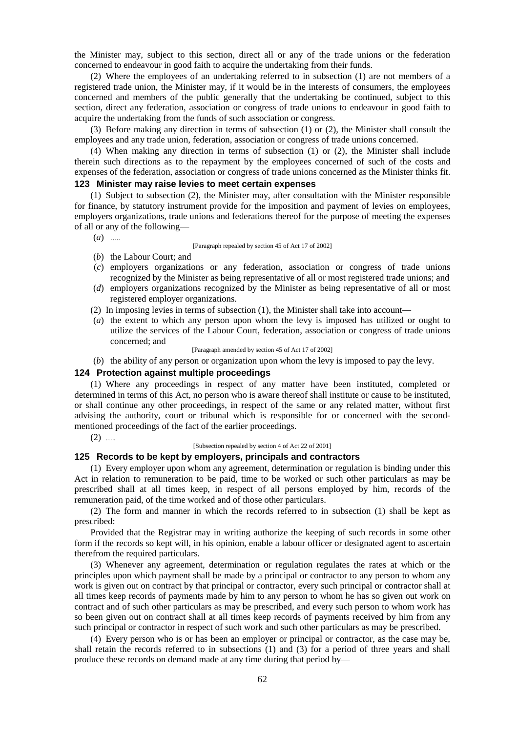the Minister may, subject to this section, direct all or any of the trade unions or the federation concerned to endeavour in good faith to acquire the undertaking from their funds.

(2) Where the employees of an undertaking referred to in subsection (1) are not members of a registered trade union, the Minister may, if it would be in the interests of consumers, the employees concerned and members of the public generally that the undertaking be continued, subject to this section, direct any federation, association or congress of trade unions to endeavour in good faith to acquire the undertaking from the funds of such association or congress.

(3) Before making any direction in terms of subsection (1) or (2), the Minister shall consult the employees and any trade union, federation, association or congress of trade unions concerned.

(4) When making any direction in terms of subsection (1) or (2), the Minister shall include therein such directions as to the repayment by the employees concerned of such of the costs and expenses of the federation, association or congress of trade unions concerned as the Minister thinks fit.

### 123 Minister may raise levies to meet certain expenses

(1) Subject to subsection (2), the Minister may, after consultation with the Minister responsible for finance, by statutory instrument provide for the imposition and payment of levies on employees, employers organizations, trade unions and federations thereof for the purpose of meeting the expenses of all or any of the following—

(*a*) …..

[Paragraph repealed by section 45 of Act 17 of 2002]

(*b*) the Labour Court; and

(*c*) employers organizations or any federation, association or congress of trade unions recognized by the Minister as being representative of all or most registered trade unions; and

(*d*) employers organizations recognized by the Minister as being representative of all or most registered employer organizations.

(2) In imposing levies in terms of subsection (1), the Minister shall take into account—

(*a*) the extent to which any person upon whom the levy is imposed has utilized or ought to utilize the services of the Labour Court, federation, association or congress of trade unions concerned; and

[Paragraph amended by section 45 of Act 17 of 2002]

(*b*) the ability of any person or organization upon whom the levy is imposed to pay the levy.

### 124 Protection against multiple proceedings

(1) Where any proceedings in respect of any matter have been instituted, completed or determined in terms of this Act, no person who is aware thereof shall institute or cause to be instituted, or shall continue any other proceedings, in respect of the same or any related matter, without first advising the authority, court or tribunal which is responsible for or concerned with the second-mentioned proceedings of the fact of the earlier proceedings.

(2) …..

[Subsection repealed by section 4 of Act 22 of 2001]

### 125 Records to be kept by employers, principals and contractors

(1) Every employer upon whom any agreement, determination or regulation is binding under this Act in relation to remuneration to be paid, time to be worked or such other particulars as may be prescribed shall at all times keep, in respect of all persons employed by him, records of the remuneration paid, of the time worked and of those other particulars.

(2) The form and manner in which the records referred to in subsection (1) shall be kept as prescribed:

Provided that the Registrar may in writing authorize the keeping of such records in some other form if the records so kept will, in his opinion, enable a labour officer or designated agent to ascertain therefrom the required particulars.

(3) Whenever any agreement, determination or regulation regulates the rates at which or the principles upon which payment shall be made by a principal or contractor to any person to whom any work is given out on contract by that principal or contractor, every such principal or contractor shall at all times keep records of payments made by him to any person to whom he has so given out work on contract and of such other particulars as may be prescribed, and every such person to whom work has so been given out on contract shall at all times keep records of payments received by him from any such principal or contractor in respect of such work and such other particulars as may be prescribed.

(4) Every person who is or has been an employer or principal or contractor, as the case may be, shall retain the records referred to in subsections (1) and (3) for a period of three years and shall produce these records on demand made at any time during that period by—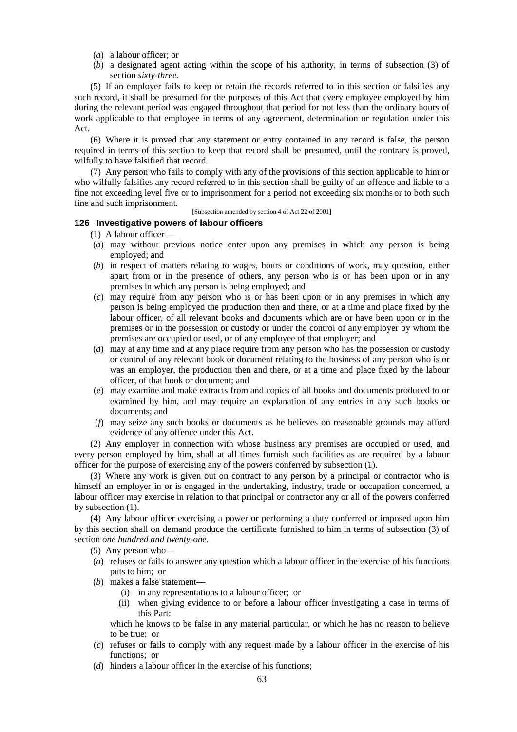(*a*) a labour officer; or

(*b*) a designated agent acting within the scope of his authority, in terms of subsection (3) of section *sixty-three*.

(5) If an employer fails to keep or retain the records referred to in this section or falsifies any such record, it shall be presumed for the purposes of this Act that every employee employed by him during the relevant period was engaged throughout that period for not less than the ordinary hours of work applicable to that employee in terms of any agreement, determination or regulation under this Act.

(6) Where it is proved that any statement or entry contained in any record is false, the person required in terms of this section to keep that record shall be presumed, until the contrary is proved, wilfully to have falsified that record.

(7) Any person who fails to comply with any of the provisions of this section applicable to him or who wilfully falsifies any record referred to in this section shall be guilty of an offence and liable to a fine not exceeding level five or to imprisonment for a period not exceeding six months or to both such fine and such imprisonment.

[Subsection amended by section 4 of Act 22 of 2001]

### 126 Investigative powers of labour officers

(1) A labour officer—

(*a*) may without previous notice enter upon any premises in which any person is being employed; and

(*b*) in respect of matters relating to wages, hours or conditions of work, may question, either apart from or in the presence of others, any person who is or has been upon or in any premises in which any person is being employed; and

(*c*) may require from any person who is or has been upon or in any premises in which any person is being employed the production then and there, or at a time and place fixed by the labour officer, of all relevant books and documents which are or have been upon or in the premises or in the possession or custody or under the control of any employer by whom the premises are occupied or used, or of any employee of that employer; and

(*d*) may at any time and at any place require from any person who has the possession or custody or control of any relevant book or document relating to the business of any person who is or was an employer, the production then and there, or at a time and place fixed by the labour officer, of that book or document; and

(*e*) may examine and make extracts from and copies of all books and documents produced to or examined by him, and may require an explanation of any entries in any such books or documents; and

(*f*) may seize any such books or documents as he believes on reasonable grounds may afford evidence of any offence under this Act.

(2) Any employer in connection with whose business any premises are occupied or used, and every person employed by him, shall at all times furnish such facilities as are required by a labour officer for the purpose of exercising any of the powers conferred by subsection (1).

(3) Where any work is given out on contract to any person by a principal or contractor who is himself an employer in or is engaged in the undertaking, industry, trade or occupation concerned, a labour officer may exercise in relation to that principal or contractor any or all of the powers conferred by subsection (1).

(4) Any labour officer exercising a power or performing a duty conferred or imposed upon him by this section shall on demand produce the certificate furnished to him in terms of subsection (3) of section *one hundred and twenty-one*.

(5) Any person who—

(*a*) refuses or fails to answer any question which a labour officer in the exercise of his functions puts to him; or

(*b*) makes a false statement—

(i) in any representations to a labour officer; or

(ii) when giving evidence to or before a labour officer investigating a case in terms of this Part:

which he knows to be false in any material particular, or which he has no reason to believe to be true; or

(*c*) refuses or fails to comply with any request made by a labour officer in the exercise of his functions; or

(*d*) hinders a labour officer in the exercise of his functions;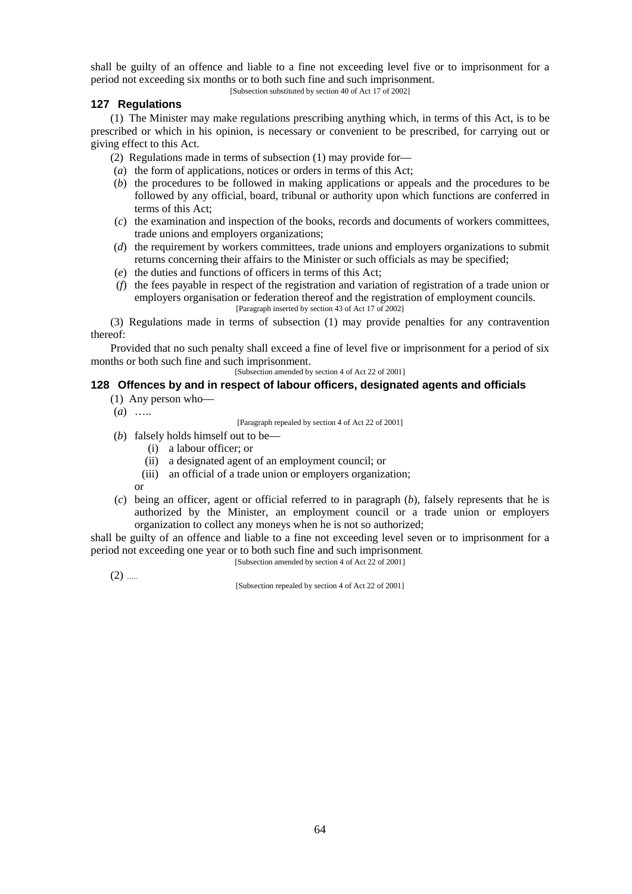shall be guilty of an offence and liable to a fine not exceeding level five or to imprisonment for a period not exceeding six months or to both such fine and such imprisonment.

[Subsection substituted by section 40 of Act 17 of 2002]

### 127 Regulations

(1) The Minister may make regulations prescribing anything which, in terms of this Act, is to be prescribed or which in his opinion, is necessary or convenient to be prescribed, for carrying out or giving effect to this Act.

(2) Regulations made in terms of subsection (1) may provide for—

(*a*) the form of applications, notices or orders in terms of this Act;

(*b*) the procedures to be followed in making applications or appeals and the procedures to be followed by any official, board, tribunal or authority upon which functions are conferred in terms of this Act;

(*c*) the examination and inspection of the books, records and documents of workers committees, trade unions and employers organizations;

(*d*) the requirement by workers committees, trade unions and employers organizations to submit returns concerning their affairs to the Minister or such officials as may be specified;

(*e*) the duties and functions of officers in terms of this Act;

(*f*) the fees payable in respect of the registration and variation of registration of a trade union or employers organisation or federation thereof and the registration of employment councils.

[Paragraph inserted by section 43 of Act 17 of 2002]

(3) Regulations made in terms of subsection (1) may provide penalties for any contravention thereof:

Provided that no such penalty shall exceed a fine of level five or imprisonment for a period of six months or both such fine and such imprisonment.

[Subsection amended by section 4 of Act 22 of 2001]

### 128 Offences by and in respect of labour officers, designated agents and officials

(1) Any person who—

(*a*) …..

[Paragraph repealed by section 4 of Act 22 of 2001]

(*b*) falsely holds himself out to be—

(i) a labour officer; or

(ii) a designated agent of an employment council; or

(iii) an official of a trade union or employers organization;

or

(*c*) being an officer, agent or official referred to in paragraph (*b*), falsely represents that he is authorized by the Minister, an employment council or a trade union or employers organization to collect any moneys when he is not so authorized;

shall be guilty of an offence and liable to a fine not exceeding level seven or to imprisonment for a period not exceeding one year or to both such fine and such imprisonment.

[Subsection amended by section 4 of Act 22 of 2001]

(2) …..

[Subsection repealed by section 4 of Act 22 of 2001]